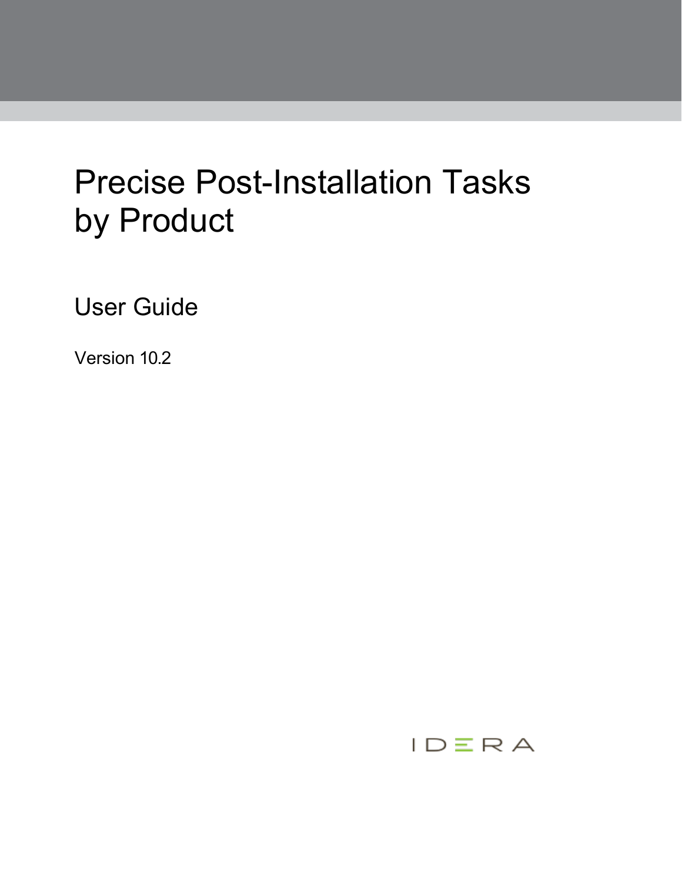# Precise Post-Installation Tasks by Product

## User Guide

Version 10.2

IDERA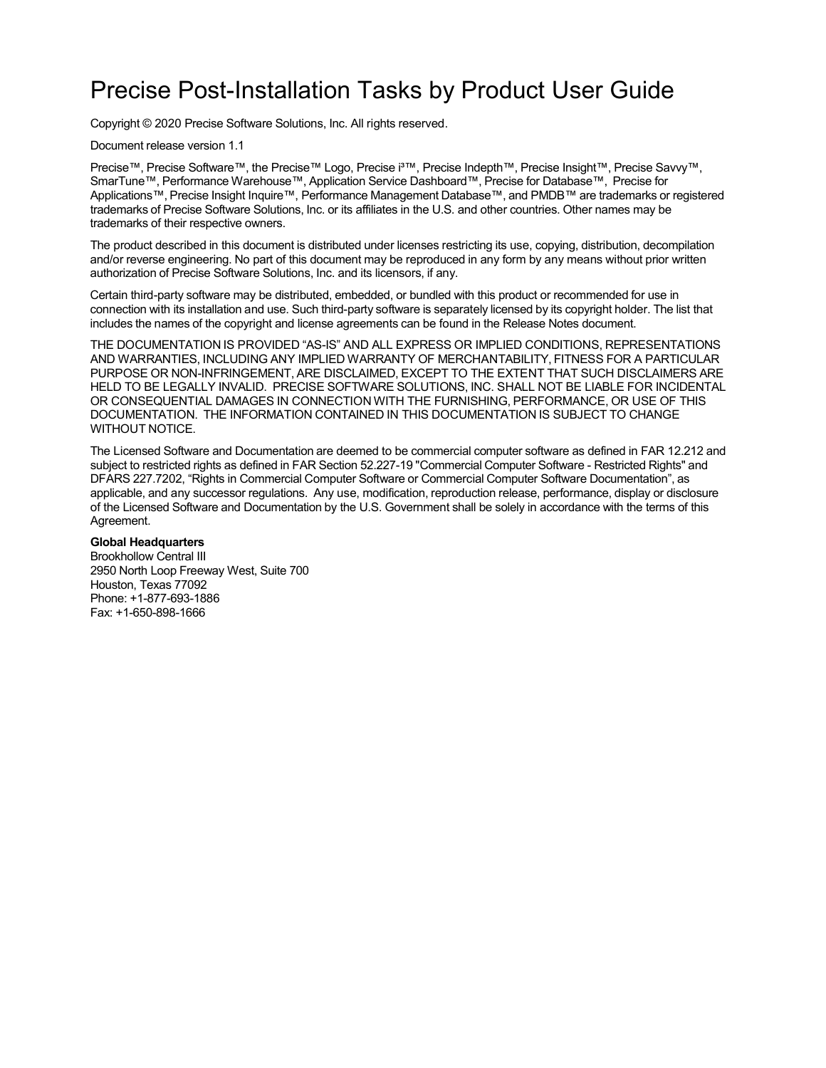# Precise Post-Installation Tasks by Product User Guide

Copyright © 2020 Precise Software Solutions, Inc. All rights reserved.

Document release version 1.1

Precise™, Precise Software™, the Precise™ Logo, Precise i³™, Precise Indepth™, Precise Insight™, Precise Savvy™, SmarTune™, Performance Warehouse™, Application Service Dashboard™, Precise for Database™, Precise for Applications™, Precise Insight Inquire™, Performance Management Database™, and PMDB™ are trademarks or registered trademarks of Precise Software Solutions, Inc. or its affiliates in the U.S. and other countries. Other names may be trademarks of their respective owners.

The product described in this document is distributed under licenses restricting its use, copying, distribution, decompilation and/or reverse engineering. No part of this document may be reproduced in any form by any means without prior written authorization of Precise Software Solutions, Inc. and its licensors, if any.

Certain third-party software may be distributed, embedded, or bundled with this product or recommended for use in connection with its installation and use. Such third-party software is separately licensed by its copyright holder. The list that includes the names of the copyright and license agreements can be found in the Release Notes document.

THE DOCUMENTATION IS PROVIDED "AS-IS" AND ALL EXPRESS OR IMPLIED CONDITIONS, REPRESENTATIONS AND WARRANTIES, INCLUDING ANY IMPLIED WARRANTY OF MERCHANTABILITY, FITNESS FOR A PARTICULAR PURPOSE OR NON-INFRINGEMENT, ARE DISCLAIMED, EXCEPT TO THE EXTENT THAT SUCH DISCLAIMERS ARE HELD TO BE LEGALLY INVALID. PRECISE SOFTWARE SOLUTIONS, INC. SHALL NOT BE LIABLE FOR INCIDENTAL OR CONSEQUENTIAL DAMAGES IN CONNECTION WITH THE FURNISHING, PERFORMANCE, OR USE OF THIS DOCUMENTATION. THE INFORMATION CONTAINED IN THIS DOCUMENTATION IS SUBJECT TO CHANGE WITHOUT NOTICE.

The Licensed Software and Documentation are deemed to be commercial computer software as defined in FAR 12.212 and subject to restricted rights as defined in FAR Section 52.227-19 "Commercial Computer Software - Restricted Rights" and DFARS 227.7202, "Rights in Commercial Computer Software or Commercial Computer Software Documentation", as applicable, and any successor regulations. Any use, modification, reproduction release, performance, display or disclosure of the Licensed Software and Documentation by the U.S. Government shall be solely in accordance with the terms of this Agreement.

**Global Headquarters**
Brookhollow Central III
2950 North Loop Freeway West, Suite 700
Houston, Texas 77092
Phone: +1-877-693-1886
Fax: +1-650-898-1666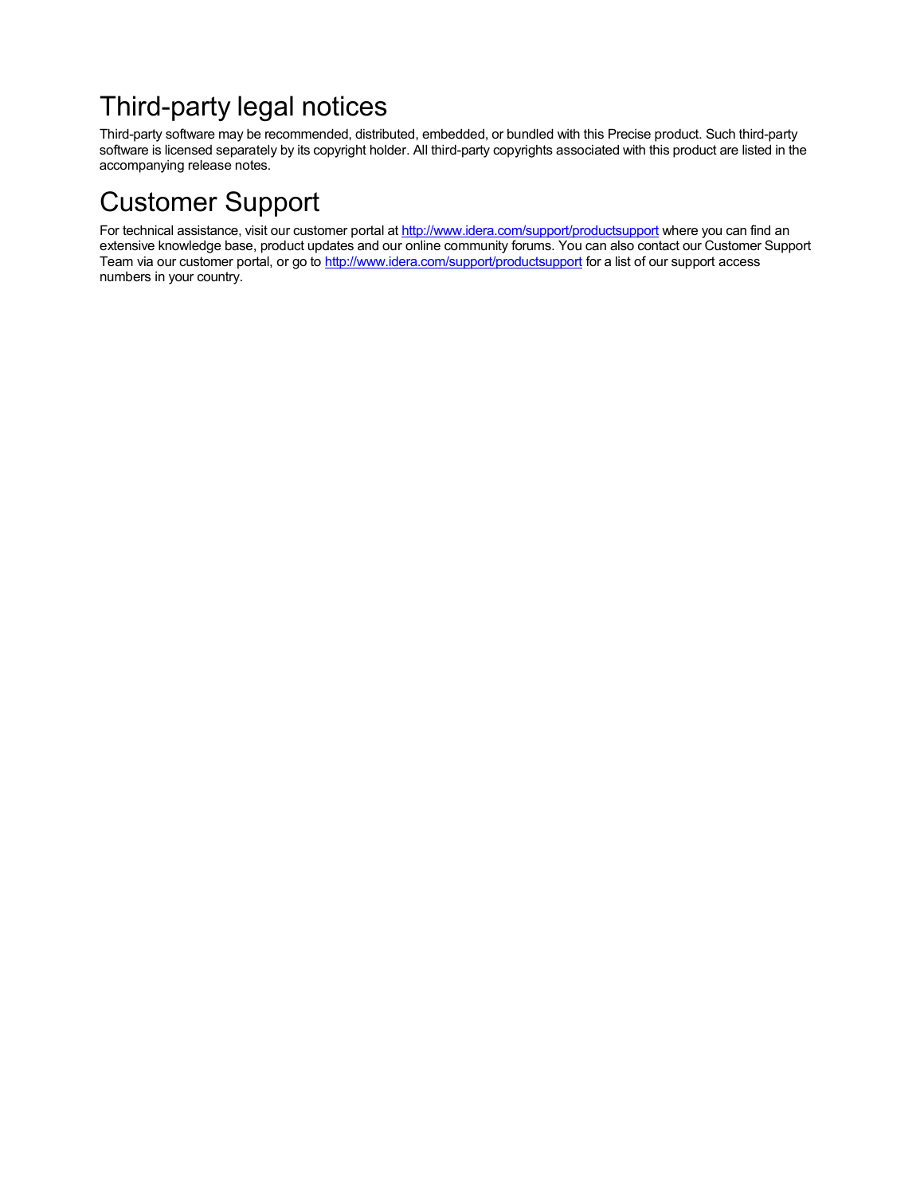# Third-party legal notices

Third-party software may be recommended, distributed, embedded, or bundled with this Precise product. Such third-party software is licensed separately by its copyright holder. All third-party copyrights associated with this product are listed in the accompanying release notes.

# Customer Support

For technical assistance, visit our customer portal at [http://www.idera.com/support/productsupport](http://www.idera.com/support/productsupport) where you can find an extensive knowledge base, product updates and our online community forums. You can also contact our Customer Support Team via our customer portal, or go to [http://www.idera.com/support/productsupport](http://www.idera.com/support/productsupport) for a list of our support access numbers in your country.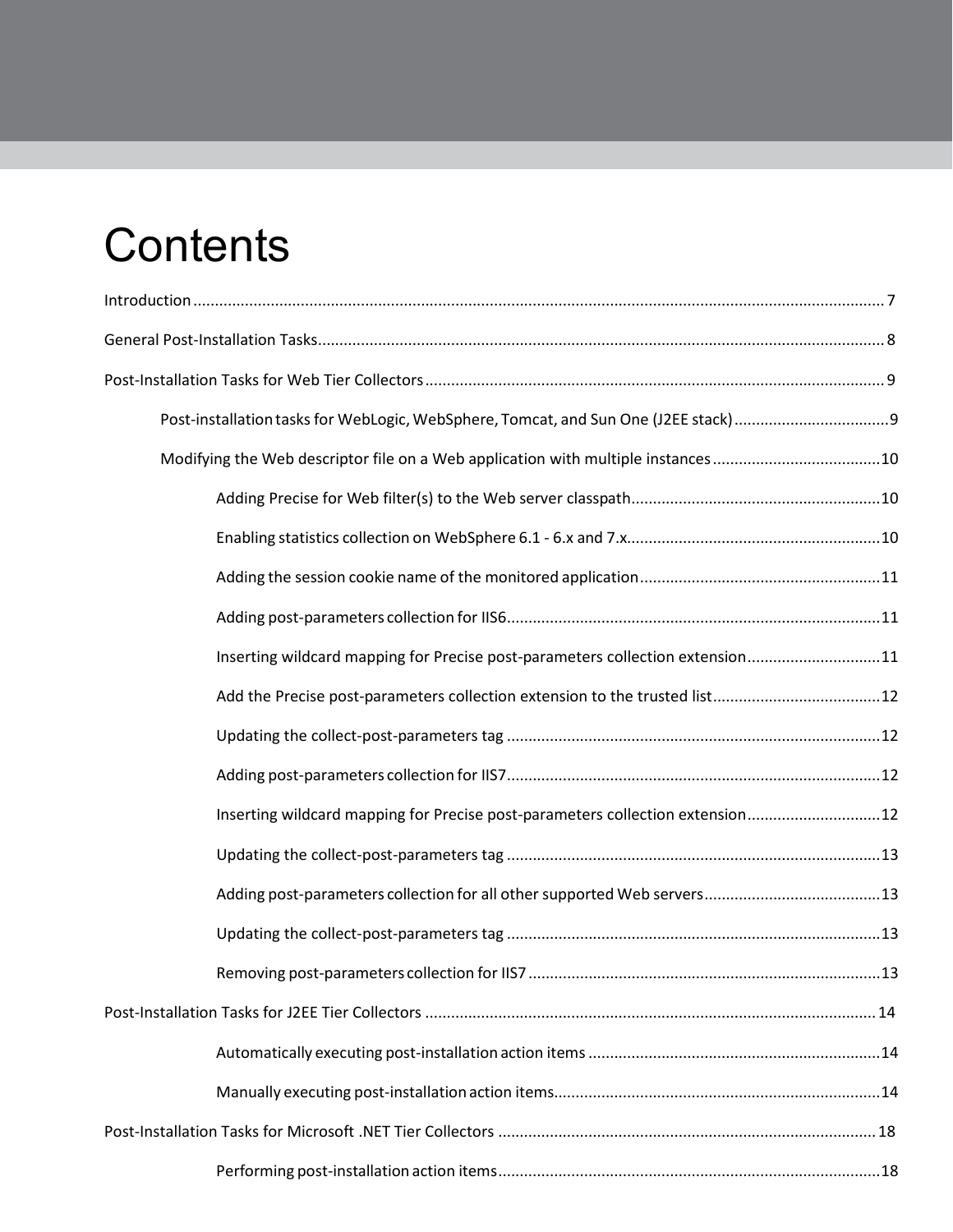# Contents

- Introduction ........................................................ 7
- General Post-Installation Tasks ........................................................ 8
- Post-Installation Tasks for Web Tier Collectors ........................................................ 9
  - Post-installation tasks for WebLogic, WebSphere, Tomcat, and Sun One (J2EE stack) ........................................................ 9
  - Modifying the Web descriptor file on a Web application with multiple instances ........................................................ 10
    - Adding Precise for Web filter(s) to the Web server classpath ........................................................ 10
    - Enabling statistics collection on WebSphere 6.1 - 6.x and 7.x. ........................................................ 10
    - Adding the session cookie name of the monitored application ........................................................ 11
    - Adding post-parameters collection for IIS6 ........................................................ 11
    - Inserting wildcard mapping for Precise post-parameters collection extension ........................................................ 11
    - Add the Precise post-parameters collection extension to the trusted list ........................................................ 12
    - Updating the collect-post-parameters tag ........................................................ 12
    - Adding post-parameters collection for IIS7 ........................................................ 12
    - Inserting wildcard mapping for Precise post-parameters collection extension ........................................................ 12
    - Updating the collect-post-parameters tag ........................................................ 13
    - Adding post-parameters collection for all other supported Web servers ........................................................ 13
    - Updating the collect-post-parameters tag ........................................................ 13
    - Removing post-parameters collection for IIS7 ........................................................ 13
- Post-Installation Tasks for J2EE Tier Collectors ........................................................ 14
    - Automatically executing post-installation action items ........................................................ 14
    - Manually executing post-installation action items. ........................................................ 14
- Post-Installation Tasks for Microsoft .NET Tier Collectors ........................................................ 18
    - Performing post-installation action items ........................................................ 18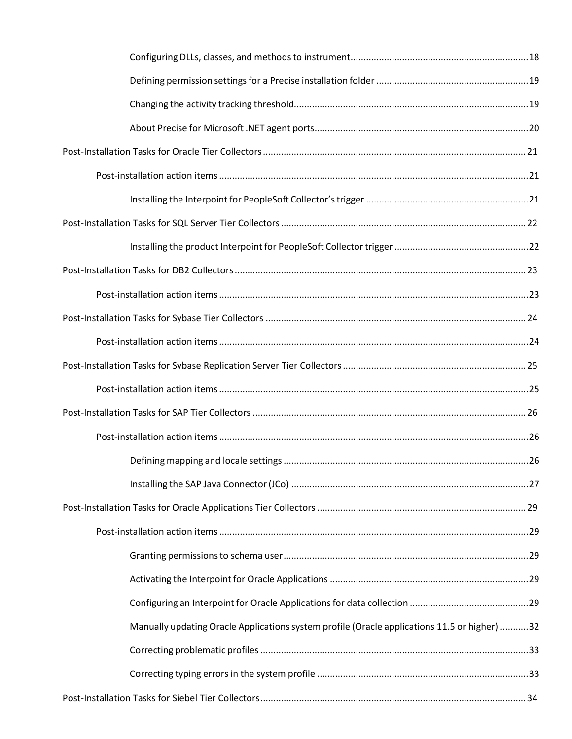Configuring DLLs, classes, and methods to instrument ....................................................................18

Defining permission settings for a Precise installation folder ..........................................................19

Changing the activity tracking threshold..........................................................................................19

About Precise for Microsoft .NET agent ports ..................................................................................20

Post-Installation Tasks for Oracle Tier Collectors ..................................................................................... 21

Post-installation action items .......................................................................................................21

Installing the Interpoint for PeopleSoft Collector's trigger ..............................................................21

Post-Installation Tasks for SQL Server Tier Collectors .............................................................................. 22

Installing the product Interpoint for PeopleSoft Collector trigger ....................................................22

Post-Installation Tasks for DB2 Collectors ................................................................................................ 23

Post-installation action items .......................................................................................................23

Post-Installation Tasks for Sybase Tier Collectors .................................................................................... 24

Post-installation action items .......................................................................................................24

Post-Installation Tasks for Sybase Replication Server Tier Collectors ...................................................... 25

Post-installation action items .......................................................................................................25

Post-Installation Tasks for SAP Tier Collectors ......................................................................................... 26

Post-installation action items .......................................................................................................26

Defining mapping and locale settings ..............................................................................................26

Installing the SAP Java Connector (JCo) ...........................................................................................27

Post-Installation Tasks for Oracle Applications Tier Collectors ................................................................ 29

Post-installation action items .......................................................................................................29

Granting permissions to schema user ..............................................................................................29

Activating the Interpoint for Oracle Applications ............................................................................29

Configuring an Interpoint for Oracle Applications for data collection ..............................................29

Manually updating Oracle Applications system profile (Oracle applications 11.5 or higher) ...........32

Correcting problematic profiles .......................................................................................................33

Correcting typing errors in the system profile .................................................................................33

Post-Installation Tasks for Siebel Tier Collectors ...................................................................................... 34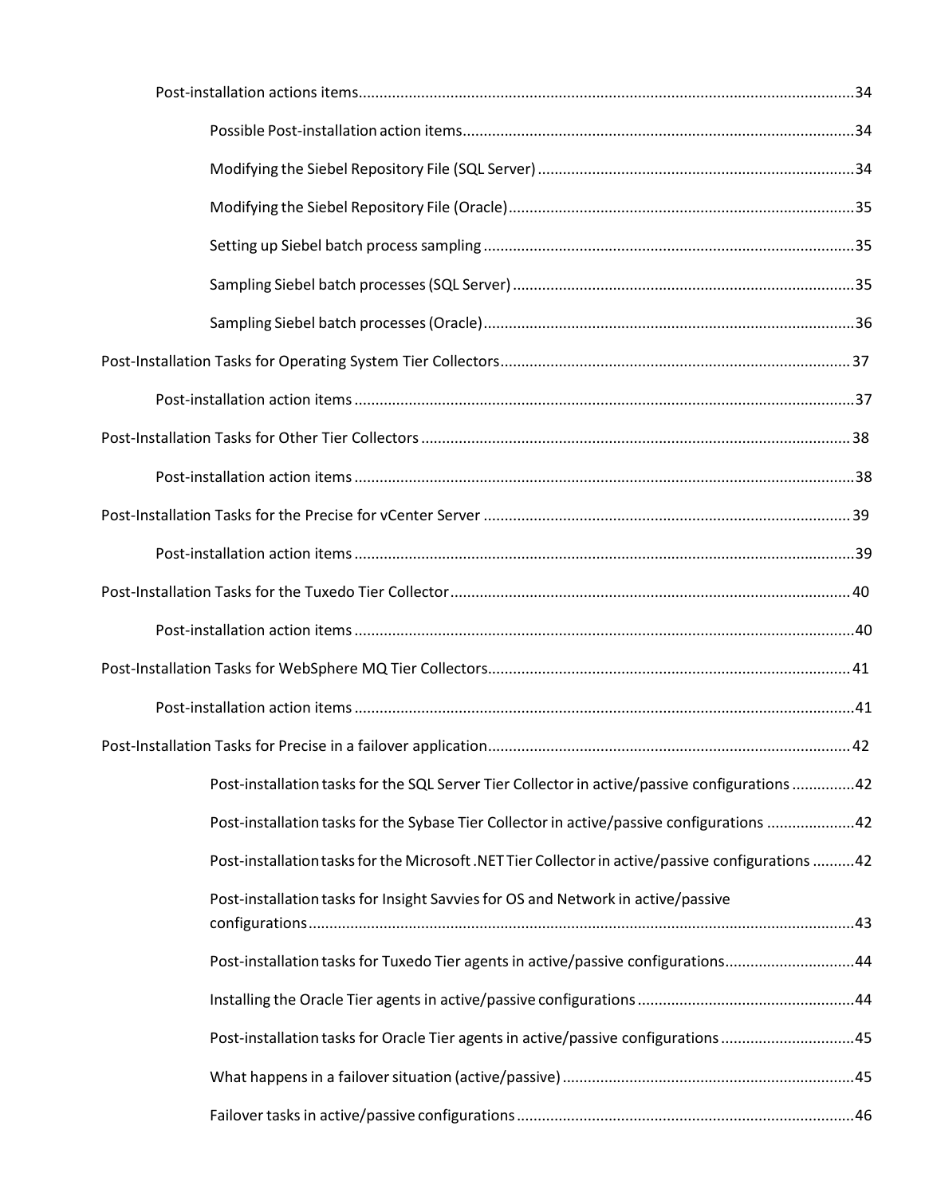Post-installation actions items......................................................................................................................34

Possible Post-installation action items..............................................................................................34

Modifying the Siebel Repository File (SQL Server) ...........................................................................34

Modifying the Siebel Repository File (Oracle)...................................................................................35

Setting up Siebel batch process sampling .........................................................................................35

Sampling Siebel batch processes (SQL Server) ..................................................................................35

Sampling Siebel batch processes (Oracle)..........................................................................................36

Post-Installation Tasks for Operating System Tier Collectors....................................................................................37

Post-installation action items ........................................................................................................................37

Post-Installation Tasks for Other Tier Collectors .......................................................................................................38

Post-installation action items ........................................................................................................................38

Post-Installation Tasks for the Precise for vCenter Server ........................................................................................39

Post-installation action items ........................................................................................................................39

Post-Installation Tasks for the Tuxedo Tier Collector................................................................................................40

Post-installation action items ........................................................................................................................40

Post-Installation Tasks for WebSphere MQ Tier Collectors.......................................................................................41

Post-installation action items ........................................................................................................................41

Post-Installation Tasks for Precise in a failover application.......................................................................................42

Post-installation tasks for the SQL Server Tier Collector in active/passive configurations ...............42

Post-installation tasks for the Sybase Tier Collector in active/passive configurations .....................42

Post-installation tasks for the Microsoft .NET Tier Collector in active/passive configurations ..........42

Post-installation tasks for Insight Savvies for OS and Network in active/passive configurations..................................................................................................................................43

Post-installation tasks for Tuxedo Tier agents in active/passive configurations...............................44

Installing the Oracle Tier agents in active/passive configurations....................................................44

Post-installation tasks for Oracle Tier agents in active/passive configurations ................................45

What happens in a failover situation (active/passive) ......................................................................45

Failover tasks in active/passive configurations.................................................................................46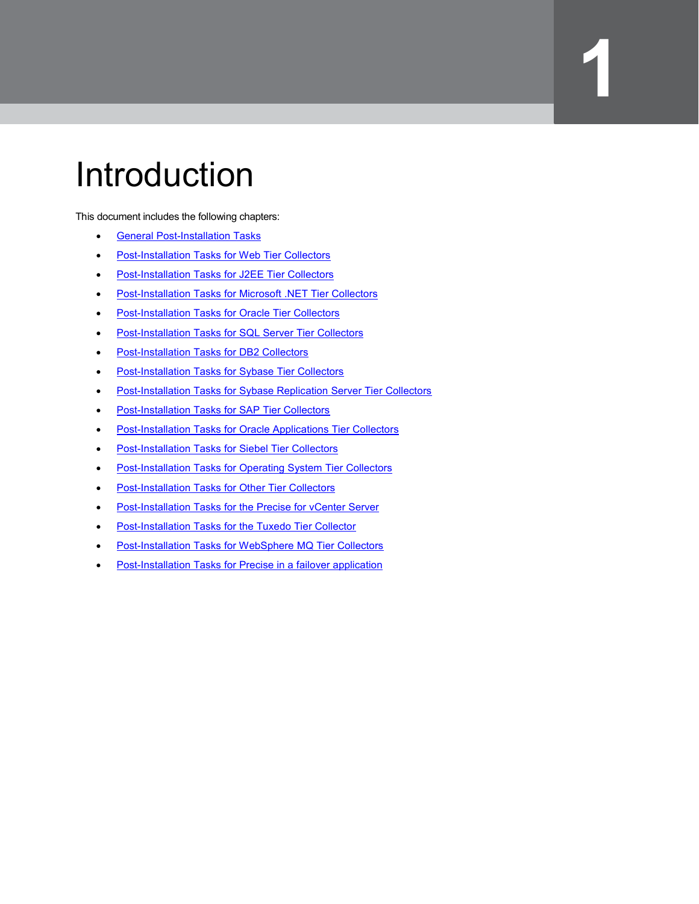# 1 Introduction

This document includes the following chapters:

- General Post-Installation Tasks
- Post-Installation Tasks for Web Tier Collectors
- Post-Installation Tasks for J2EE Tier Collectors
- Post-Installation Tasks for Microsoft .NET Tier Collectors
- Post-Installation Tasks for Oracle Tier Collectors
- Post-Installation Tasks for SQL Server Tier Collectors
- Post-Installation Tasks for DB2 Collectors
- Post-Installation Tasks for Sybase Tier Collectors
- Post-Installation Tasks for Sybase Replication Server Tier Collectors
- Post-Installation Tasks for SAP Tier Collectors
- Post-Installation Tasks for Oracle Applications Tier Collectors
- Post-Installation Tasks for Siebel Tier Collectors
- Post-Installation Tasks for Operating System Tier Collectors
- Post-Installation Tasks for Other Tier Collectors
- Post-Installation Tasks for the Precise for vCenter Server
- Post-Installation Tasks for the Tuxedo Tier Collector
- Post-Installation Tasks for WebSphere MQ Tier Collectors
- Post-Installation Tasks for Precise in a failover application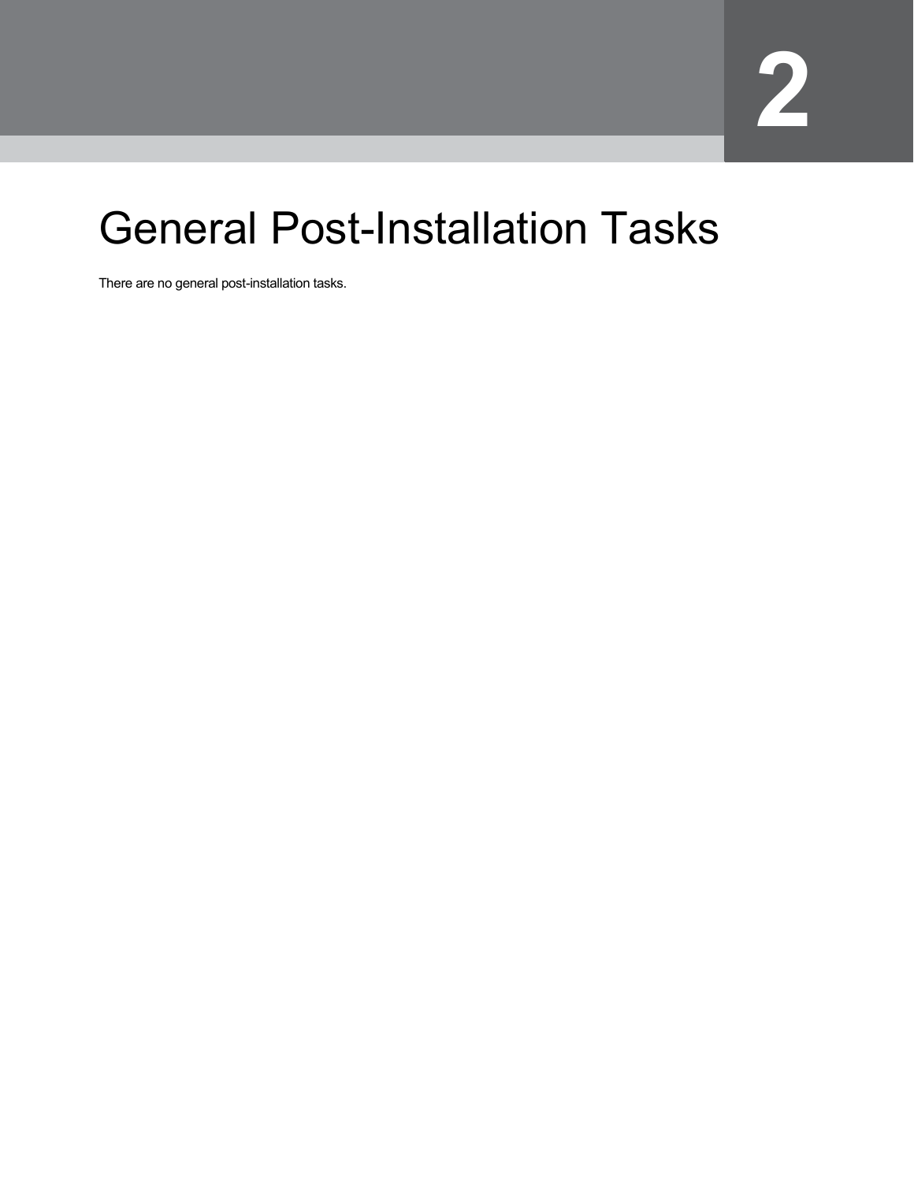# 2 General Post-Installation Tasks

There are no general post-installation tasks.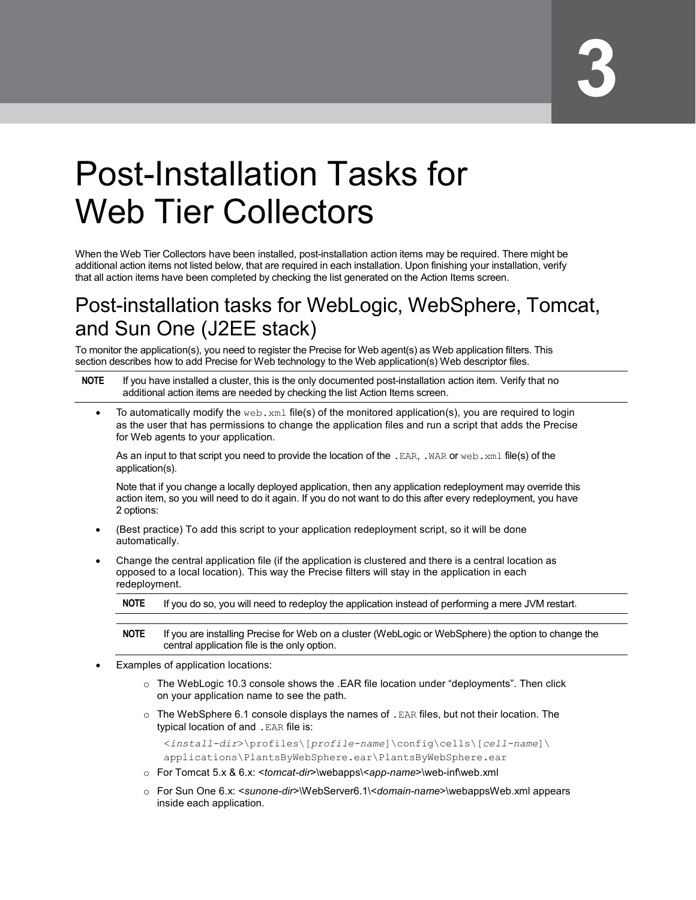# Post-Installation Tasks for Web Tier Collectors

When the Web Tier Collectors have been installed, post-installation action items may be required. There might be additional action items not listed below, that are required in each installation. Upon finishing your installation, verify that all action items have been completed by checking the list generated on the Action Items screen.

## Post-installation tasks for WebLogic, WebSphere, Tomcat, and Sun One (J2EE stack)

To monitor the application(s), you need to register the Precise for Web agent(s) as Web application filters. This section describes how to add Precise for Web technology to the Web application(s) Web descriptor files.

**NOTE** If you have installed a cluster, this is the only documented post-installation action item. Verify that no additional action items are needed by checking the list Action Items screen.

- To automatically modify the `web.xml` file(s) of the monitored application(s), you are required to login as the user that has permissions to change the application files and run a script that adds the Precise for Web agents to your application.

  As an input to that script you need to provide the location of the `.EAR`, `.WAR` or `web.xml` file(s) of the application(s).

  Note that if you change a locally deployed application, then any application redeployment may override this action item, so you will need to do it again. If you do not want to do this after every redeployment, you have 2 options:

- (Best practice) To add this script to your application redeployment script, so it will be done automatically.
- Change the central application file (if the application is clustered and there is a central location as opposed to a local location). This way the Precise filters will stay in the application in each redeployment.

  **NOTE** If you do so, you will need to redeploy the application instead of performing a mere JVM restart.

  **NOTE** If you are installing Precise for Web on a cluster (WebLogic or WebSphere) the option to change the central application file is the only option.

- Examples of application locations:
  - The WebLogic 10.3 console shows the .EAR file location under “deployments”. Then click on your application name to see the path.
  - The WebSphere 6.1 console displays the names of `.EAR` files, but not their location. The typical location of and `.EAR` file is:

    `<install-dir>\profiles\[profile-name]\config\cells\[cell-name]\applications\PlantsByWebSphere.ear\PlantsByWebSphere.ear`
  - For Tomcat 5.x & 6.x: <*tomcat-dir*>\webapps\<*app-name*>\web-inf\web.xml
  - For Sun One 6.x: <*sunone-dir*>\WebServer6.1\<*domain-name*>\webappsWeb.xml appears inside each application.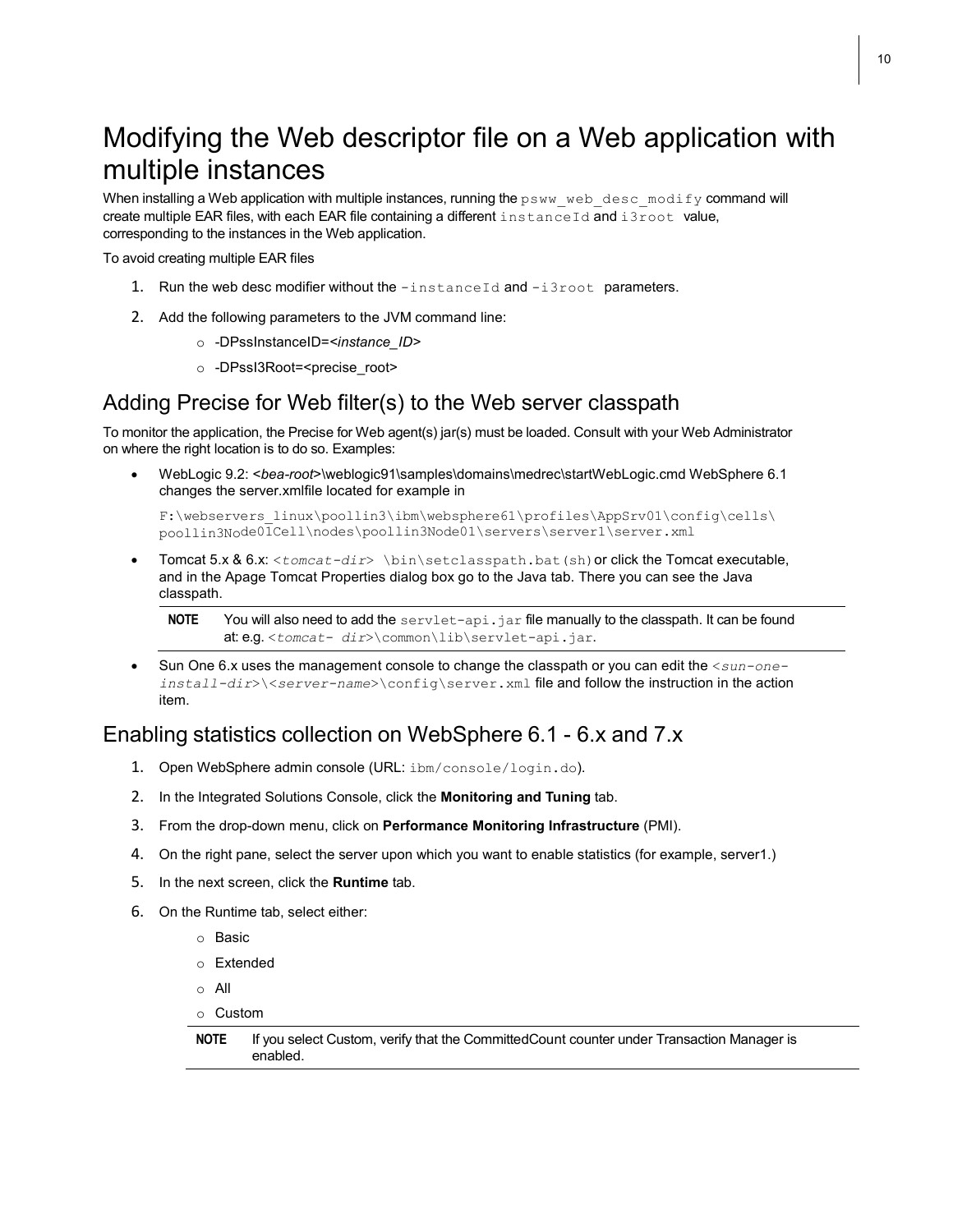# Modifying the Web descriptor file on a Web application with multiple instances

When installing a Web application with multiple instances, running the `psww_web_desc_modify` command will create multiple EAR files, with each EAR file containing a different `instanceId` and `i3root` value, corresponding to the instances in the Web application.

To avoid creating multiple EAR files

1. Run the web desc modifier without the `-instanceId` and `-i3root` parameters.
2. Add the following parameters to the JVM command line:
   - -DPssInstanceID=<*instance_ID*>
   - -DPssI3Root=<precise_root>

## Adding Precise for Web filter(s) to the Web server classpath

To monitor the application, the Precise for Web agent(s) jar(s) must be loaded. Consult with your Web Administrator on where the right location is to do so. Examples:

- WebLogic 9.2: <*bea-root*>\weblogic91\samples\domains\medrec\startWebLogic.cmd WebSphere 6.1 changes the server.xmlfile located for example in

  ```
  F:\webservers_linux\poollin3\ibm\websphere61\profiles\AppSrv01\config\cells\poollin3Node01Cell\nodes\poollin3Node01\servers\server1\server.xml
  ```

- Tomcat 5.x & 6.x: `<tomcat-dir> \bin\setclasspath.bat(sh)` or click the Tomcat executable, and in the Apage Tomcat Properties dialog box go to the Java tab. There you can see the Java classpath.

  **NOTE** You will also need to add the `servlet-api.jar` file manually to the classpath. It can be found at: e.g. `<tomcat- dir>\common\lib\servlet-api.jar`.

- Sun One 6.x uses the management console to change the classpath or you can edit the `<sun-one-install-dir>\<server-name>\config\server.xml` file and follow the instruction in the action item.

## Enabling statistics collection on WebSphere 6.1 - 6.x and 7.x

1. Open WebSphere admin console (URL: `ibm/console/login.do`).
2. In the Integrated Solutions Console, click the **Monitoring and Tuning** tab.
3. From the drop-down menu, click on **Performance Monitoring Infrastructure** (PMI).
4. On the right pane, select the server upon which you want to enable statistics (for example, server1.)
5. In the next screen, click the **Runtime** tab.
6. On the Runtime tab, select either:
   - Basic
   - Extended
   - All
   - Custom

   **NOTE** If you select Custom, verify that the CommittedCount counter under Transaction Manager is enabled.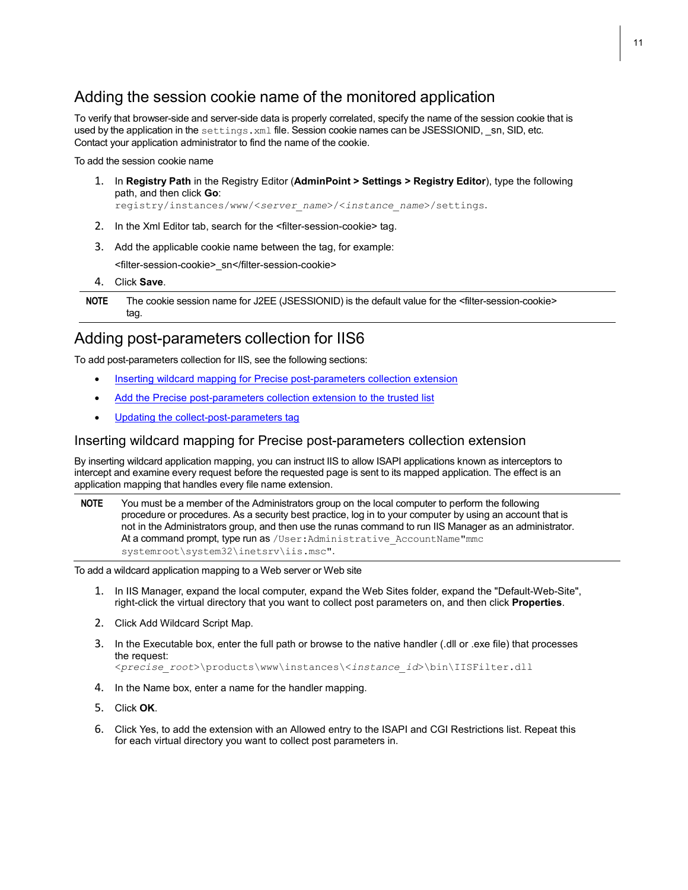## Adding the session cookie name of the monitored application

To verify that browser-side and server-side data is properly correlated, specify the name of the session cookie that is used by the application in the `settings.xml` file. Session cookie names can be JSESSIONID, _sn, SID, etc. Contact your application administrator to find the name of the cookie.

To add the session cookie name

1. In **Registry Path** in the Registry Editor (**AdminPoint > Settings > Registry Editor**), type the following path, and then click **Go**:
   `registry/instances/www/<server_name>/<instance_name>/settings.`
2. In the Xml Editor tab, search for the <filter-session-cookie> tag.
3. Add the applicable cookie name between the tag, for example:

   <filter-session-cookie>_sn</filter-session-cookie>
4. Click **Save**.

**NOTE** The cookie session name for J2EE (JSESSIONID) is the default value for the <filter-session-cookie> tag.

## Adding post-parameters collection for IIS6

To add post-parameters collection for IIS, see the following sections:

- Inserting wildcard mapping for Precise post-parameters collection extension
- Add the Precise post-parameters collection extension to the trusted list
- Updating the collect-post-parameters tag

### Inserting wildcard mapping for Precise post-parameters collection extension

By inserting wildcard application mapping, you can instruct IIS to allow ISAPI applications known as interceptors to intercept and examine every request before the requested page is sent to its mapped application. The effect is an application mapping that handles every file name extension.

**NOTE** You must be a member of the Administrators group on the local computer to perform the following procedure or procedures. As a security best practice, log in to your computer by using an account that is not in the Administrators group, and then use the runas command to run IIS Manager as an administrator. At a command prompt, type run as `/User:Administrative_AccountName"mmc systemroot\system32\inetsrv\iis.msc"`.

To add a wildcard application mapping to a Web server or Web site

1. In IIS Manager, expand the local computer, expand the Web Sites folder, expand the "Default-Web-Site", right-click the virtual directory that you want to collect post parameters on, and then click **Properties**.
2. Click Add Wildcard Script Map.
3. In the Executable box, enter the full path or browse to the native handler (.dll or .exe file) that processes the request:
   `<precise_root>\products\www\instances\<instance_id>\bin\IISFilter.dll`
4. In the Name box, enter a name for the handler mapping.
5. Click **OK**.
6. Click Yes, to add the extension with an Allowed entry to the ISAPI and CGI Restrictions list. Repeat this for each virtual directory you want to collect post parameters in.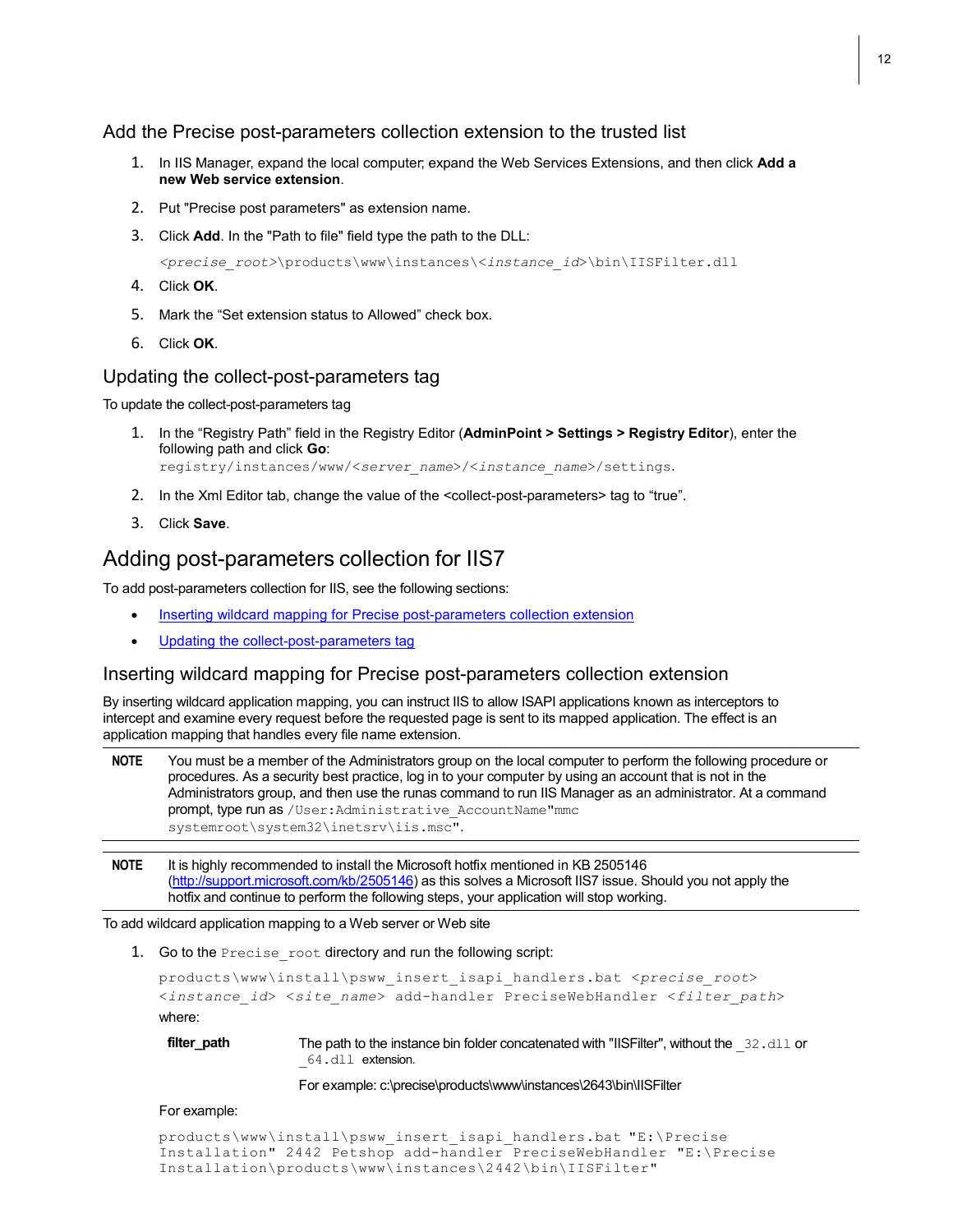## Add the Precise post-parameters collection extension to the trusted list

1. In IIS Manager, expand the local computer; expand the Web Services Extensions, and then click **Add a new Web service extension**.
2. Put "Precise post parameters" as extension name.
3. Click **Add**. In the "Path to file" field type the path to the DLL:

   `<precise_root>\products\www\instances\<instance_id>\bin\IISFilter.dll`
4. Click **OK**.
5. Mark the “Set extension status to Allowed” check box.
6. Click **OK**.

## Updating the collect-post-parameters tag

To update the collect-post-parameters tag

1. In the “Registry Path” field in the Registry Editor (**AdminPoint > Settings > Registry Editor**), enter the following path and click **Go**:
   `registry/instances/www/<server_name>/<instance_name>/settings.`
2. In the Xml Editor tab, change the value of the <collect-post-parameters> tag to “true”.
3. Click **Save**.

# Adding post-parameters collection for IIS7

To add post-parameters collection for IIS, see the following sections:

- Inserting wildcard mapping for Precise post-parameters collection extension
- Updating the collect-post-parameters tag

## Inserting wildcard mapping for Precise post-parameters collection extension

By inserting wildcard application mapping, you can instruct IIS to allow ISAPI applications known as interceptors to intercept and examine every request before the requested page is sent to its mapped application. The effect is an application mapping that handles every file name extension.

**NOTE** You must be a member of the Administrators group on the local computer to perform the following procedure or procedures. As a security best practice, log in to your computer by using an account that is not in the Administrators group, and then use the runas command to run IIS Manager as an administrator. At a command prompt, type run as `/User:Administrative_AccountName"mmc systemroot\system32\inetsrv\iis.msc"`.

**NOTE** It is highly recommended to install the Microsoft hotfix mentioned in KB 2505146 (http://support.microsoft.com/kb/2505146) as this solves a Microsoft IIS7 issue. Should you not apply the hotfix and continue to perform the following steps, your application will stop working.

To add wildcard application mapping to a Web server or Web site

1. Go to the `Precise_root` directory and run the following script:

   ```
   products\www\install\psww_insert_isapi_handlers.bat <precise_root>
   <instance_id> <site_name> add-handler PreciseWebHandler <filter_path>
   ```

   where:

   | | |
   |---|---|
   | **filter_path** | The path to the instance bin folder concatenated with "IISFilter", without the `_32.dll` or `_64.dll` extension.<br><br>For example: c:\precise\products\www\instances\2643\bin\IISFilter |

   For example:

   ```
   products\www\install\psww_insert_isapi_handlers.bat "E:\Precise
   Installation" 2442 Petshop add-handler PreciseWebHandler "E:\Precise
   Installation\products\www\instances\2442\bin\IISFilter"
   ```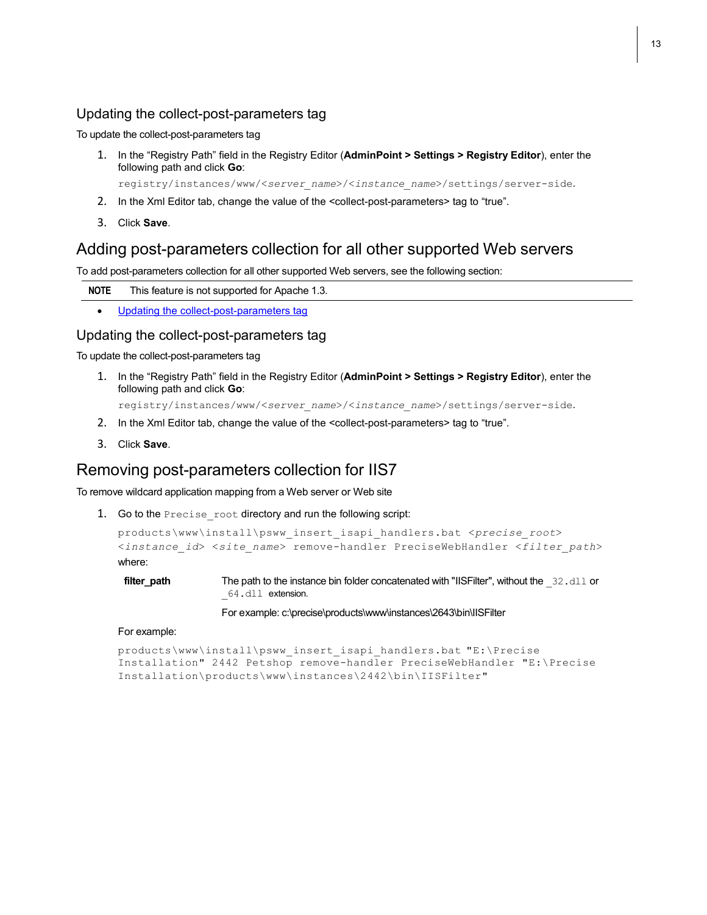### Updating the collect-post-parameters tag

To update the collect-post-parameters tag

1. In the “Registry Path” field in the Registry Editor (**AdminPoint > Settings > Registry Editor**), enter the following path and click **Go**:

   `registry/instances/www/<server_name>/<instance_name>/settings/server-side`.

2. In the Xml Editor tab, change the value of the <collect-post-parameters> tag to “true”.
3. Click **Save**.

## Adding post-parameters collection for all other supported Web servers

To add post-parameters collection for all other supported Web servers, see the following section:

**NOTE** This feature is not supported for Apache 1.3.

- Updating the collect-post-parameters tag

### Updating the collect-post-parameters tag

To update the collect-post-parameters tag

1. In the “Registry Path” field in the Registry Editor (**AdminPoint > Settings > Registry Editor**), enter the following path and click **Go**:

   `registry/instances/www/<server_name>/<instance_name>/settings/server-side`.

2. In the Xml Editor tab, change the value of the <collect-post-parameters> tag to “true”.
3. Click **Save**.

## Removing post-parameters collection for IIS7

To remove wildcard application mapping from a Web server or Web site

1. Go to the `Precise_root` directory and run the following script:

   ```
   products\www\install\psww_insert_isapi_handlers.bat <precise_root>
   <instance_id> <site_name> remove-handler PreciseWebHandler <filter_path>
   ```

   where:

   | | |
   |---|---|
   | **filter_path** | The path to the instance bin folder concatenated with "IISFilter", without the `_32.dll` or `_64.dll` extension.<br><br>For example: c:\precise\products\www\instances\2643\bin\IISFilter |

   For example:

   ```
   products\www\install\psww_insert_isapi_handlers.bat "E:\Precise
   Installation" 2442 Petshop remove-handler PreciseWebHandler "E:\Precise
   Installation\products\www\instances\2442\bin\IISFilter"
   ```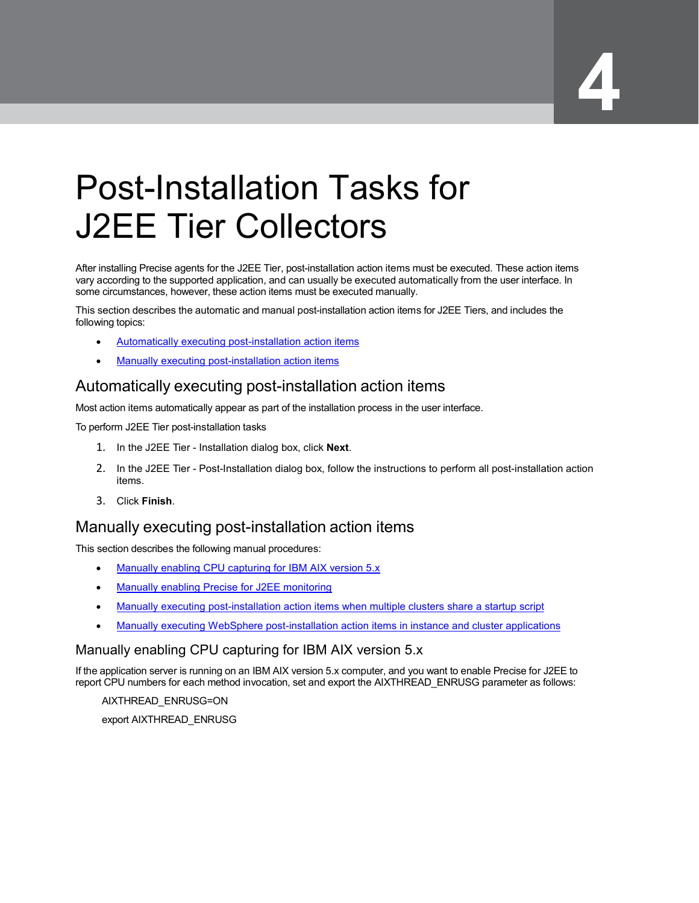# Post-Installation Tasks for J2EE Tier Collectors

After installing Precise agents for the J2EE Tier, post-installation action items must be executed. These action items vary according to the supported application, and can usually be executed automatically from the user interface. In some circumstances, however, these action items must be executed manually.

This section describes the automatic and manual post-installation action items for J2EE Tiers, and includes the following topics:

- Automatically executing post-installation action items
- Manually executing post-installation action items

## Automatically executing post-installation action items

Most action items automatically appear as part of the installation process in the user interface.

To perform J2EE Tier post-installation tasks

1. In the J2EE Tier - Installation dialog box, click **Next**.
2. In the J2EE Tier - Post-Installation dialog box, follow the instructions to perform all post-installation action items.
3. Click **Finish**.

## Manually executing post-installation action items

This section describes the following manual procedures:

- Manually enabling CPU capturing for IBM AIX version 5.x
- Manually enabling Precise for J2EE monitoring
- Manually executing post-installation action items when multiple clusters share a startup script
- Manually executing WebSphere post-installation action items in instance and cluster applications

### Manually enabling CPU capturing for IBM AIX version 5.x

If the application server is running on an IBM AIX version 5.x computer, and you want to enable Precise for J2EE to report CPU numbers for each method invocation, set and export the AIXTHREAD_ENRUSG parameter as follows:

```
AIXTHREAD_ENRUSG=ON
export AIXTHREAD_ENRUSG
```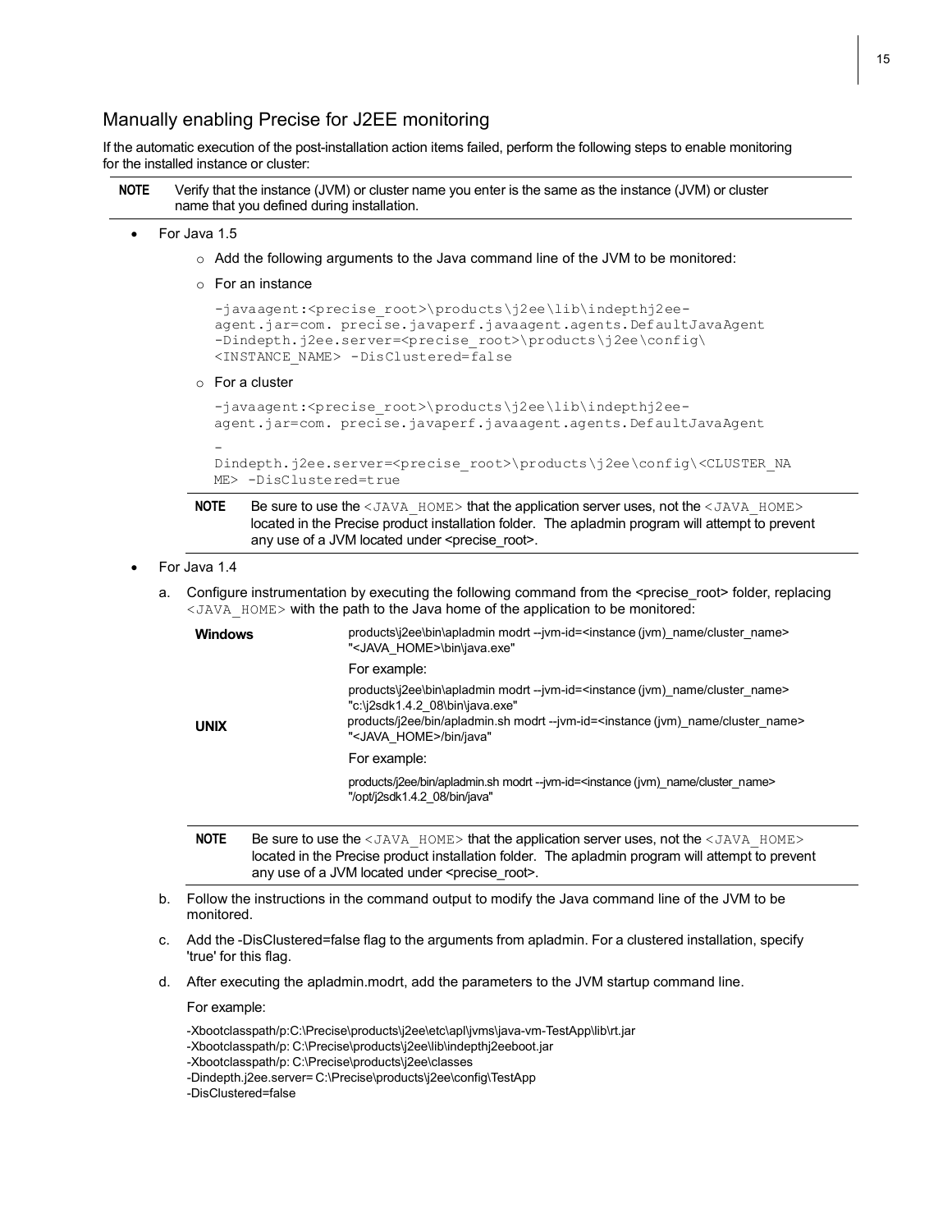## Manually enabling Precise for J2EE monitoring

If the automatic execution of the post-installation action items failed, perform the following steps to enable monitoring for the installed instance or cluster:

**NOTE** Verify that the instance (JVM) or cluster name you enter is the same as the instance (JVM) or cluster name that you defined during installation.

- For Java 1.5
  - Add the following arguments to the Java command line of the JVM to be monitored:
  - For an instance

    ```
    -javaagent:<precise_root>\products\j2ee\lib\indepthj2ee-
    agent.jar=com. precise.javaperf.javaagent.agents.DefaultJavaAgent
    -Dindepth.j2ee.server=<precise_root>\products\j2ee\config\
    <INSTANCE_NAME> -DisClustered=false
    ```

  - For a cluster

    ```
    -javaagent:<precise_root>\products\j2ee\lib\indepthj2ee-
    agent.jar=com. precise.javaperf.javaagent.agents.DefaultJavaAgent
    -
    Dindepth.j2ee.server=<precise_root>\products\j2ee\config\<CLUSTER_NA
    ME> -DisClustered=true
    ```

  **NOTE** Be sure to use the `<JAVA_HOME>` that the application server uses, not the `<JAVA_HOME>` located in the Precise product installation folder. The apladmin program will attempt to prevent any use of a JVM located under <precise_root>.

- For Java 1.4

  a. Configure instrumentation by executing the following command from the <precise_root> folder, replacing `<JAVA_HOME>` with the path to the Java home of the application to be monitored:

  | | |
  |---|---|
  | **Windows** | products\j2ee\bin\apladmin modrt --jvm-id=<instance (jvm)_name/cluster_name> "<JAVA_HOME>\bin\java.exe"<br>For example:<br>products\j2ee\bin\apladmin modrt --jvm-id=<instance (jvm)_name/cluster_name> "c:\j2sdk1.4.2_08\bin\java.exe" |
  | **UNIX** | products/j2ee/bin/apladmin.sh modrt --jvm-id=<instance (jvm)_name/cluster_name> "<JAVA_HOME>/bin/java"<br>For example:<br>products/j2ee/bin/apladmin.sh modrt --jvm-id=<instance (jvm)_name/cluster_name> "/opt/j2sdk1.4.2_08/bin/java" |

  **NOTE** Be sure to use the `<JAVA_HOME>` that the application server uses, not the `<JAVA_HOME>` located in the Precise product installation folder. The apladmin program will attempt to prevent any use of a JVM located under <precise_root>.

  b. Follow the instructions in the command output to modify the Java command line of the JVM to be monitored.

  c. Add the -DisClustered=false flag to the arguments from apladmin. For a clustered installation, specify 'true' for this flag.

  d. After executing the apladmin.modrt, add the parameters to the JVM startup command line.

  For example:

  ```
  -Xbootclasspath/p:C:\Precise\products\j2ee\etc\apl\jvms\java-vm-TestApp\lib\rt.jar
  -Xbootclasspath/p: C:\Precise\products\j2ee\lib\indepthj2eeboot.jar
  -Xbootclasspath/p: C:\Precise\products\j2ee\classes
  -Dindepth.j2ee.server= C:\Precise\products\j2ee\config\TestApp
  -DisClustered=false
  ```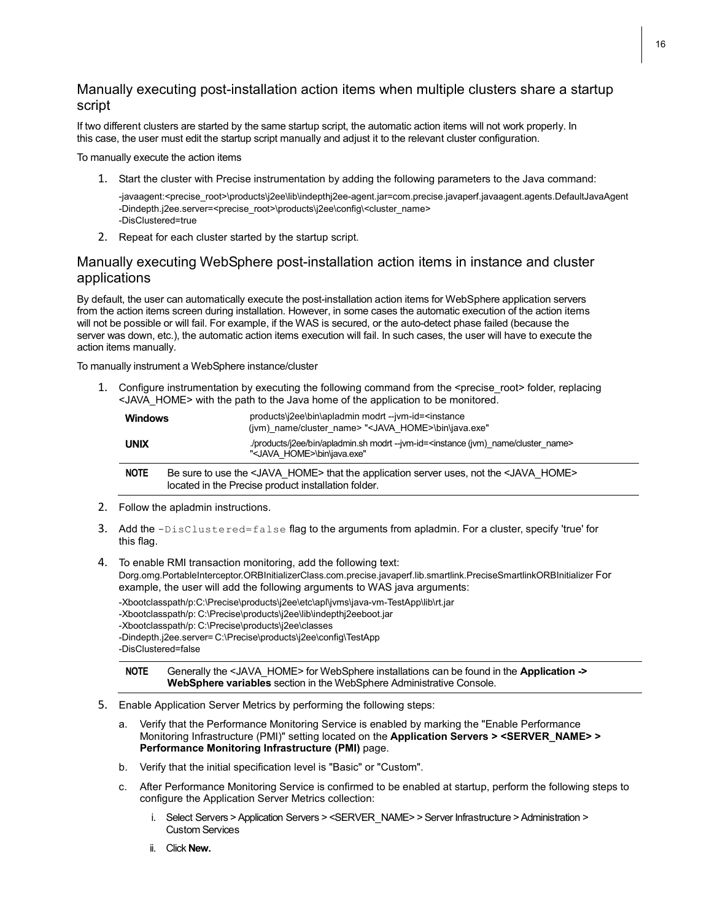## Manually executing post-installation action items when multiple clusters share a startup script

If two different clusters are started by the same startup script, the automatic action items will not work properly. In this case, the user must edit the startup script manually and adjust it to the relevant cluster configuration.

To manually execute the action items

1. Start the cluster with Precise instrumentation by adding the following parameters to the Java command:

   -javaagent:<precise_root>\products\j2ee\lib\indepthj2ee-agent.jar=com.precise.javaperf.javaagent.agents.DefaultJavaAgent
   -Dindepth.j2ee.server=<precise_root>\products\j2ee\config\<cluster_name>
   -DisClustered=true

2. Repeat for each cluster started by the startup script.

## Manually executing WebSphere post-installation action items in instance and cluster applications

By default, the user can automatically execute the post-installation action items for WebSphere application servers from the action items screen during installation. However, in some cases the automatic execution of the action items will not be possible or will fail. For example, if the WAS is secured, or the auto-detect phase failed (because the server was down, etc.), the automatic action items execution will fail. In such cases, the user will have to execute the action items manually.

To manually instrument a WebSphere instance/cluster

1. Configure instrumentation by executing the following command from the <precise_root> folder, replacing <JAVA_HOME> with the path to the Java home of the application to be monitored.

   | | |
   |---|---|
   | **Windows** | products\j2ee\bin\apladmin modrt --jvm-id=<instance (jvm)_name/cluster_name> "<JAVA_HOME>\bin\java.exe" |
   | **UNIX** | ./products/j2ee/bin/apladmin.sh modrt --jvm-id=<instance (jvm)_name/cluster_name> "<JAVA_HOME>\bin\java.exe" |

   **NOTE** Be sure to use the <JAVA_HOME> that the application server uses, not the <JAVA_HOME> located in the Precise product installation folder.

2. Follow the apladmin instructions.

3. Add the `-DisClustered=false` flag to the arguments from apladmin. For a cluster, specify 'true' for this flag.

4. To enable RMI transaction monitoring, add the following text:
   Dorg.omg.PortableInterceptor.ORBInitializerClass.com.precise.javaperf.lib.smartlink.PreciseSmartlinkORBInitializer For example, the user will add the following arguments to WAS java arguments:

   -Xbootclasspath/p:C:\Precise\products\j2ee\etc\apl\jvms\java-vm-TestApp\lib\rt.jar
   -Xbootclasspath/p: C:\Precise\products\j2ee\lib\indepthj2eeboot.jar
   -Xbootclasspath/p: C:\Precise\products\j2ee\classes
   -Dindepth.j2ee.server= C:\Precise\products\j2ee\config\TestApp
   -DisClustered=false

   **NOTE** Generally the <JAVA_HOME> for WebSphere installations can be found in the **Application -> WebSphere variables** section in the WebSphere Administrative Console.

5. Enable Application Server Metrics by performing the following steps:

   a. Verify that the Performance Monitoring Service is enabled by marking the "Enable Performance Monitoring Infrastructure (PMI)" setting located on the **Application Servers > <SERVER_NAME> > Performance Monitoring Infrastructure (PMI)** page.

   b. Verify that the initial specification level is "Basic" or "Custom".

   c. After Performance Monitoring Service is confirmed to be enabled at startup, perform the following steps to configure the Application Server Metrics collection:

      i. Select Servers > Application Servers > <SERVER_NAME> > Server Infrastructure > Administration > Custom Services

      ii. Click **New.**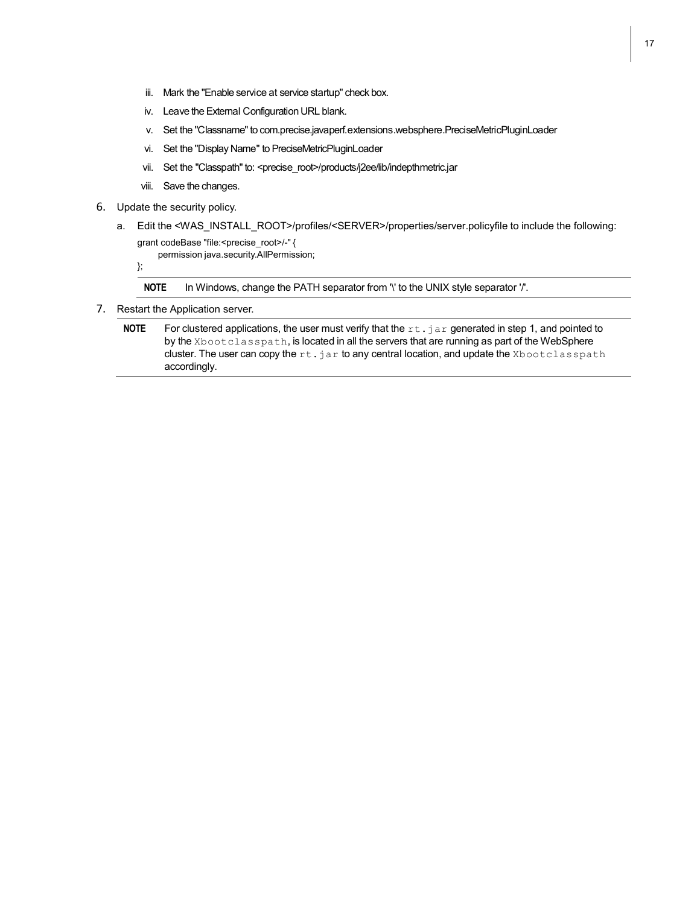iii. Mark the "Enable service at service startup" check box.

iv. Leave the External Configuration URL blank.

v. Set the "Classname" to com.precise.javaperf.extensions.websphere.PreciseMetricPluginLoader

vi. Set the "Display Name" to PreciseMetricPluginLoader

vii. Set the "Classpath" to: <precise_root>/products/j2ee/lib/indepthmetric.jar

viii. Save the changes.

6. Update the security policy.

   a. Edit the <WAS_INSTALL_ROOT>/profiles/<SERVER>/properties/server.policyfile to include the following:

   ```
   grant codeBase "file:<precise_root>/-" {
       permission java.security.AllPermission;
   };
   ```

   **NOTE** In Windows, change the PATH separator from '\' to the UNIX style separator '/'.

7. Restart the Application server.

**NOTE** For clustered applications, the user must verify that the `rt.jar` generated in step 1, and pointed to by the `Xbootclasspath`, is located in all the servers that are running as part of the WebSphere cluster. The user can copy the `rt.jar` to any central location, and update the `Xbootclasspath` accordingly.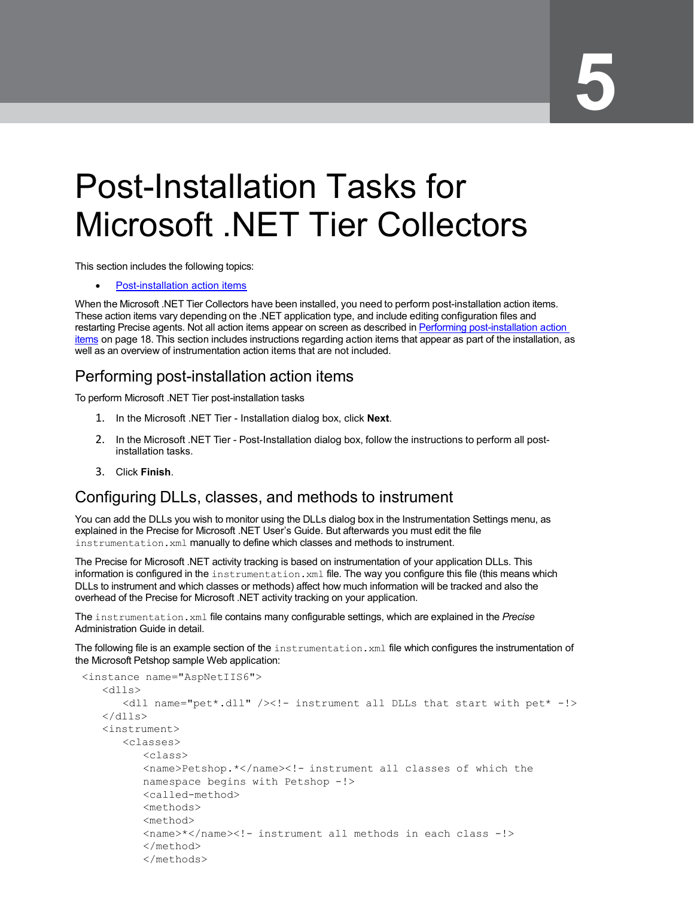5

# Post-Installation Tasks for Microsoft .NET Tier Collectors

This section includes the following topics:

- Post-installation action items

When the Microsoft .NET Tier Collectors have been installed, you need to perform post-installation action items. These action items vary depending on the .NET application type, and include editing configuration files and restarting Precise agents. Not all action items appear on screen as described in Performing post-installation action items on page 18. This section includes instructions regarding action items that appear as part of the installation, as well as an overview of instrumentation action items that are not included.

## Performing post-installation action items

To perform Microsoft .NET Tier post-installation tasks

1. In the Microsoft .NET Tier - Installation dialog box, click **Next**.
2. In the Microsoft .NET Tier - Post-Installation dialog box, follow the instructions to perform all post-installation tasks.
3. Click **Finish**.

## Configuring DLLs, classes, and methods to instrument

You can add the DLLs you wish to monitor using the DLLs dialog box in the Instrumentation Settings menu, as explained in the Precise for Microsoft .NET User's Guide. But afterwards you must edit the file `instrumentation.xml` manually to define which classes and methods to instrument.

The Precise for Microsoft .NET activity tracking is based on instrumentation of your application DLLs. This information is configured in the `instrumentation.xml` file. The way you configure this file (this means which DLLs to instrument and which classes or methods) affect how much information will be tracked and also the overhead of the Precise for Microsoft .NET activity tracking on your application.

The `instrumentation.xml` file contains many configurable settings, which are explained in the *Precise* Administration Guide in detail.

The following file is an example section of the `instrumentation.xml` file which configures the instrumentation of the Microsoft Petshop sample Web application:

```
<instance name="AspNetIIS6">
   <dlls>
      <dll name="pet*.dll" /><!- instrument all DLLs that start with pet* -!>
   </dlls>
   <instrument>
      <classes>
         <class>
         <name>Petshop.*</name><!- instrument all classes of which the
         namespace begins with Petshop -!>
         <called-method>
         <methods>
         <method>
         <name>*</name><!- instrument all methods in each class -!>
         </method>
         </methods>
```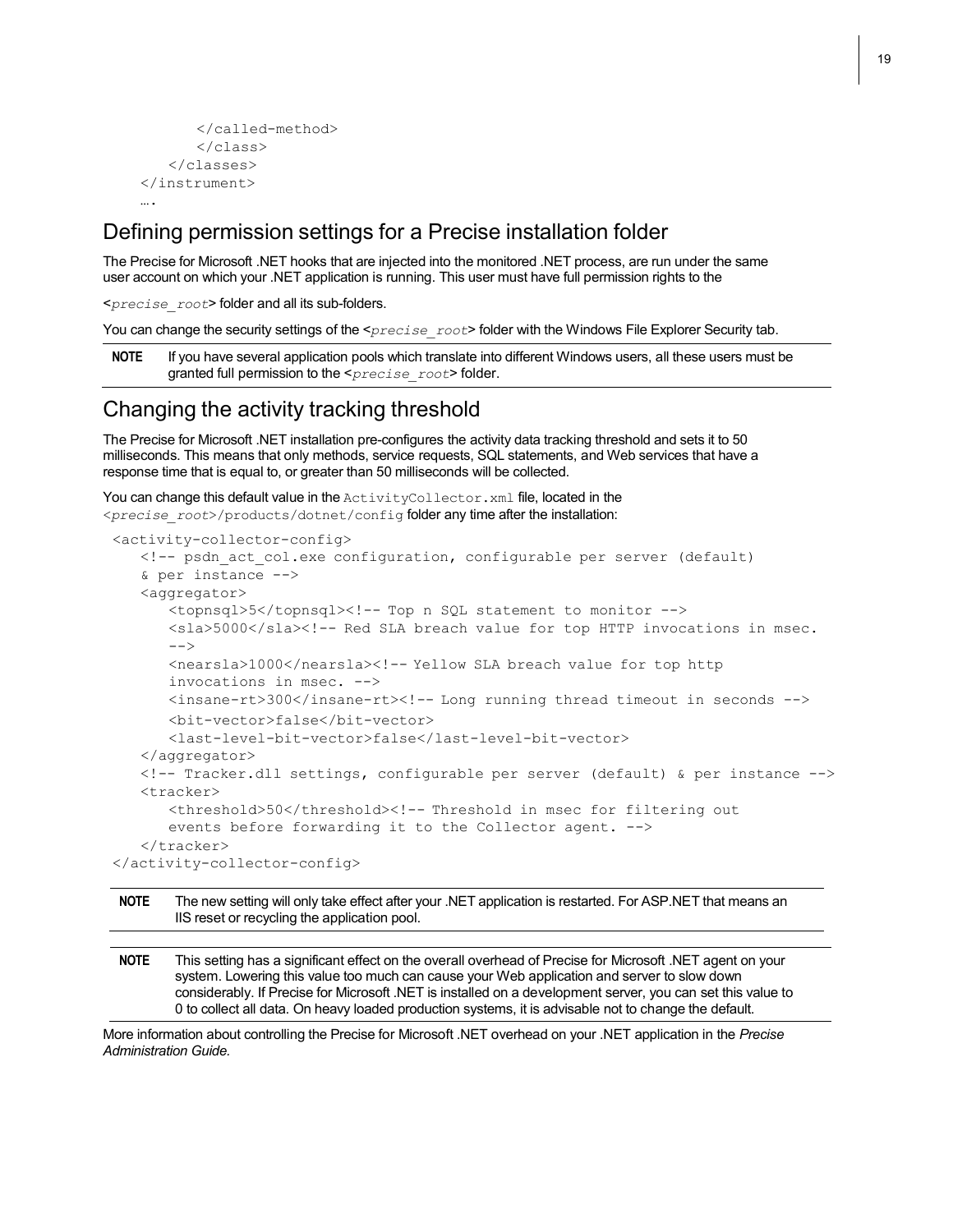```
        </called-method>
        </class>
    </classes>
</instrument>
….
```

## Defining permission settings for a Precise installation folder

The Precise for Microsoft .NET hooks that are injected into the monitored .NET process, are run under the same user account on which your .NET application is running. This user must have full permission rights to the

<*precise_root*> folder and all its sub-folders.

You can change the security settings of the <*precise_root*> folder with the Windows File Explorer Security tab.

**NOTE** If you have several application pools which translate into different Windows users, all these users must be granted full permission to the <*precise_root*> folder.

## Changing the activity tracking threshold

The Precise for Microsoft .NET installation pre-configures the activity data tracking threshold and sets it to 50 milliseconds. This means that only methods, service requests, SQL statements, and Web services that have a response time that is equal to, or greater than 50 milliseconds will be collected.

You can change this default value in the `ActivityCollector.xml` file, located in the <*precise_root*>`/products/dotnet/config` folder any time after the installation:

```
<activity-collector-config>
    <!-- psdn_act_col.exe configuration, configurable per server (default)
    & per instance -->
    <aggregator>
        <topnsql>5</topnsql><!-- Top n SQL statement to monitor -->
        <sla>5000</sla><!-- Red SLA breach value for top HTTP invocations in msec.
        -->
        <nearsla>1000</nearsla><!-- Yellow SLA breach value for top http
        invocations in msec. -->
        <insane-rt>300</insane-rt><!-- Long running thread timeout in seconds -->
        <bit-vector>false</bit-vector>
        <last-level-bit-vector>false</last-level-bit-vector>
    </aggregator>
    <!-- Tracker.dll settings, configurable per server (default) & per instance -->
    <tracker>
        <threshold>50</threshold><!-- Threshold in msec for filtering out
        events before forwarding it to the Collector agent. -->
    </tracker>
</activity-collector-config>
```

**NOTE** The new setting will only take effect after your .NET application is restarted. For ASP.NET that means an IIS reset or recycling the application pool.

**NOTE** This setting has a significant effect on the overall overhead of Precise for Microsoft .NET agent on your system. Lowering this value too much can cause your Web application and server to slow down considerably. If Precise for Microsoft .NET is installed on a development server, you can set this value to 0 to collect all data. On heavy loaded production systems, it is advisable not to change the default.

More information about controlling the Precise for Microsoft .NET overhead on your .NET application in the *Precise Administration Guide.*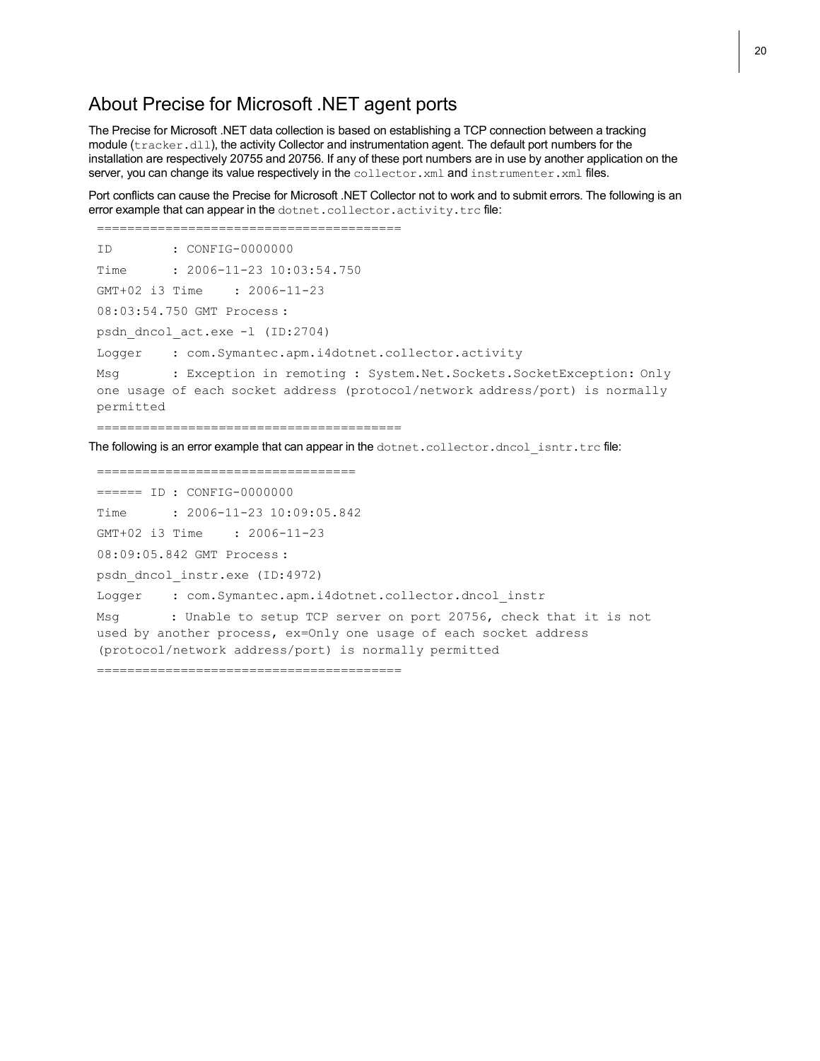## About Precise for Microsoft .NET agent ports

The Precise for Microsoft .NET data collection is based on establishing a TCP connection between a tracking module (`tracker.dll`), the activity Collector and instrumentation agent. The default port numbers for the installation are respectively 20755 and 20756. If any of these port numbers are in use by another application on the server, you can change its value respectively in the `collector.xml` and `instrumenter.xml` files.

Port conflicts can cause the Precise for Microsoft .NET Collector not to work and to submit errors. The following is an error example that can appear in the `dotnet.collector.activity.trc` file:

```
========================================
ID        : CONFIG-0000000
Time      : 2006-11-23 10:03:54.750
GMT+02 i3 Time    : 2006-11-23
08:03:54.750 GMT Process :
psdn_dncol_act.exe -l (ID:2704)
Logger    : com.Symantec.apm.i4dotnet.collector.activity
Msg       : Exception in remoting : System.Net.Sockets.SocketException: Only
one usage of each socket address (protocol/network address/port) is normally
permitted
========================================
```

The following is an error example that can appear in the `dotnet.collector.dncol_isntr.trc` file:

```
==================================
====== ID : CONFIG-0000000
Time      : 2006-11-23 10:09:05.842
GMT+02 i3 Time    : 2006-11-23
08:09:05.842 GMT Process :
psdn_dncol_instr.exe (ID:4972)
Logger    : com.Symantec.apm.i4dotnet.collector.dncol_instr
Msg       : Unable to setup TCP server on port 20756, check that it is not
used by another process, ex=Only one usage of each socket address
(protocol/network address/port) is normally permitted
========================================
```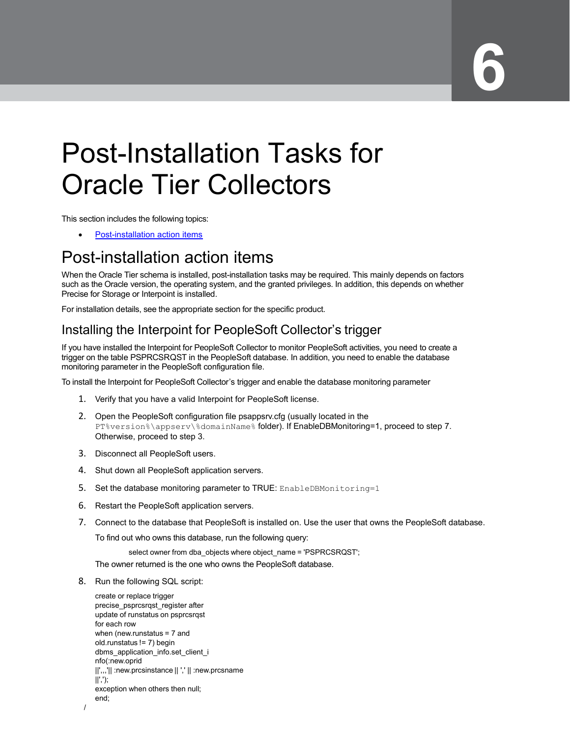# 6

# Post-Installation Tasks for Oracle Tier Collectors

This section includes the following topics:

- Post-installation action items

## Post-installation action items

When the Oracle Tier schema is installed, post-installation tasks may be required. This mainly depends on factors such as the Oracle version, the operating system, and the granted privileges. In addition, this depends on whether Precise for Storage or Interpoint is installed.

For installation details, see the appropriate section for the specific product.

### Installing the Interpoint for PeopleSoft Collector's trigger

If you have installed the Interpoint for PeopleSoft Collector to monitor PeopleSoft activities, you need to create a trigger on the table PSPRCSRQST in the PeopleSoft database. In addition, you need to enable the database monitoring parameter in the PeopleSoft configuration file.

To install the Interpoint for PeopleSoft Collector's trigger and enable the database monitoring parameter

1. Verify that you have a valid Interpoint for PeopleSoft license.
2. Open the PeopleSoft configuration file psappsrv.cfg (usually located in the `PT%version%\appserv\%domainName%` folder). If EnableDBMonitoring=1, proceed to step 7. Otherwise, proceed to step 3.
3. Disconnect all PeopleSoft users.
4. Shut down all PeopleSoft application servers.
5. Set the database monitoring parameter to TRUE: `EnableDBMonitoring=1`
6. Restart the PeopleSoft application servers.
7. Connect to the database that PeopleSoft is installed on. Use the user that owns the PeopleSoft database.

   To find out who owns this database, run the following query:

   ```
   select owner from dba_objects where object_name = 'PSPRCSRQST';
   ```

   The owner returned is the one who owns the PeopleSoft database.

8. Run the following SQL script:

   ```
   create or replace trigger
   precise_psprcsrqst_register after
   update of runstatus on psprcsrqst
   for each row
   when (new.runstatus = 7 and
   old.runstatus != 7) begin
   dbms_application_info.set_client_i
   nfo(:new.oprid
   ||',,,'|| :new.prcsinstance || ',' || :new.prcsname
   ||',');
   exception when others then null;
   end;
   /
   ```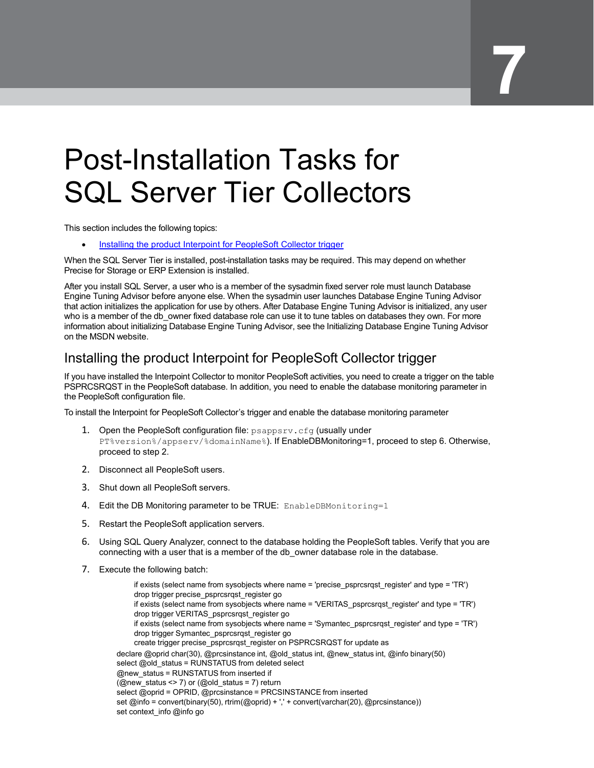# 7

# Post-Installation Tasks for SQL Server Tier Collectors

This section includes the following topics:

- Installing the product Interpoint for PeopleSoft Collector trigger

When the SQL Server Tier is installed, post-installation tasks may be required. This may depend on whether Precise for Storage or ERP Extension is installed.

After you install SQL Server, a user who is a member of the sysadmin fixed server role must launch Database Engine Tuning Advisor before anyone else. When the sysadmin user launches Database Engine Tuning Advisor that action initializes the application for use by others. After Database Engine Tuning Advisor is initialized, any user who is a member of the db_owner fixed database role can use it to tune tables on databases they own. For more information about initializing Database Engine Tuning Advisor, see the Initializing Database Engine Tuning Advisor on the MSDN website.

## Installing the product Interpoint for PeopleSoft Collector trigger

If you have installed the Interpoint Collector to monitor PeopleSoft activities, you need to create a trigger on the table PSPRCSRQST in the PeopleSoft database. In addition, you need to enable the database monitoring parameter in the PeopleSoft configuration file.

To install the Interpoint for PeopleSoft Collector's trigger and enable the database monitoring parameter

1. Open the PeopleSoft configuration file: `psappsrv.cfg` (usually under `PT%version%/appserv/%domainName%`). If EnableDBMonitoring=1, proceed to step 6. Otherwise, proceed to step 2.
2. Disconnect all PeopleSoft users.
3. Shut down all PeopleSoft servers.
4. Edit the DB Monitoring parameter to be TRUE: `EnableDBMonitoring=1`
5. Restart the PeopleSoft application servers.
6. Using SQL Query Analyzer, connect to the database holding the PeopleSoft tables. Verify that you are connecting with a user that is a member of the db_owner database role in the database.
7. Execute the following batch:

```
if exists (select name from sysobjects where name = 'precise_psprcsrqst_register' and type = 'TR')
drop trigger precise_psprcsrqst_register go
if exists (select name from sysobjects where name = 'VERITAS_psprcsrqst_register' and type = 'TR')
drop trigger VERITAS_psprcsrqst_register go
if exists (select name from sysobjects where name = 'Symantec_psprcsrqst_register' and type = 'TR')
drop trigger Symantec_psprcsrqst_register go
create trigger precise_psprcsrqst_register on PSPRCSRQST for update as
declare @oprid char(30), @prcsinstance int, @old_status int, @new_status int, @info binary(50)
select @old_status = RUNSTATUS from deleted select
@new_status = RUNSTATUS from inserted if
(@new_status <> 7) or (@old_status = 7) return
select @oprid = OPRID, @prcsinstance = PRCSINSTANCE from inserted
set @info = convert(binary(50), rtrim(@oprid) + ',' + convert(varchar(20), @prcsinstance))
set context_info @info go
```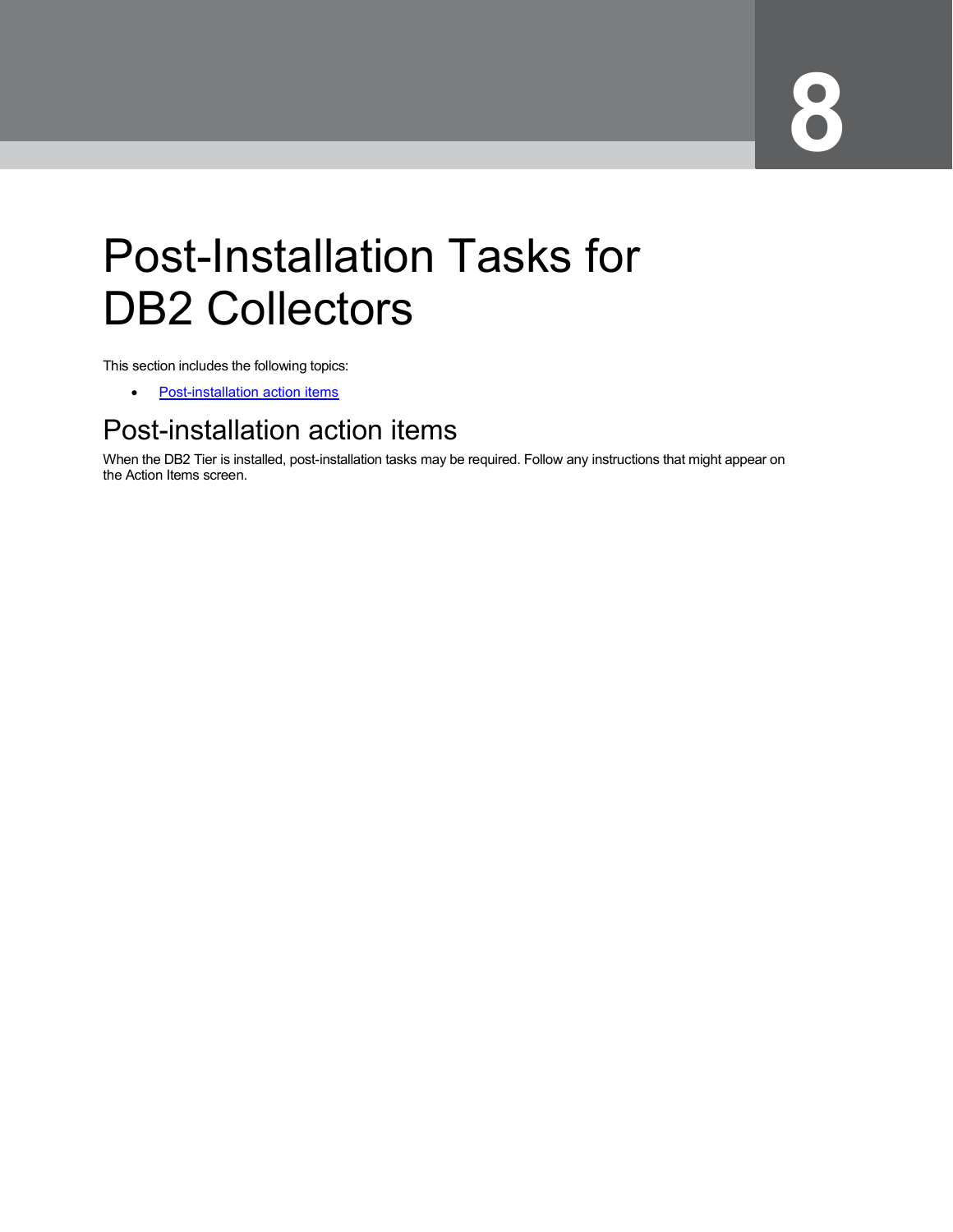# Post-Installation Tasks for DB2 Collectors

This section includes the following topics:

- Post-installation action items

## Post-installation action items

When the DB2 Tier is installed, post-installation tasks may be required. Follow any instructions that might appear on the Action Items screen.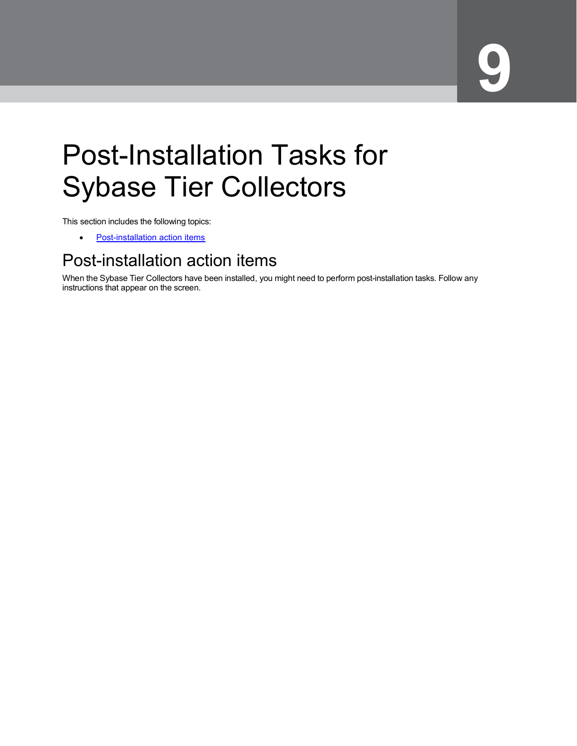# 9 Post-Installation Tasks for Sybase Tier Collectors

This section includes the following topics:

- Post-installation action items

## Post-installation action items

When the Sybase Tier Collectors have been installed, you might need to perform post-installation tasks. Follow any instructions that appear on the screen.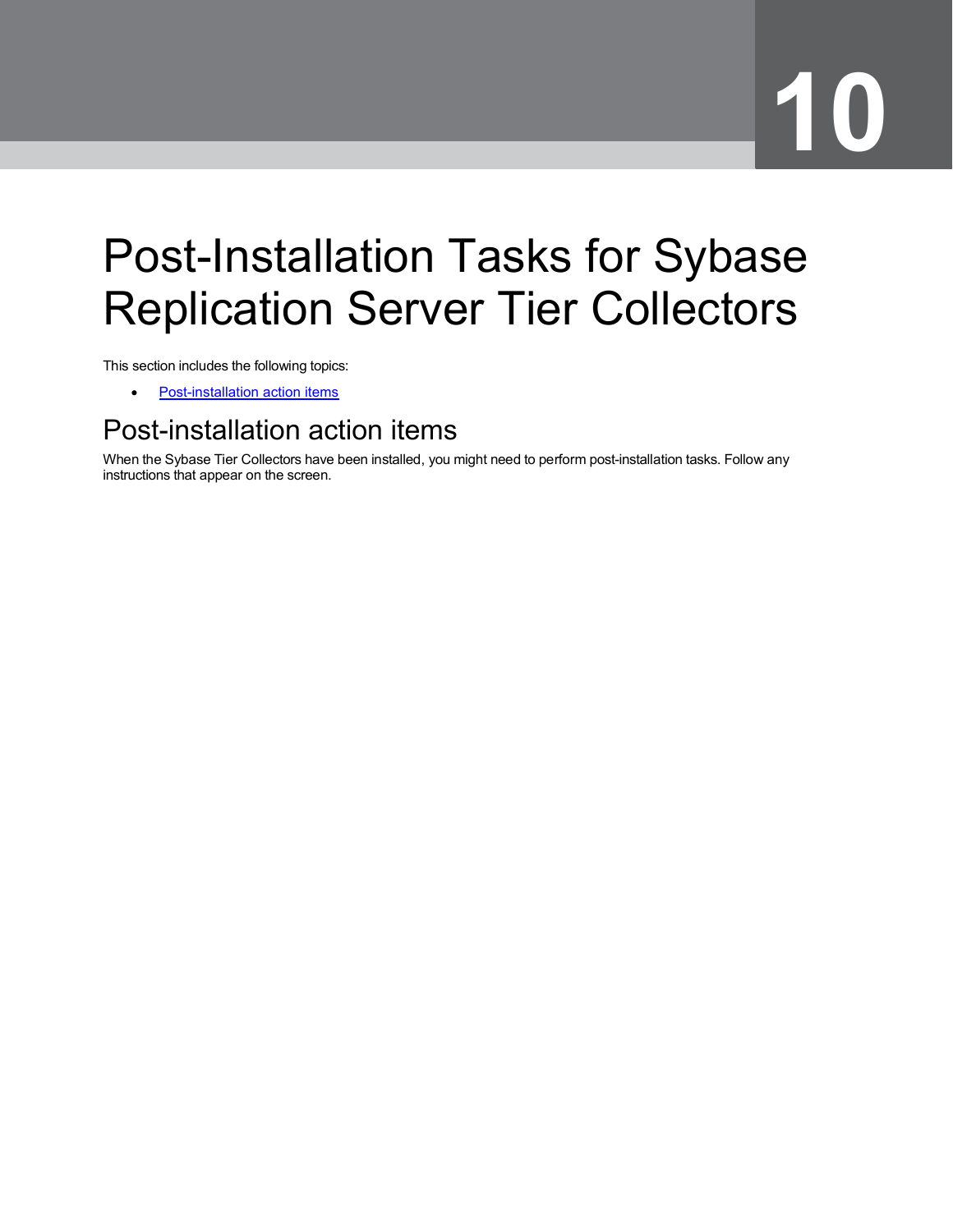# 10

# Post-Installation Tasks for Sybase Replication Server Tier Collectors

This section includes the following topics:

- Post-installation action items

## Post-installation action items

When the Sybase Tier Collectors have been installed, you might need to perform post-installation tasks. Follow any instructions that appear on the screen.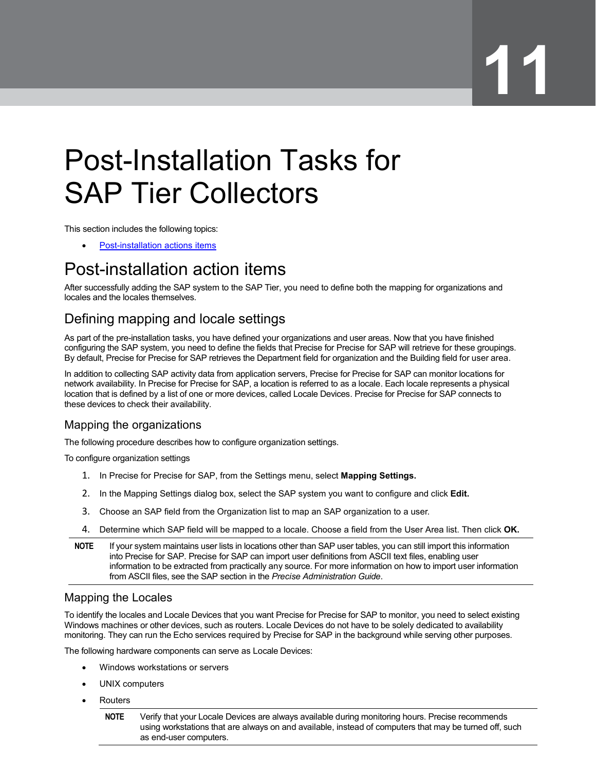# 11

# Post-Installation Tasks for SAP Tier Collectors

This section includes the following topics:

- Post-installation actions items

## Post-installation action items

After successfully adding the SAP system to the SAP Tier, you need to define both the mapping for organizations and locales and the locales themselves.

### Defining mapping and locale settings

As part of the pre-installation tasks, you have defined your organizations and user areas. Now that you have finished configuring the SAP system, you need to define the fields that Precise for Precise for SAP will retrieve for these groupings. By default, Precise for Precise for SAP retrieves the Department field for organization and the Building field for user area.

In addition to collecting SAP activity data from application servers, Precise for Precise for SAP can monitor locations for network availability. In Precise for Precise for SAP, a location is referred to as a locale. Each locale represents a physical location that is defined by a list of one or more devices, called Locale Devices. Precise for Precise for SAP connects to these devices to check their availability.

#### Mapping the organizations

The following procedure describes how to configure organization settings.

To configure organization settings

1. In Precise for Precise for SAP, from the Settings menu, select **Mapping Settings.**
2. In the Mapping Settings dialog box, select the SAP system you want to configure and click **Edit.**
3. Choose an SAP field from the Organization list to map an SAP organization to a user.
4. Determine which SAP field will be mapped to a locale. Choose a field from the User Area list. Then click **OK.**

**NOTE** If your system maintains user lists in locations other than SAP user tables, you can still import this information into Precise for SAP. Precise for SAP can import user definitions from ASCII text files, enabling user information to be extracted from practically any source. For more information on how to import user information from ASCII files, see the SAP section in the *Precise Administration Guide*.

#### Mapping the Locales

To identify the locales and Locale Devices that you want Precise for Precise for SAP to monitor, you need to select existing Windows machines or other devices, such as routers. Locale Devices do not have to be solely dedicated to availability monitoring. They can run the Echo services required by Precise for SAP in the background while serving other purposes.

The following hardware components can serve as Locale Devices:

- Windows workstations or servers
- UNIX computers
- Routers

**NOTE** Verify that your Locale Devices are always available during monitoring hours. Precise recommends using workstations that are always on and available, instead of computers that may be turned off, such as end-user computers.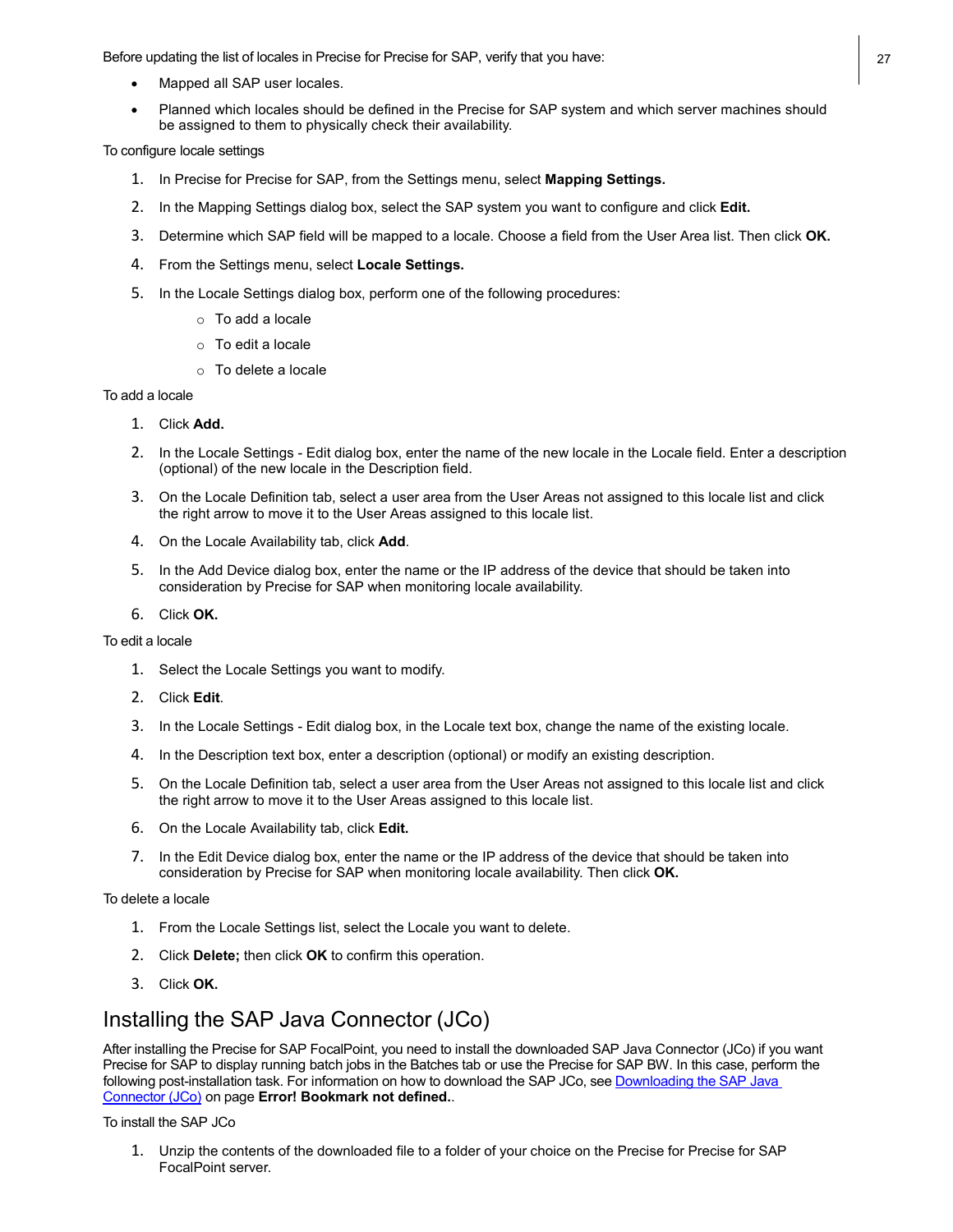Before updating the list of locales in Precise for Precise for SAP, verify that you have:

- Mapped all SAP user locales.
- Planned which locales should be defined in the Precise for SAP system and which server machines should be assigned to them to physically check their availability.

To configure locale settings

1. In Precise for Precise for SAP, from the Settings menu, select **Mapping Settings.**
2. In the Mapping Settings dialog box, select the SAP system you want to configure and click **Edit.**
3. Determine which SAP field will be mapped to a locale. Choose a field from the User Area list. Then click **OK.**
4. From the Settings menu, select **Locale Settings.**
5. In the Locale Settings dialog box, perform one of the following procedures:
   - To add a locale
   - To edit a locale
   - To delete a locale

To add a locale

1. Click **Add.**
2. In the Locale Settings - Edit dialog box, enter the name of the new locale in the Locale field. Enter a description (optional) of the new locale in the Description field.
3. On the Locale Definition tab, select a user area from the User Areas not assigned to this locale list and click the right arrow to move it to the User Areas assigned to this locale list.
4. On the Locale Availability tab, click **Add**.
5. In the Add Device dialog box, enter the name or the IP address of the device that should be taken into consideration by Precise for SAP when monitoring locale availability.
6. Click **OK.**

To edit a locale

1. Select the Locale Settings you want to modify.
2. Click **Edit**.
3. In the Locale Settings - Edit dialog box, in the Locale text box, change the name of the existing locale.
4. In the Description text box, enter a description (optional) or modify an existing description.
5. On the Locale Definition tab, select a user area from the User Areas not assigned to this locale list and click the right arrow to move it to the User Areas assigned to this locale list.
6. On the Locale Availability tab, click **Edit.**
7. In the Edit Device dialog box, enter the name or the IP address of the device that should be taken into consideration by Precise for SAP when monitoring locale availability. Then click **OK.**

To delete a locale

1. From the Locale Settings list, select the Locale you want to delete.
2. Click **Delete;** then click **OK** to confirm this operation.
3. Click **OK.**

## Installing the SAP Java Connector (JCo)

After installing the Precise for SAP FocalPoint, you need to install the downloaded SAP Java Connector (JCo) if you want Precise for SAP to display running batch jobs in the Batches tab or use the Precise for SAP BW. In this case, perform the following post-installation task. For information on how to download the SAP JCo, see Downloading the SAP Java Connector (JCo) on page **Error! Bookmark not defined.**.

To install the SAP JCo

1. Unzip the contents of the downloaded file to a folder of your choice on the Precise for Precise for SAP FocalPoint server.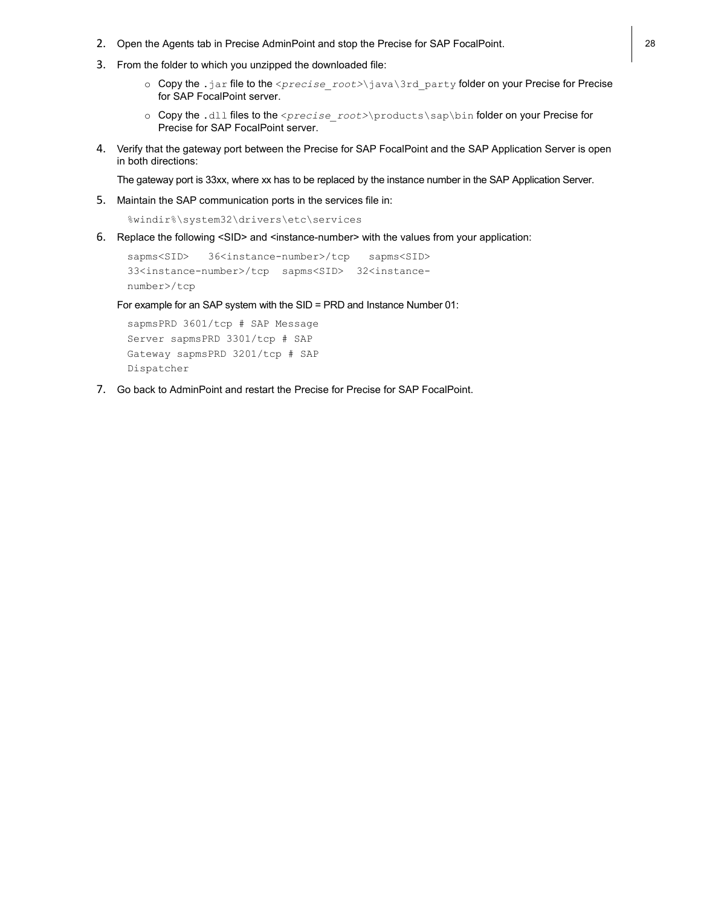2. Open the Agents tab in Precise AdminPoint and stop the Precise for SAP FocalPoint.
3. From the folder to which you unzipped the downloaded file:
   - Copy the `.jar` file to the `<precise_root>\java\3rd_party` folder on your Precise for Precise for SAP FocalPoint server.
   - Copy the `.dll` files to the `<precise_root>\products\sap\bin` folder on your Precise for Precise for SAP FocalPoint server.
4. Verify that the gateway port between the Precise for SAP FocalPoint and the SAP Application Server is open in both directions:

   The gateway port is 33xx, where xx has to be replaced by the instance number in the SAP Application Server.
5. Maintain the SAP communication ports in the services file in:

   ```
   %windir%\system32\drivers\etc\services
   ```
6. Replace the following <SID> and <instance-number> with the values from your application:

   ```
   sapms<SID>   36<instance-number>/tcp   sapms<SID>
   33<instance-number>/tcp  sapms<SID>  32<instance-
   number>/tcp
   ```

   For example for an SAP system with the SID = PRD and Instance Number 01:

   ```
   sapmsPRD 3601/tcp # SAP Message
   Server sapmsPRD 3301/tcp # SAP
   Gateway sapmsPRD 3201/tcp # SAP
   Dispatcher
   ```
7. Go back to AdminPoint and restart the Precise for Precise for SAP FocalPoint.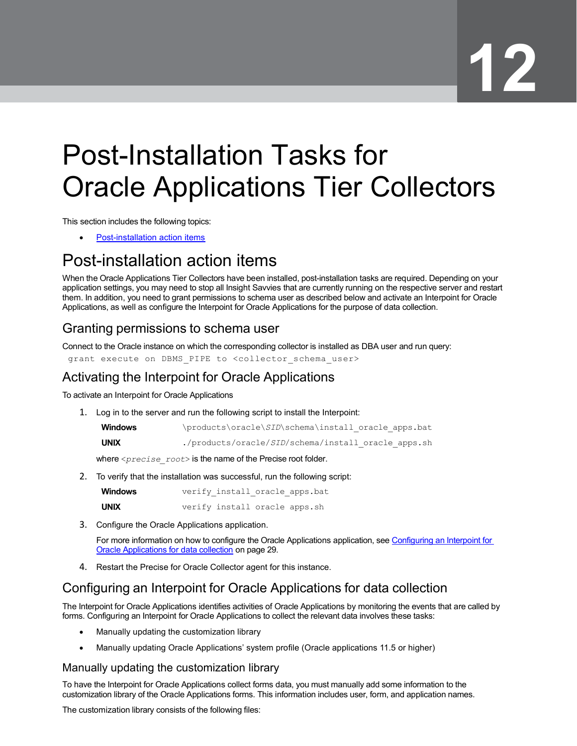# 12

# Post-Installation Tasks for Oracle Applications Tier Collectors

This section includes the following topics:

- Post-installation action items

## Post-installation action items

When the Oracle Applications Tier Collectors have been installed, post-installation tasks are required. Depending on your application settings, you may need to stop all Insight Savvies that are currently running on the respective server and restart them. In addition, you need to grant permissions to schema user as described below and activate an Interpoint for Oracle Applications, as well as configure the Interpoint for Oracle Applications for the purpose of data collection.

### Granting permissions to schema user

Connect to the Oracle instance on which the corresponding collector is installed as DBA user and run query:

```
grant execute on DBMS_PIPE to <collector_schema_user>
```

### Activating the Interpoint for Oracle Applications

To activate an Interpoint for Oracle Applications

1. Log in to the server and run the following script to install the Interpoint:

   | | |
   |---|---|
   | **Windows** | `\products\oracle\SID\schema\install_oracle_apps.bat` |
   | **UNIX** | `./products/oracle/SID/schema/install_oracle_apps.sh` |

   where *<precise_root>* is the name of the Precise root folder.

2. To verify that the installation was successful, run the following script:

   | | |
   |---|---|
   | **Windows** | `verify_install_oracle_apps.bat` |
   | **UNIX** | `verify install oracle apps.sh` |

3. Configure the Oracle Applications application.

   For more information on how to configure the Oracle Applications application, see Configuring an Interpoint for Oracle Applications for data collection on page 29.

4. Restart the Precise for Oracle Collector agent for this instance.

### Configuring an Interpoint for Oracle Applications for data collection

The Interpoint for Oracle Applications identifies activities of Oracle Applications by monitoring the events that are called by forms. Configuring an Interpoint for Oracle Applications to collect the relevant data involves these tasks:

- Manually updating the customization library
- Manually updating Oracle Applications' system profile (Oracle applications 11.5 or higher)

#### Manually updating the customization library

To have the Interpoint for Oracle Applications collect forms data, you must manually add some information to the customization library of the Oracle Applications forms. This information includes user, form, and application names.

The customization library consists of the following files: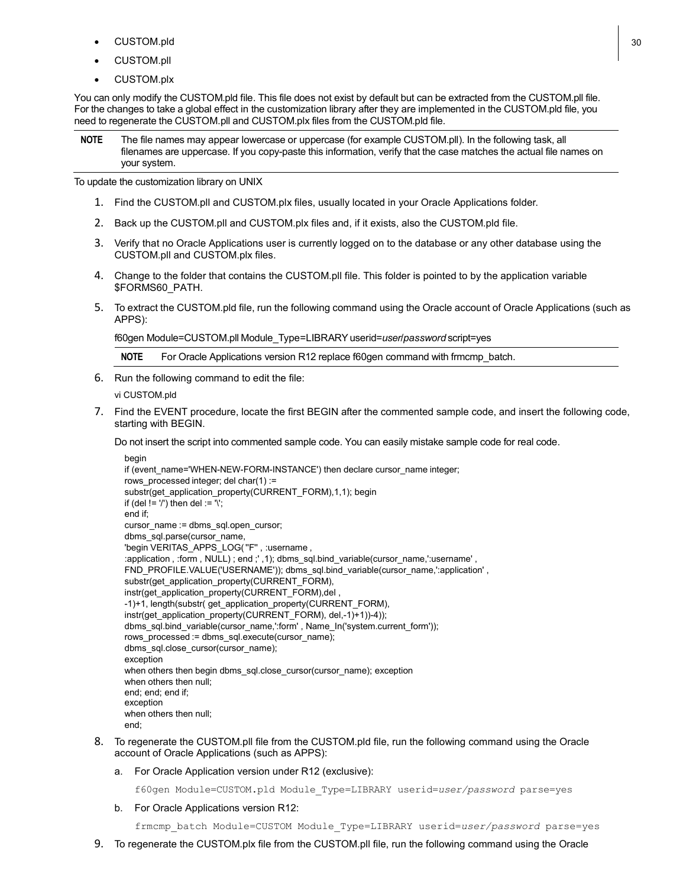- CUSTOM.pld
- CUSTOM.pll
- CUSTOM.plx

You can only modify the CUSTOM.pld file. This file does not exist by default but can be extracted from the CUSTOM.pll file. For the changes to take a global effect in the customization library after they are implemented in the CUSTOM.pld file, you need to regenerate the CUSTOM.pll and CUSTOM.plx files from the CUSTOM.pld file.

**NOTE** The file names may appear lowercase or uppercase (for example CUSTOM.pll). In the following task, all filenames are uppercase. If you copy-paste this information, verify that the case matches the actual file names on your system.

To update the customization library on UNIX

1. Find the CUSTOM.pll and CUSTOM.plx files, usually located in your Oracle Applications folder.
2. Back up the CUSTOM.pll and CUSTOM.plx files and, if it exists, also the CUSTOM.pld file.
3. Verify that no Oracle Applications user is currently logged on to the database or any other database using the CUSTOM.pll and CUSTOM.plx files.
4. Change to the folder that contains the CUSTOM.pll file. This folder is pointed to by the application variable $FORMS60_PATH.
5. To extract the CUSTOM.pld file, run the following command using the Oracle account of Oracle Applications (such as APPS):

   f60gen Module=CUSTOM.pll Module_Type=LIBRARY userid=*user/password* script=yes

   **NOTE** For Oracle Applications version R12 replace f60gen command with frmcmp_batch.

6. Run the following command to edit the file:

   vi CUSTOM.pld

7. Find the EVENT procedure, locate the first BEGIN after the commented sample code, and insert the following code, starting with BEGIN.

   Do not insert the script into commented sample code. You can easily mistake sample code for real code.

```
begin
if (event_name='WHEN-NEW-FORM-INSTANCE') then declare cursor_name integer;
rows_processed integer; del char(1) :=
substr(get_application_property(CURRENT_FORM),1,1); begin
if (del != '/') then del := '\';
end if;
cursor_name := dbms_sql.open_cursor;
dbms_sql.parse(cursor_name,
'begin VERITAS_APPS_LOG(''F'' , :username ,
:application , :form , NULL) ; end ;' ,1); dbms_sql.bind_variable(cursor_name,':username' ,
FND_PROFILE.VALUE('USERNAME')); dbms_sql.bind_variable(cursor_name,':application' ,
substr(get_application_property(CURRENT_FORM),
instr(get_application_property(CURRENT_FORM),del ,
-1)+1, length(substr( get_application_property(CURRENT_FORM),
instr(get_application_property(CURRENT_FORM), del,-1)+1))-4));
dbms_sql.bind_variable(cursor_name,':form' , Name_In('system.current_form'));
rows_processed := dbms_sql.execute(cursor_name);
dbms_sql.close_cursor(cursor_name);
exception
when others then begin dbms_sql.close_cursor(cursor_name); exception
when others then null;
end; end; end if;
exception
when others then null;
end;
```

8. To regenerate the CUSTOM.pll file from the CUSTOM.pld file, run the following command using the Oracle account of Oracle Applications (such as APPS):

   a. For Oracle Application version under R12 (exclusive):

      f60gen Module=CUSTOM.pld Module_Type=LIBRARY userid=*user/password* parse=yes

   b. For Oracle Applications version R12:

      frmcmp_batch Module=CUSTOM Module_Type=LIBRARY userid=*user/password* parse=yes

9. To regenerate the CUSTOM.plx file from the CUSTOM.pll file, run the following command using the Oracle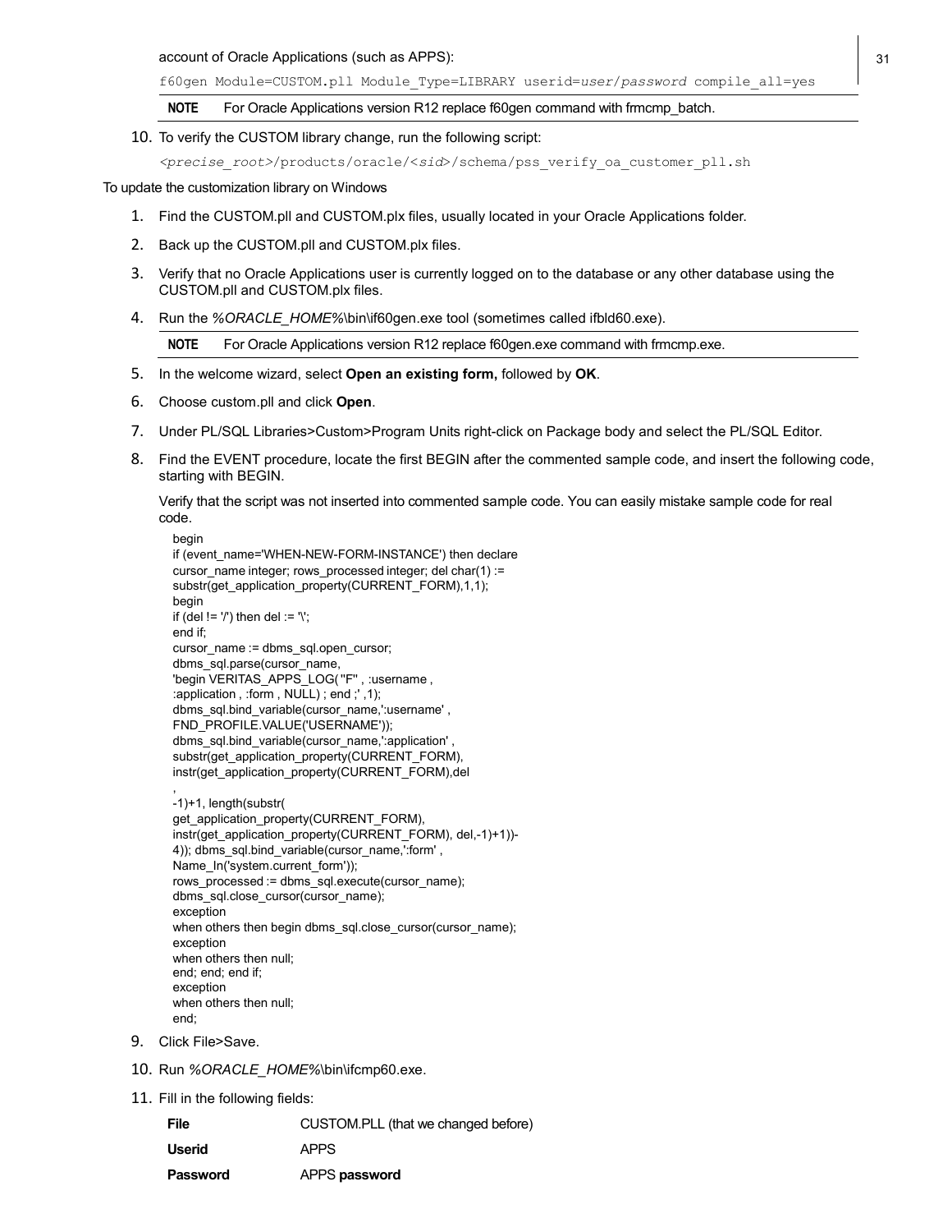account of Oracle Applications (such as APPS):

```
f60gen Module=CUSTOM.pll Module_Type=LIBRARY userid=user/password compile_all=yes
```

**NOTE** For Oracle Applications version R12 replace f60gen command with frmcmp_batch.

10. To verify the CUSTOM library change, run the following script:

    ```
    <precise_root>/products/oracle/<sid>/schema/pss_verify_oa_customer_pll.sh
    ```

To update the customization library on Windows

1. Find the CUSTOM.pll and CUSTOM.plx files, usually located in your Oracle Applications folder.
2. Back up the CUSTOM.pll and CUSTOM.plx files.
3. Verify that no Oracle Applications user is currently logged on to the database or any other database using the CUSTOM.pll and CUSTOM.plx files.
4. Run the *%ORACLE_HOME%*\bin\if60gen.exe tool (sometimes called ifbld60.exe).

   **NOTE** For Oracle Applications version R12 replace f60gen.exe command with frmcmp.exe.

5. In the welcome wizard, select **Open an existing form,** followed by **OK**.
6. Choose custom.pll and click **Open**.
7. Under PL/SQL Libraries>Custom>Program Units right-click on Package body and select the PL/SQL Editor.
8. Find the EVENT procedure, locate the first BEGIN after the commented sample code, and insert the following code, starting with BEGIN.

   Verify that the script was not inserted into commented sample code. You can easily mistake sample code for real code.

   ```
   begin
   if (event_name='WHEN-NEW-FORM-INSTANCE') then declare
   cursor_name integer; rows_processed integer; del char(1) :=
   substr(get_application_property(CURRENT_FORM),1,1);
   begin
   if (del != '/') then del := '\';
   end if;
   cursor_name := dbms_sql.open_cursor;
   dbms_sql.parse(cursor_name,
   'begin VERITAS_APPS_LOG( ''F'' , :username ,
   :application , :form , NULL) ; end ;' ,1);
   dbms_sql.bind_variable(cursor_name,':username' ,
   FND_PROFILE.VALUE('USERNAME'));
   dbms_sql.bind_variable(cursor_name,':application' ,
   substr(get_application_property(CURRENT_FORM),
   instr(get_application_property(CURRENT_FORM),del
   ,
   -1)+1, length(substr(
   get_application_property(CURRENT_FORM),
   instr(get_application_property(CURRENT_FORM), del,-1)+1))-
   4)); dbms_sql.bind_variable(cursor_name,':form' ,
   Name_In('system.current_form'));
   rows_processed := dbms_sql.execute(cursor_name);
   dbms_sql.close_cursor(cursor_name);
   exception
   when others then begin dbms_sql.close_cursor(cursor_name);
   exception
   when others then null;
   end; end; end if;
   exception
   when others then null;
   end;
   ```

9. Click File>Save.
10. Run *%ORACLE_HOME%*\bin\ifcmp60.exe.
11. Fill in the following fields:

| | |
|---|---|
| **File** | CUSTOM.PLL (that we changed before) |
| **Userid** | APPS |
| **Password** | APPS **password** |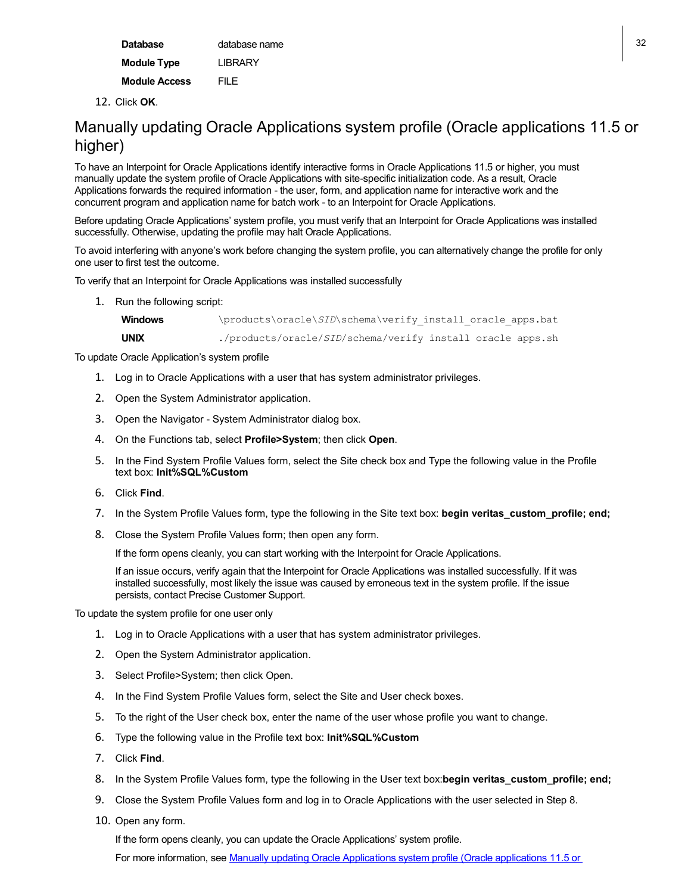| | |
|---|---|
| **Database** | database name |
| **Module Type** | LIBRARY |
| **Module Access** | FILE |

12. Click **OK**.

## Manually updating Oracle Applications system profile (Oracle applications 11.5 or higher)

To have an Interpoint for Oracle Applications identify interactive forms in Oracle Applications 11.5 or higher, you must manually update the system profile of Oracle Applications with site-specific initialization code. As a result, Oracle Applications forwards the required information - the user, form, and application name for interactive work and the concurrent program and application name for batch work - to an Interpoint for Oracle Applications.

Before updating Oracle Applications' system profile, you must verify that an Interpoint for Oracle Applications was installed successfully. Otherwise, updating the profile may halt Oracle Applications.

To avoid interfering with anyone's work before changing the system profile, you can alternatively change the profile for only one user to first test the outcome.

To verify that an Interpoint for Oracle Applications was installed successfully

1. Run the following script:

| | |
|---|---|
| **Windows** | \products\oracle\*SID*\schema\verify_install_oracle_apps.bat |
| **UNIX** | ./products/oracle/*SID*/schema/verify install oracle apps.sh |

To update Oracle Application's system profile

1. Log in to Oracle Applications with a user that has system administrator privileges.
2. Open the System Administrator application.
3. Open the Navigator - System Administrator dialog box.
4. On the Functions tab, select **Profile>System**; then click **Open**.
5. In the Find System Profile Values form, select the Site check box and Type the following value in the Profile text box: **Init%SQL%Custom**
6. Click **Find**.
7. In the System Profile Values form, type the following in the Site text box: **begin veritas_custom_profile; end;**
8. Close the System Profile Values form; then open any form.

   If the form opens cleanly, you can start working with the Interpoint for Oracle Applications.

   If an issue occurs, verify again that the Interpoint for Oracle Applications was installed successfully. If it was installed successfully, most likely the issue was caused by erroneous text in the system profile. If the issue persists, contact Precise Customer Support.

To update the system profile for one user only

1. Log in to Oracle Applications with a user that has system administrator privileges.
2. Open the System Administrator application.
3. Select Profile>System; then click Open.
4. In the Find System Profile Values form, select the Site and User check boxes.
5. To the right of the User check box, enter the name of the user whose profile you want to change.
6. Type the following value in the Profile text box: **Init%SQL%Custom**
7. Click **Find**.
8. In the System Profile Values form, type the following in the User text box:**begin veritas_custom_profile; end;**
9. Close the System Profile Values form and log in to Oracle Applications with the user selected in Step 8.
10. Open any form.

    If the form opens cleanly, you can update the Oracle Applications' system profile.

    For more information, see [Manually updating Oracle Applications system profile (Oracle applications 11.5 or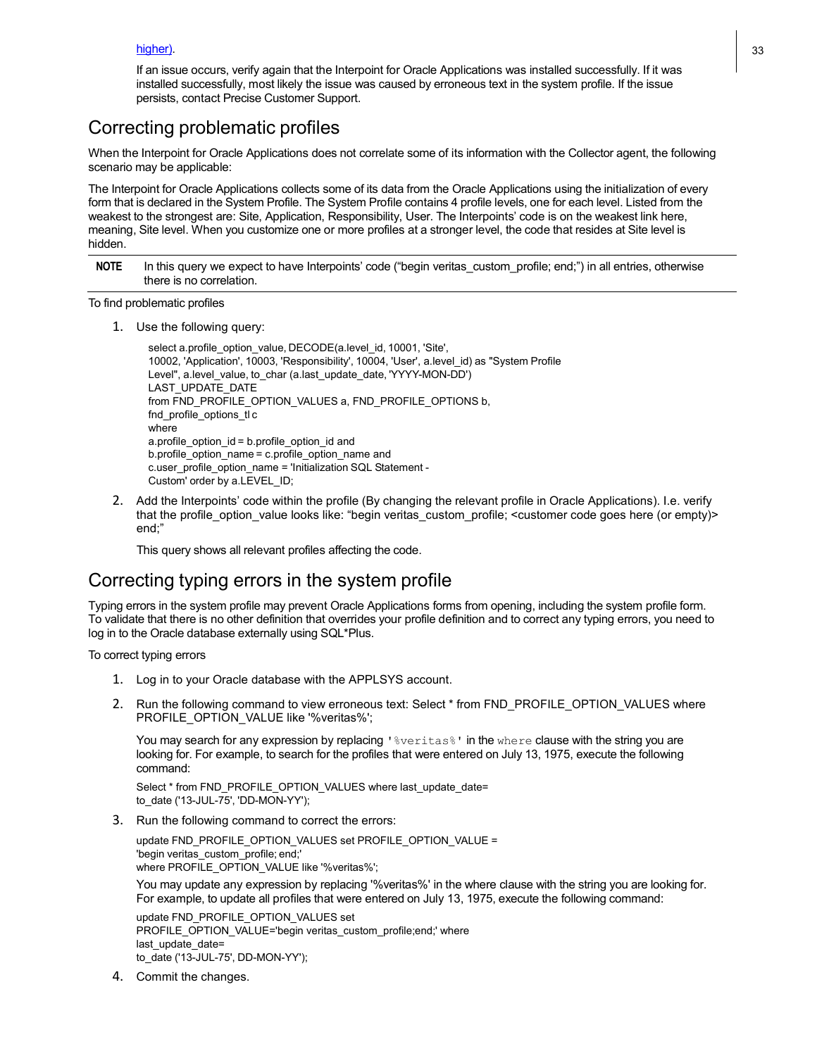higher).

If an issue occurs, verify again that the Interpoint for Oracle Applications was installed successfully. If it was installed successfully, most likely the issue was caused by erroneous text in the system profile. If the issue persists, contact Precise Customer Support.

## Correcting problematic profiles

When the Interpoint for Oracle Applications does not correlate some of its information with the Collector agent, the following scenario may be applicable:

The Interpoint for Oracle Applications collects some of its data from the Oracle Applications using the initialization of every form that is declared in the System Profile. The System Profile contains 4 profile levels, one for each level. Listed from the weakest to the strongest are: Site, Application, Responsibility, User. The Interpoints' code is on the weakest link here, meaning, Site level. When you customize one or more profiles at a stronger level, the code that resides at Site level is hidden.

**NOTE** In this query we expect to have Interpoints' code ("begin veritas_custom_profile; end;") in all entries, otherwise there is no correlation.

To find problematic profiles

1. Use the following query:

   ```
   select a.profile_option_value, DECODE(a.level_id, 10001, 'Site',
   10002, 'Application', 10003, 'Responsibility', 10004, 'User', a.level_id) as "System Profile
   Level", a.level_value, to_char (a.last_update_date, 'YYYY-MON-DD')
   LAST_UPDATE_DATE
   from FND_PROFILE_OPTION_VALUES a, FND_PROFILE_OPTIONS b,
   fnd_profile_options_tl c
   where
   a.profile_option_id = b.profile_option_id and
   b.profile_option_name = c.profile_option_name and
   c.user_profile_option_name = 'Initialization SQL Statement -
   Custom' order by a.LEVEL_ID;
   ```

2. Add the Interpoints' code within the profile (By changing the relevant profile in Oracle Applications). I.e. verify that the profile_option_value looks like: "begin veritas_custom_profile; <customer code goes here (or empty)> end;"

   This query shows all relevant profiles affecting the code.

## Correcting typing errors in the system profile

Typing errors in the system profile may prevent Oracle Applications forms from opening, including the system profile form. To validate that there is no other definition that overrides your profile definition and to correct any typing errors, you need to log in to the Oracle database externally using SQL*Plus.

To correct typing errors

1. Log in to your Oracle database with the APPLSYS account.

2. Run the following command to view erroneous text: Select * from FND_PROFILE_OPTION_VALUES where PROFILE_OPTION_VALUE like '%veritas%';

   You may search for any expression by replacing `'%veritas%'` in the `where` clause with the string you are looking for. For example, to search for the profiles that were entered on July 13, 1975, execute the following command:

   ```
   Select * from FND_PROFILE_OPTION_VALUES where last_update_date=
   to_date ('13-JUL-75', 'DD-MON-YY');
   ```

3. Run the following command to correct the errors:

   ```
   update FND_PROFILE_OPTION_VALUES set PROFILE_OPTION_VALUE =
   'begin veritas_custom_profile; end;'
   where PROFILE_OPTION_VALUE like '%veritas%';
   ```

   You may update any expression by replacing '%veritas%' in the where clause with the string you are looking for. For example, to update all profiles that were entered on July 13, 1975, execute the following command:

   ```
   update FND_PROFILE_OPTION_VALUES set
   PROFILE_OPTION_VALUE='begin veritas_custom_profile;end;' where
   last_update_date=
   to_date ('13-JUL-75', DD-MON-YY');
   ```

4. Commit the changes.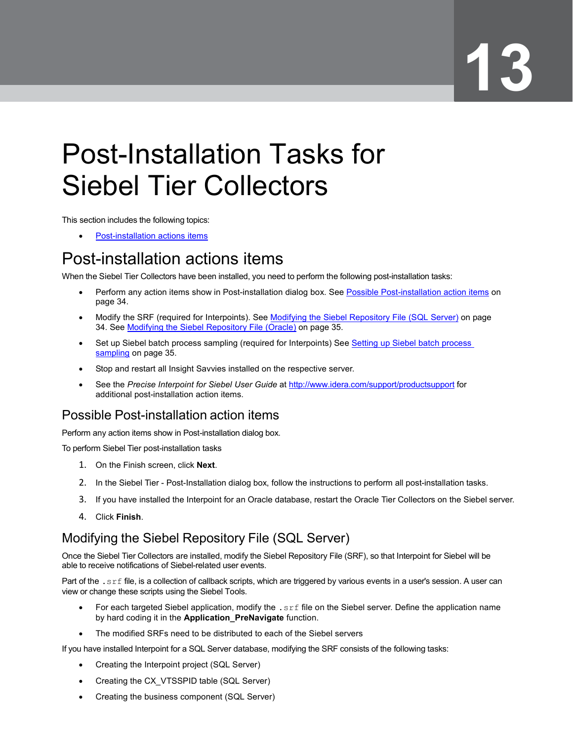# 13

# Post-Installation Tasks for Siebel Tier Collectors

This section includes the following topics:

- Post-installation actions items

## Post-installation actions items

When the Siebel Tier Collectors have been installed, you need to perform the following post-installation tasks:

- Perform any action items show in Post-installation dialog box. See Possible Post-installation action items on page 34.
- Modify the SRF (required for Interpoints). See Modifying the Siebel Repository File (SQL Server) on page 34. See Modifying the Siebel Repository File (Oracle) on page 35.
- Set up Siebel batch process sampling (required for Interpoints) See Setting up Siebel batch process sampling on page 35.
- Stop and restart all Insight Savvies installed on the respective server.
- See the *Precise Interpoint for Siebel User Guide* at http://www.idera.com/support/productsupport for additional post-installation action items.

### Possible Post-installation action items

Perform any action items show in Post-installation dialog box.

To perform Siebel Tier post-installation tasks

1. On the Finish screen, click **Next**.
2. In the Siebel Tier - Post-Installation dialog box, follow the instructions to perform all post-installation tasks.
3. If you have installed the Interpoint for an Oracle database, restart the Oracle Tier Collectors on the Siebel server.
4. Click **Finish**.

### Modifying the Siebel Repository File (SQL Server)

Once the Siebel Tier Collectors are installed, modify the Siebel Repository File (SRF), so that Interpoint for Siebel will be able to receive notifications of Siebel-related user events.

Part of the `.srf` file, is a collection of callback scripts, which are triggered by various events in a user's session. A user can view or change these scripts using the Siebel Tools.

- For each targeted Siebel application, modify the `.srf` file on the Siebel server. Define the application name by hard coding it in the **Application_PreNavigate** function.
- The modified SRFs need to be distributed to each of the Siebel servers

If you have installed Interpoint for a SQL Server database, modifying the SRF consists of the following tasks:

- Creating the Interpoint project (SQL Server)
- Creating the CX_VTSSPID table (SQL Server)
- Creating the business component (SQL Server)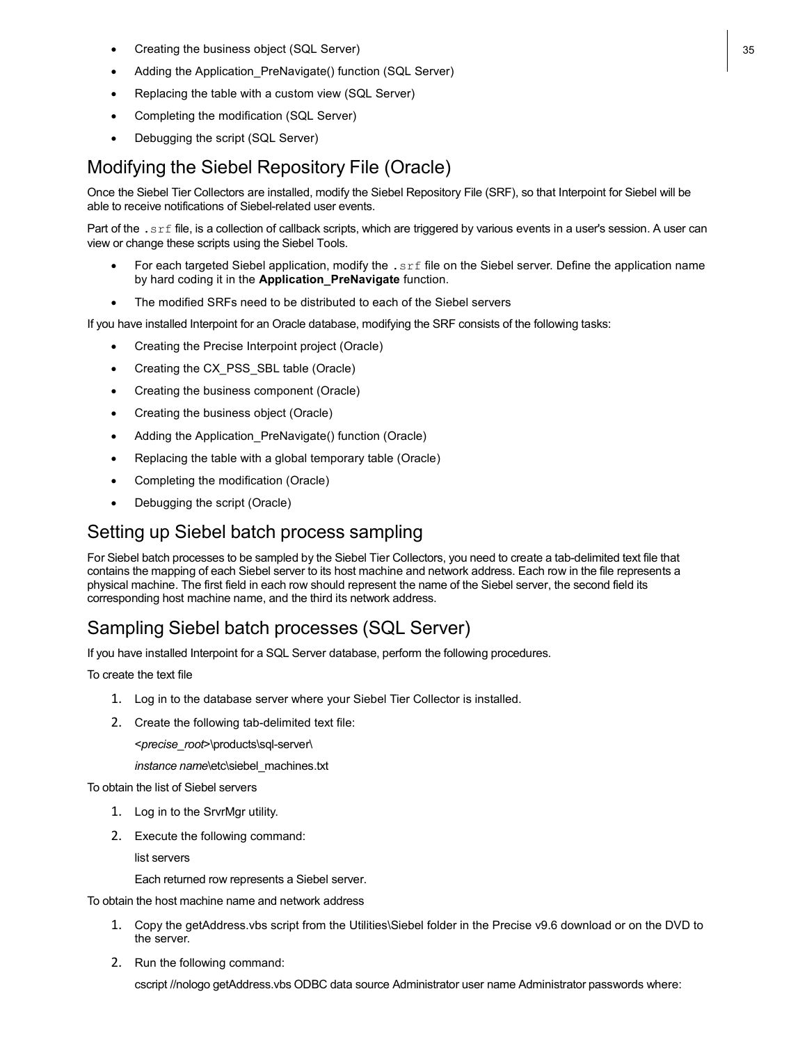- Creating the business object (SQL Server)
- Adding the Application_PreNavigate() function (SQL Server)
- Replacing the table with a custom view (SQL Server)
- Completing the modification (SQL Server)
- Debugging the script (SQL Server)

## Modifying the Siebel Repository File (Oracle)

Once the Siebel Tier Collectors are installed, modify the Siebel Repository File (SRF), so that Interpoint for Siebel will be able to receive notifications of Siebel-related user events.

Part of the `.srf` file, is a collection of callback scripts, which are triggered by various events in a user's session. A user can view or change these scripts using the Siebel Tools.

- For each targeted Siebel application, modify the `.srf` file on the Siebel server. Define the application name by hard coding it in the **Application_PreNavigate** function.
- The modified SRFs need to be distributed to each of the Siebel servers

If you have installed Interpoint for an Oracle database, modifying the SRF consists of the following tasks:

- Creating the Precise Interpoint project (Oracle)
- Creating the CX_PSS_SBL table (Oracle)
- Creating the business component (Oracle)
- Creating the business object (Oracle)
- Adding the Application_PreNavigate() function (Oracle)
- Replacing the table with a global temporary table (Oracle)
- Completing the modification (Oracle)
- Debugging the script (Oracle)

## Setting up Siebel batch process sampling

For Siebel batch processes to be sampled by the Siebel Tier Collectors, you need to create a tab-delimited text file that contains the mapping of each Siebel server to its host machine and network address. Each row in the file represents a physical machine. The first field in each row should represent the name of the Siebel server, the second field its corresponding host machine name, and the third its network address.

## Sampling Siebel batch processes (SQL Server)

If you have installed Interpoint for a SQL Server database, perform the following procedures.

To create the text file

1. Log in to the database server where your Siebel Tier Collector is installed.
2. Create the following tab-delimited text file:

   <*precise_root*>\products\sql-server\

   *instance name*\etc\siebel_machines.txt

To obtain the list of Siebel servers

1. Log in to the SrvrMgr utility.
2. Execute the following command:

   list servers

   Each returned row represents a Siebel server.

To obtain the host machine name and network address

1. Copy the getAddress.vbs script from the Utilities\Siebel folder in the Precise v9.6 download or on the DVD to the server.
2. Run the following command:

   cscript //nologo getAddress.vbs ODBC data source Administrator user name Administrator passwords where: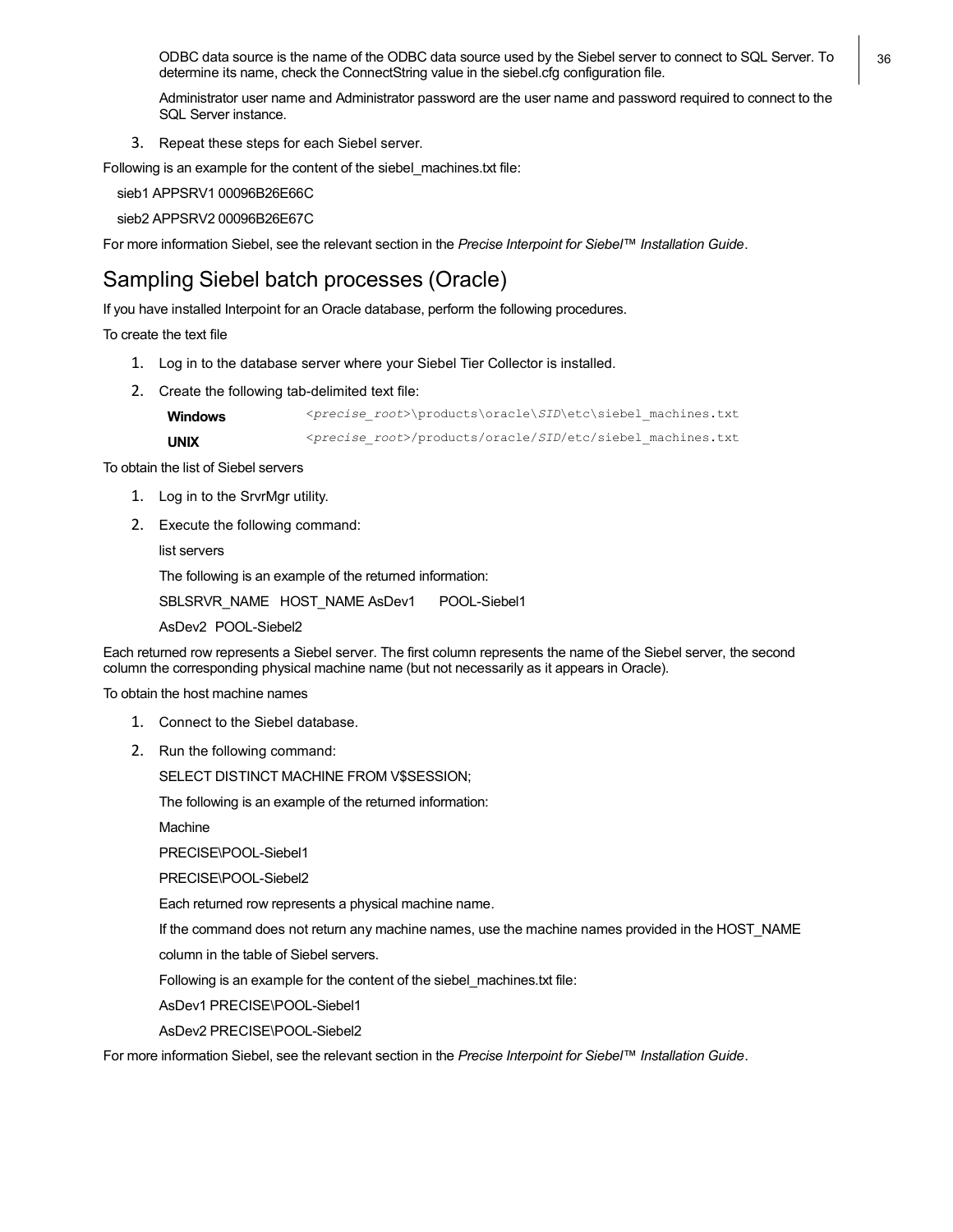ODBC data source is the name of the ODBC data source used by the Siebel server to connect to SQL Server. To determine its name, check the ConnectString value in the siebel.cfg configuration file.

Administrator user name and Administrator password are the user name and password required to connect to the SQL Server instance.

3. Repeat these steps for each Siebel server.

Following is an example for the content of the siebel_machines.txt file:

sieb1 APPSRV1 00096B26E66C

sieb2 APPSRV2 00096B26E67C

For more information Siebel, see the relevant section in the *Precise Interpoint for Siebel™ Installation Guide*.

## Sampling Siebel batch processes (Oracle)

If you have installed Interpoint for an Oracle database, perform the following procedures.

To create the text file

1. Log in to the database server where your Siebel Tier Collector is installed.
2. Create the following tab-delimited text file:

| | |
|---|---|
| **Windows** | `<precise_root>\products\oracle\SID\etc\siebel_machines.txt` |
| **UNIX** | `<precise_root>/products/oracle/SID/etc/siebel_machines.txt` |

To obtain the list of Siebel servers

1. Log in to the SrvrMgr utility.
2. Execute the following command:

   list servers

   The following is an example of the returned information:

   SBLSRVR_NAME HOST_NAME AsDev1 POOL-Siebel1

   AsDev2 POOL-Siebel2

Each returned row represents a Siebel server. The first column represents the name of the Siebel server, the second column the corresponding physical machine name (but not necessarily as it appears in Oracle).

To obtain the host machine names

1. Connect to the Siebel database.
2. Run the following command:

   SELECT DISTINCT MACHINE FROM V$SESSION;

   The following is an example of the returned information:

   Machine

   PRECISE\POOL-Siebel1

   PRECISE\POOL-Siebel2

   Each returned row represents a physical machine name.

   If the command does not return any machine names, use the machine names provided in the HOST_NAME column in the table of Siebel servers.

   Following is an example for the content of the siebel_machines.txt file:

   AsDev1 PRECISE\POOL-Siebel1

   AsDev2 PRECISE\POOL-Siebel2

For more information Siebel, see the relevant section in the *Precise Interpoint for Siebel™ Installation Guide*.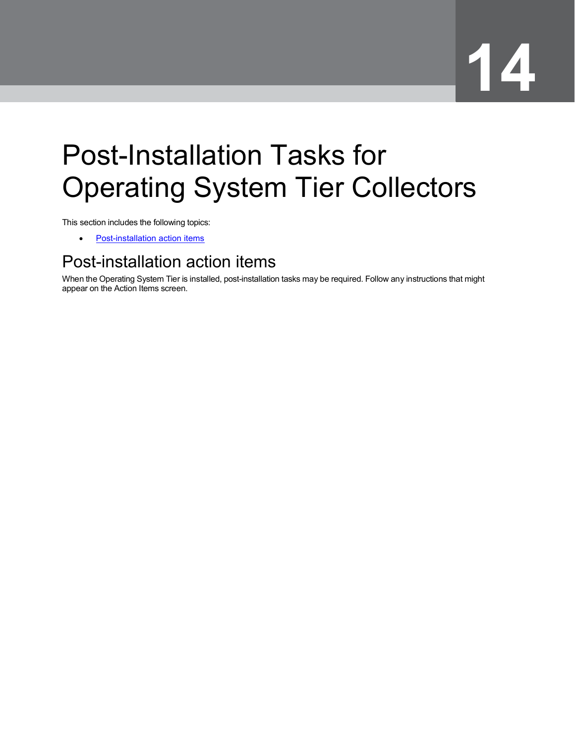# 14

# Post-Installation Tasks for Operating System Tier Collectors

This section includes the following topics:

- Post-installation action items

## Post-installation action items

When the Operating System Tier is installed, post-installation tasks may be required. Follow any instructions that might appear on the Action Items screen.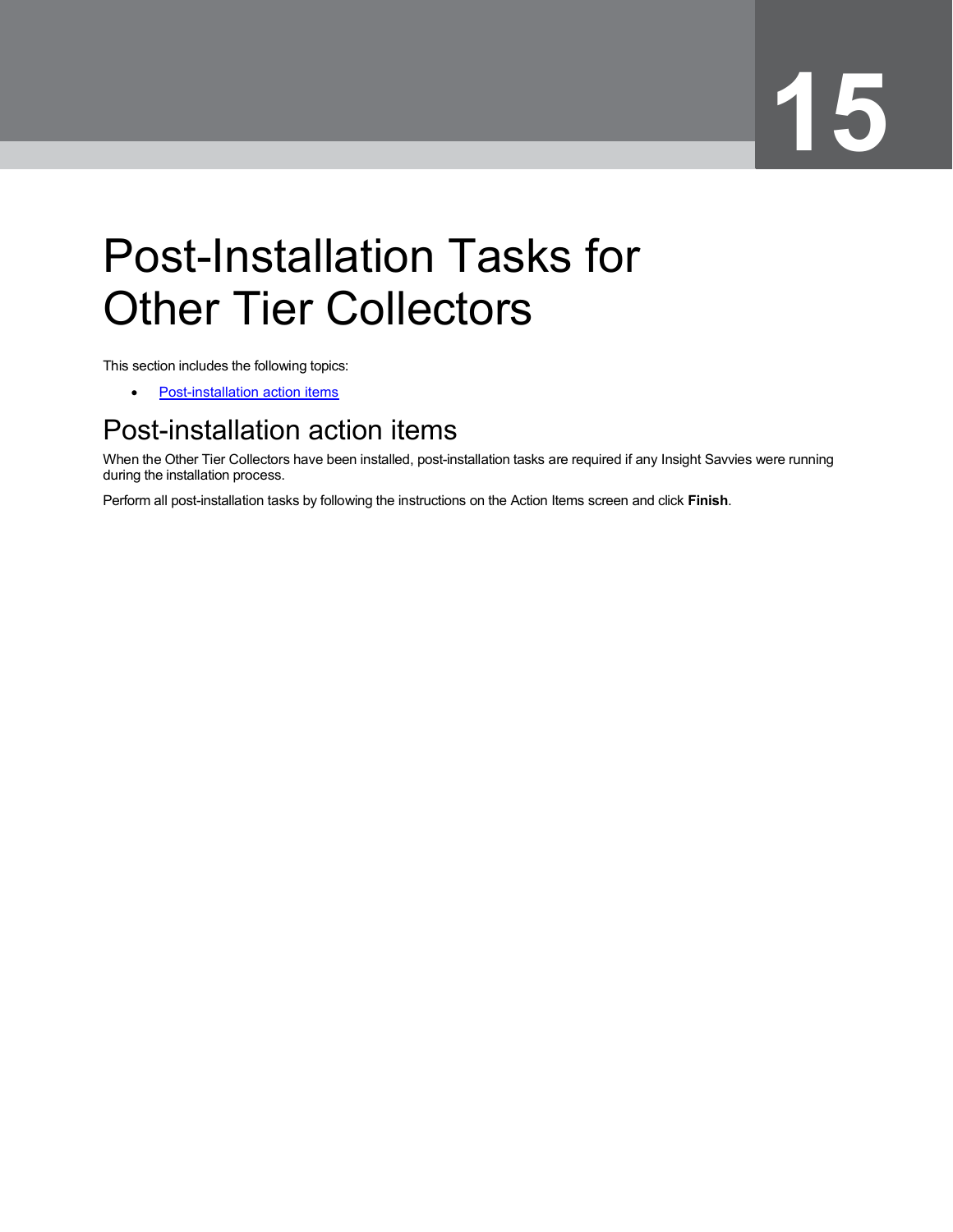# 15

# Post-Installation Tasks for Other Tier Collectors

This section includes the following topics:

- Post-installation action items

## Post-installation action items

When the Other Tier Collectors have been installed, post-installation tasks are required if any Insight Savvies were running during the installation process.

Perform all post-installation tasks by following the instructions on the Action Items screen and click **Finish**.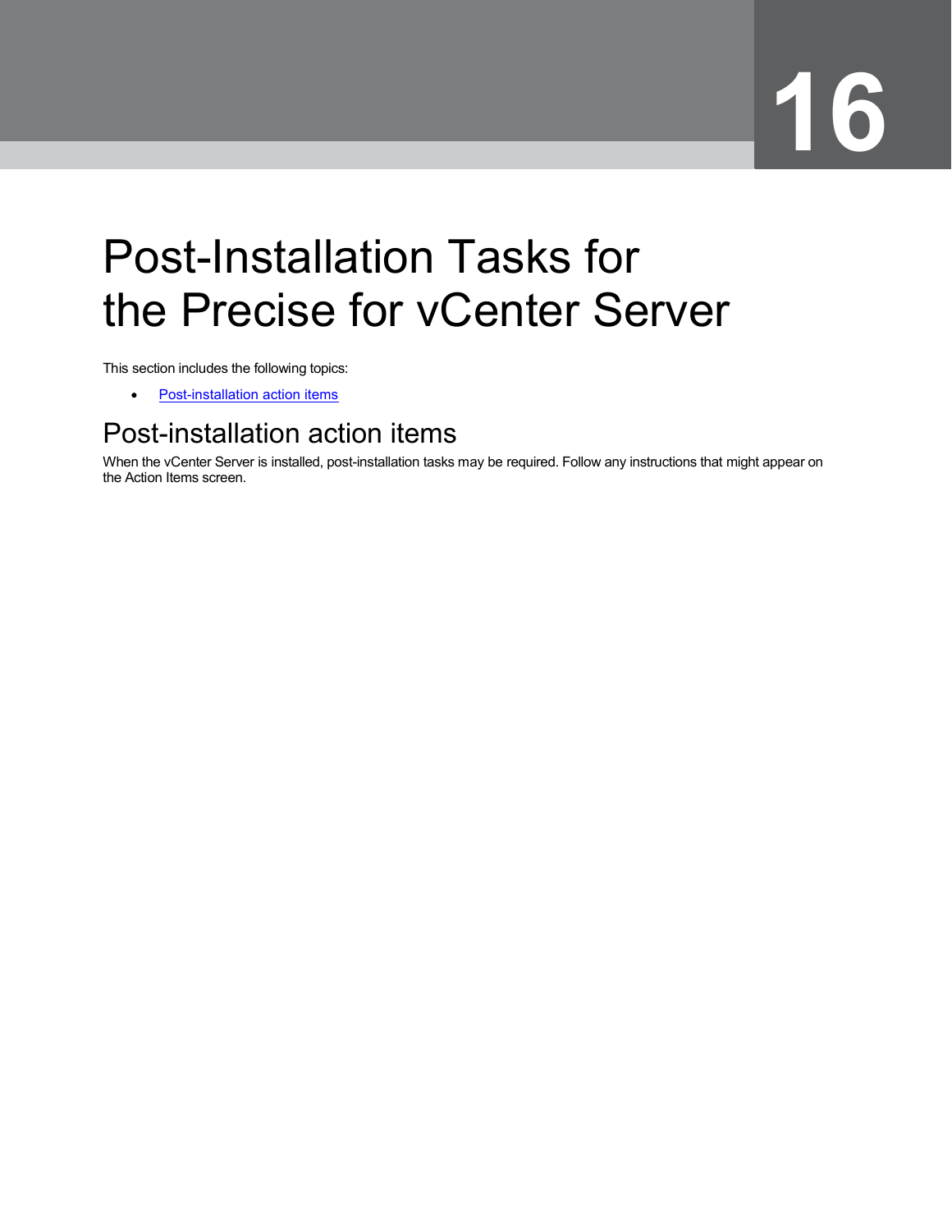# 16

# Post-Installation Tasks for the Precise for vCenter Server

This section includes the following topics:

- Post-installation action items

## Post-installation action items

When the vCenter Server is installed, post-installation tasks may be required. Follow any instructions that might appear on the Action Items screen.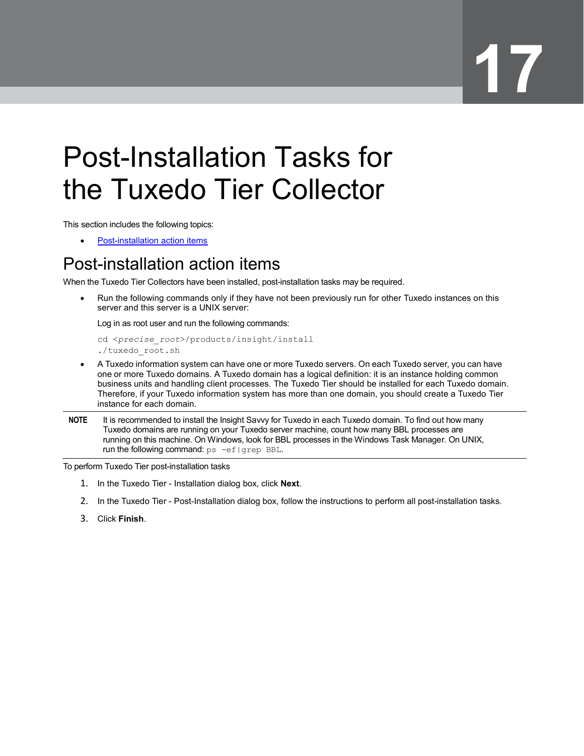# Post-Installation Tasks for the Tuxedo Tier Collector

This section includes the following topics:

- Post-installation action items

## Post-installation action items

When the Tuxedo Tier Collectors have been installed, post-installation tasks may be required.

- Run the following commands only if they have not been previously run for other Tuxedo instances on this server and this server is a UNIX server:

  Log in as root user and run the following commands:

  ```
  cd <precise_root>/products/insight/install
  ./tuxedo_root.sh
  ```

- A Tuxedo information system can have one or more Tuxedo servers. On each Tuxedo server, you can have one or more Tuxedo domains. A Tuxedo domain has a logical definition: it is an instance holding common business units and handling client processes. The Tuxedo Tier should be installed for each Tuxedo domain. Therefore, if your Tuxedo information system has more than one domain, you should create a Tuxedo Tier instance for each domain.

**NOTE** It is recommended to install the Insight Savvy for Tuxedo in each Tuxedo domain. To find out how many Tuxedo domains are running on your Tuxedo server machine, count how many BBL processes are running on this machine. On Windows, look for BBL processes in the Windows Task Manager. On UNIX, run the following command: `ps -ef|grep BBL`.

To perform Tuxedo Tier post-installation tasks

1. In the Tuxedo Tier - Installation dialog box, click **Next**.
2. In the Tuxedo Tier - Post-Installation dialog box, follow the instructions to perform all post-installation tasks.
3. Click **Finish**.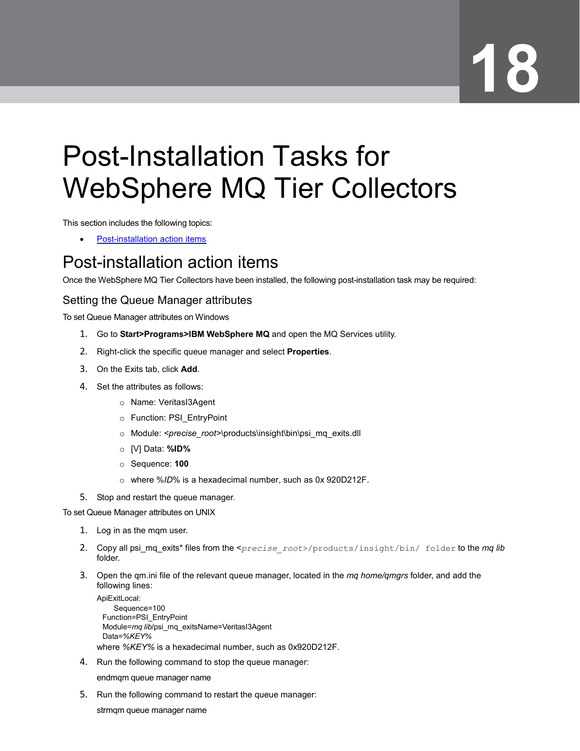# 18

# Post-Installation Tasks for WebSphere MQ Tier Collectors

This section includes the following topics:

- Post-installation action items

## Post-installation action items

Once the WebSphere MQ Tier Collectors have been installed, the following post-installation task may be required:

### Setting the Queue Manager attributes

To set Queue Manager attributes on Windows

1. Go to **Start>Programs>IBM WebSphere MQ** and open the MQ Services utility.
2. Right-click the specific queue manager and select **Properties**.
3. On the Exits tab, click **Add**.
4. Set the attributes as follows:
   - Name: VeritasI3Agent
   - Function: PSI_EntryPoint
   - Module: <*precise_root*>\products\insight\bin\psi_mq_exits.dll
   - [V] Data: **%ID%**
   - Sequence: **100**
   - where %*ID*% is a hexadecimal number, such as 0x 920D212F.
5. Stop and restart the queue manager.

To set Queue Manager attributes on UNIX

1. Log in as the mqm user.
2. Copy all psi_mq_exits* files from the <`precise_root`>`/products/insight/bin/ folder` to the *mq lib* folder.
3. Open the qm.ini file of the relevant queue manager, located in the *mq home/qmgrs* folder, and add the following lines:

   ApiExitLocal:
   Sequence=100
   Function=PSI_EntryPoint
   Module=*mq lib*/psi_mq_exitsName=VeritasI3Agent
   Data=*%KEY%*

   where *%KEY%* is a hexadecimal number, such as 0x920D212F.
4. Run the following command to stop the queue manager:

   endmqm queue manager name
5. Run the following command to restart the queue manager:

   strmqm queue manager name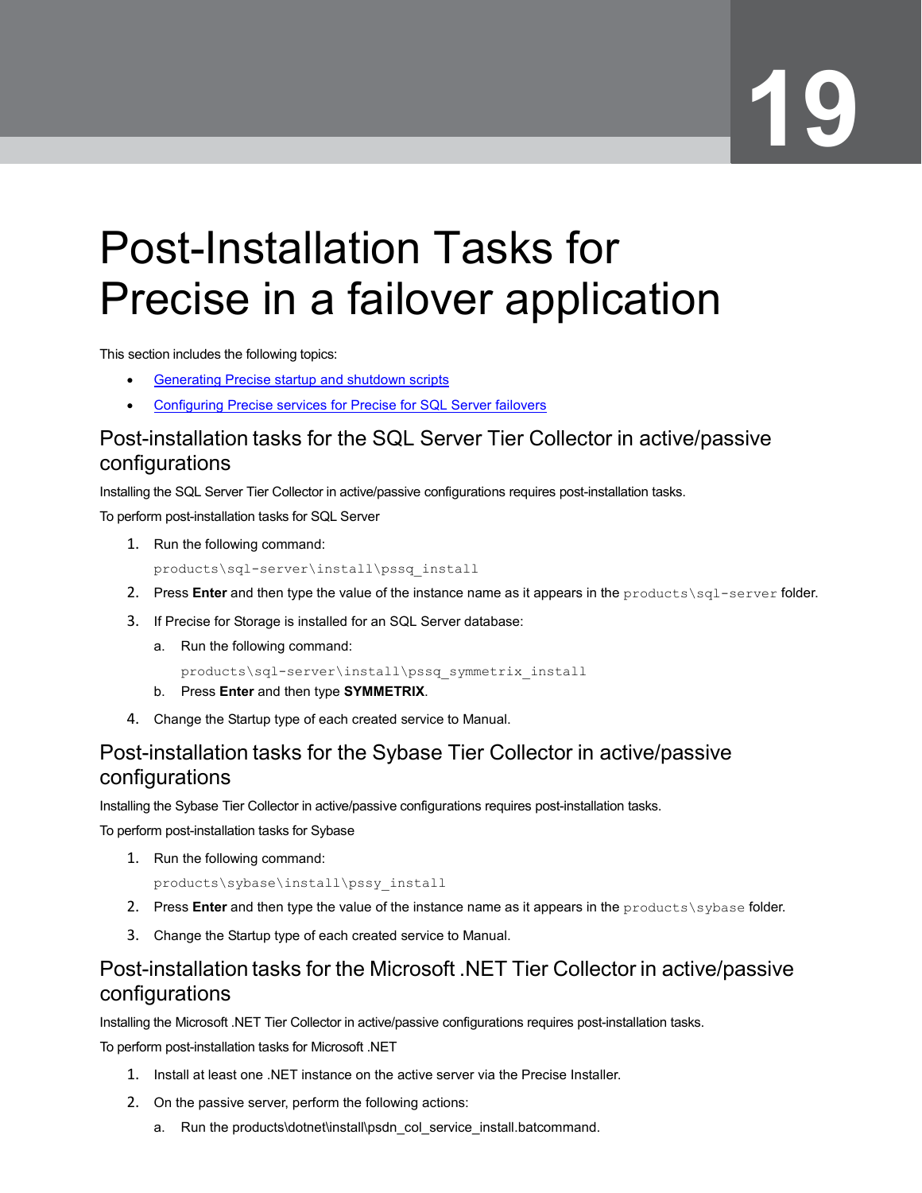# 19

# Post-Installation Tasks for Precise in a failover application

This section includes the following topics:

- Generating Precise startup and shutdown scripts
- Configuring Precise services for Precise for SQL Server failovers

## Post-installation tasks for the SQL Server Tier Collector in active/passive configurations

Installing the SQL Server Tier Collector in active/passive configurations requires post-installation tasks.

To perform post-installation tasks for SQL Server

1. Run the following command:

   ```
   products\sql-server\install\pssq_install
   ```

2. Press **Enter** and then type the value of the instance name as it appears in the `products\sql-server` folder.
3. If Precise for Storage is installed for an SQL Server database:
   a. Run the following command:

      ```
      products\sql-server\install\pssq_symmetrix_install
      ```

   b. Press **Enter** and then type **SYMMETRIX**.
4. Change the Startup type of each created service to Manual.

## Post-installation tasks for the Sybase Tier Collector in active/passive configurations

Installing the Sybase Tier Collector in active/passive configurations requires post-installation tasks.

To perform post-installation tasks for Sybase

1. Run the following command:

   ```
   products\sybase\install\pssy_install
   ```

2. Press **Enter** and then type the value of the instance name as it appears in the `products\sybase` folder.
3. Change the Startup type of each created service to Manual.

## Post-installation tasks for the Microsoft .NET Tier Collector in active/passive configurations

Installing the Microsoft .NET Tier Collector in active/passive configurations requires post-installation tasks.

To perform post-installation tasks for Microsoft .NET

1. Install at least one .NET instance on the active server via the Precise Installer.
2. On the passive server, perform the following actions:
   a. Run the products\dotnet\install\psdn_col_service_install.batcommand.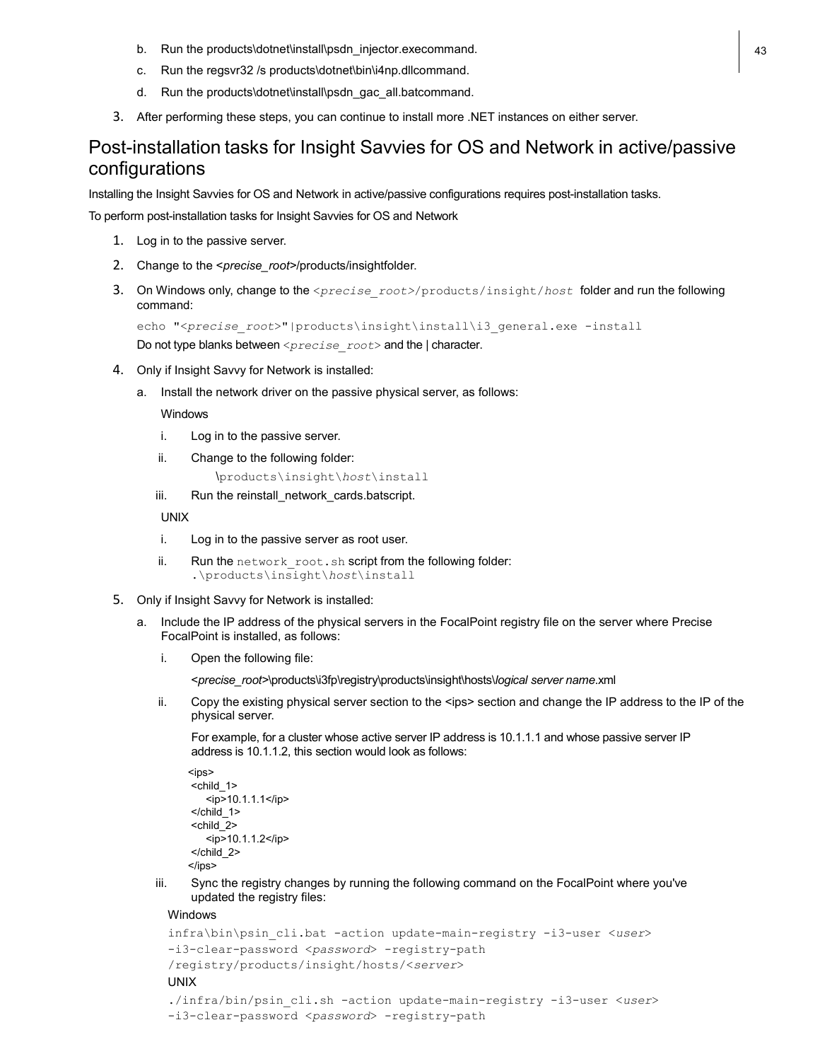b. Run the products\dotnet\install\psdn_injector.execommand.

c. Run the regsvr32 /s products\dotnet\bin\i4np.dllcommand.

d. Run the products\dotnet\install\psdn_gac_all.batcommand.

3. After performing these steps, you can continue to install more .NET instances on either server.

## Post-installation tasks for Insight Savvies for OS and Network in active/passive configurations

Installing the Insight Savvies for OS and Network in active/passive configurations requires post-installation tasks.

To perform post-installation tasks for Insight Savvies for OS and Network

1. Log in to the passive server.
2. Change to the <*precise_root*>/products/insightfolder.
3. On Windows only, change to the `<precise_root>/products/insight/host` folder and run the following command:

   ```
   echo "<precise_root>"|products\insight\install\i3_general.exe -install
   ```

   Do not type blanks between `<precise_root>` and the | character.

4. Only if Insight Savvy for Network is installed:

   a. Install the network driver on the passive physical server, as follows:

      Windows

      i. Log in to the passive server.

      ii. Change to the following folder:

         `\products\insight\host\install`

      iii. Run the reinstall_network_cards.batscript.

      UNIX

      i. Log in to the passive server as root user.

      ii. Run the `network_root.sh` script from the following folder:
         `.\products\insight\host\install`

5. Only if Insight Savvy for Network is installed:

   a. Include the IP address of the physical servers in the FocalPoint registry file on the server where Precise FocalPoint is installed, as follows:

      i. Open the following file:

         <*precise_root*>\products\i3fp\registry\products\insight\hosts\*logical server name*.xml

      ii. Copy the existing physical server section to the <ips> section and change the IP address to the IP of the physical server.

         For example, for a cluster whose active server IP address is 10.1.1.1 and whose passive server IP address is 10.1.1.2, this section would look as follows:

         ```
         <ips>
          <child_1>
             <ip>10.1.1.1</ip>
          </child_1>
          <child_2>
             <ip>10.1.1.2</ip>
          </child_2>
         </ips>
         ```

      iii. Sync the registry changes by running the following command on the FocalPoint where you've updated the registry files:

         Windows

         ```
         infra\bin\psin_cli.bat -action update-main-registry -i3-user <user>
         -i3-clear-password <password> -registry-path
         /registry/products/insight/hosts/<server>
         ```

         UNIX

         ```
         ./infra/bin/psin_cli.sh -action update-main-registry -i3-user <user>
         -i3-clear-password <password> -registry-path
         ```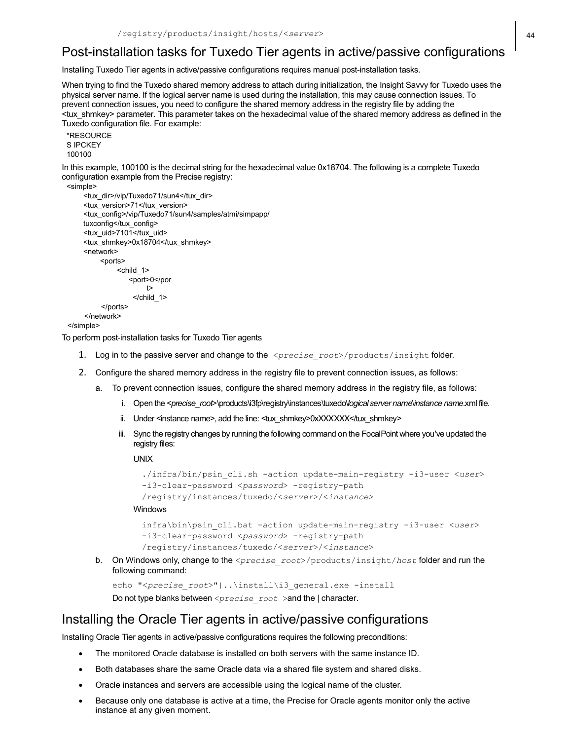```
/registry/products/insight/hosts/<server>
```

## Post-installation tasks for Tuxedo Tier agents in active/passive configurations

Installing Tuxedo Tier agents in active/passive configurations requires manual post-installation tasks.

When trying to find the Tuxedo shared memory address to attach during initialization, the Insight Savvy for Tuxedo uses the physical server name. If the logical server name is used during the installation, this may cause connection issues. To prevent connection issues, you need to configure the shared memory address in the registry file by adding the <tux_shmkey> parameter. This parameter takes on the hexadecimal value of the shared memory address as defined in the Tuxedo configuration file. For example:

```
*RESOURCE
S IPCKEY
100100
```

In this example, 100100 is the decimal string for the hexadecimal value 0x18704. The following is a complete Tuxedo configuration example from the Precise registry:

```
<simple>
    <tux_dir>/vip/Tuxedo71/sun4</tux_dir>
    <tux_version>71</tux_version>
    <tux_config>/vip/Tuxedo71/sun4/samples/atmi/simpapp/
    tuxconfig</tux_config>
    <tux_uid>7101</tux_uid>
    <tux_shmkey>0x18704</tux_shmkey>
    <network>
        <ports>
            <child_1>
                <port>0</por
                    t>
                </child_1>
        </ports>
    </network>
</simple>
```

To perform post-installation tasks for Tuxedo Tier agents

1. Log in to the passive server and change to the `<precise_root>/products/insight` folder.
2. Configure the shared memory address in the registry file to prevent connection issues, as follows:
   a. To prevent connection issues, configure the shared memory address in the registry file, as follows:
      i. Open the *<precise_root>*\products\i3fp\registry\instances\tuxedo\*logical server name*\*instance name*.xml file.
      ii. Under <instance name>, add the line: <tux_shmkey>0xXXXXXX</tux_shmkey>
      iii. Sync the registry changes by running the following command on the FocalPoint where you've updated the registry files:

         UNIX

         ```
         ./infra/bin/psin_cli.sh -action update-main-registry -i3-user <user>
         -i3-clear-password <password> -registry-path
         /registry/instances/tuxedo/<server>/<instance>
         ```

         Windows

         ```
         infra\bin\psin_cli.bat -action update-main-registry -i3-user <user>
         -i3-clear-password <password> -registry-path
         /registry/instances/tuxedo/<server>/<instance>
         ```

   b. On Windows only, change to the `<precise_root>/products/insight/host` folder and run the following command:

      ```
      echo "<precise_root>"|..\install\i3_general.exe -install
      ```

      Do not type blanks between *<precise_root >*and the | character.

## Installing the Oracle Tier agents in active/passive configurations

Installing Oracle Tier agents in active/passive configurations requires the following preconditions:

- The monitored Oracle database is installed on both servers with the same instance ID.
- Both databases share the same Oracle data via a shared file system and shared disks.
- Oracle instances and servers are accessible using the logical name of the cluster.
- Because only one database is active at a time, the Precise for Oracle agents monitor only the active instance at any given moment.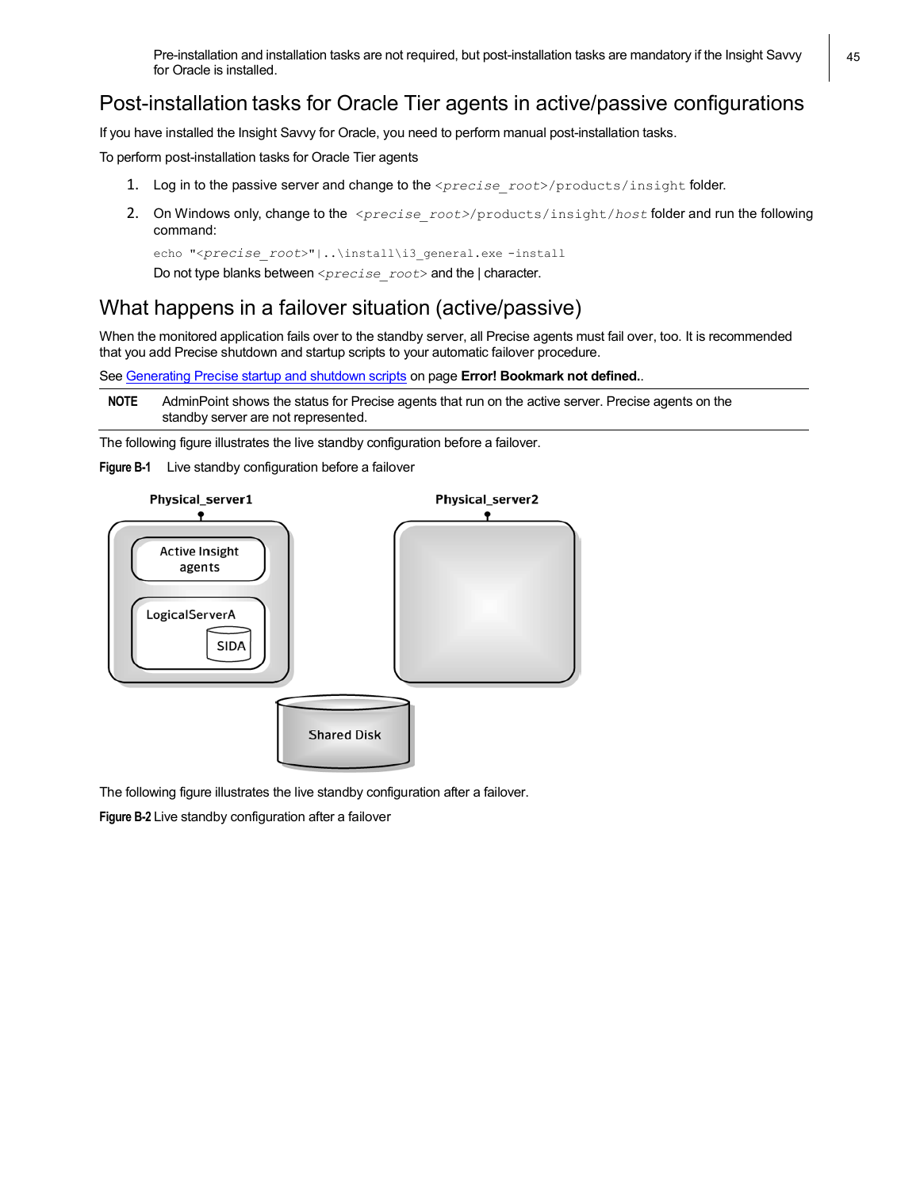Pre-installation and installation tasks are not required, but post-installation tasks are mandatory if the Insight Savvy for Oracle is installed.

## Post-installation tasks for Oracle Tier agents in active/passive configurations

If you have installed the Insight Savvy for Oracle, you need to perform manual post-installation tasks.

To perform post-installation tasks for Oracle Tier agents

1. Log in to the passive server and change to the `<precise_root>/products/insight` folder.
2. On Windows only, change to the `<precise_root>/products/insight/host` folder and run the following command:

   ```
   echo "<precise_root>"|..\install\i3_general.exe -install
   ```

   Do not type blanks between `<precise_root>` and the | character.

## What happens in a failover situation (active/passive)

When the monitored application fails over to the standby server, all Precise agents must fail over, too. It is recommended that you add Precise shutdown and startup scripts to your automatic failover procedure.

See Generating Precise startup and shutdown scripts on page **Error! Bookmark not defined.**.

| | |
|---|---|
| **NOTE** | AdminPoint shows the status for Precise agents that run on the active server. Precise agents on the standby server are not represented. |

The following figure illustrates the live standby configuration before a failover.

**Figure B-1** Live standby configuration before a failover

Physical_server1

Active Insight agents

LogicalServerA

SIDA

Physical_server2

Shared Disk

The following figure illustrates the live standby configuration after a failover.

**Figure B-2** Live standby configuration after a failover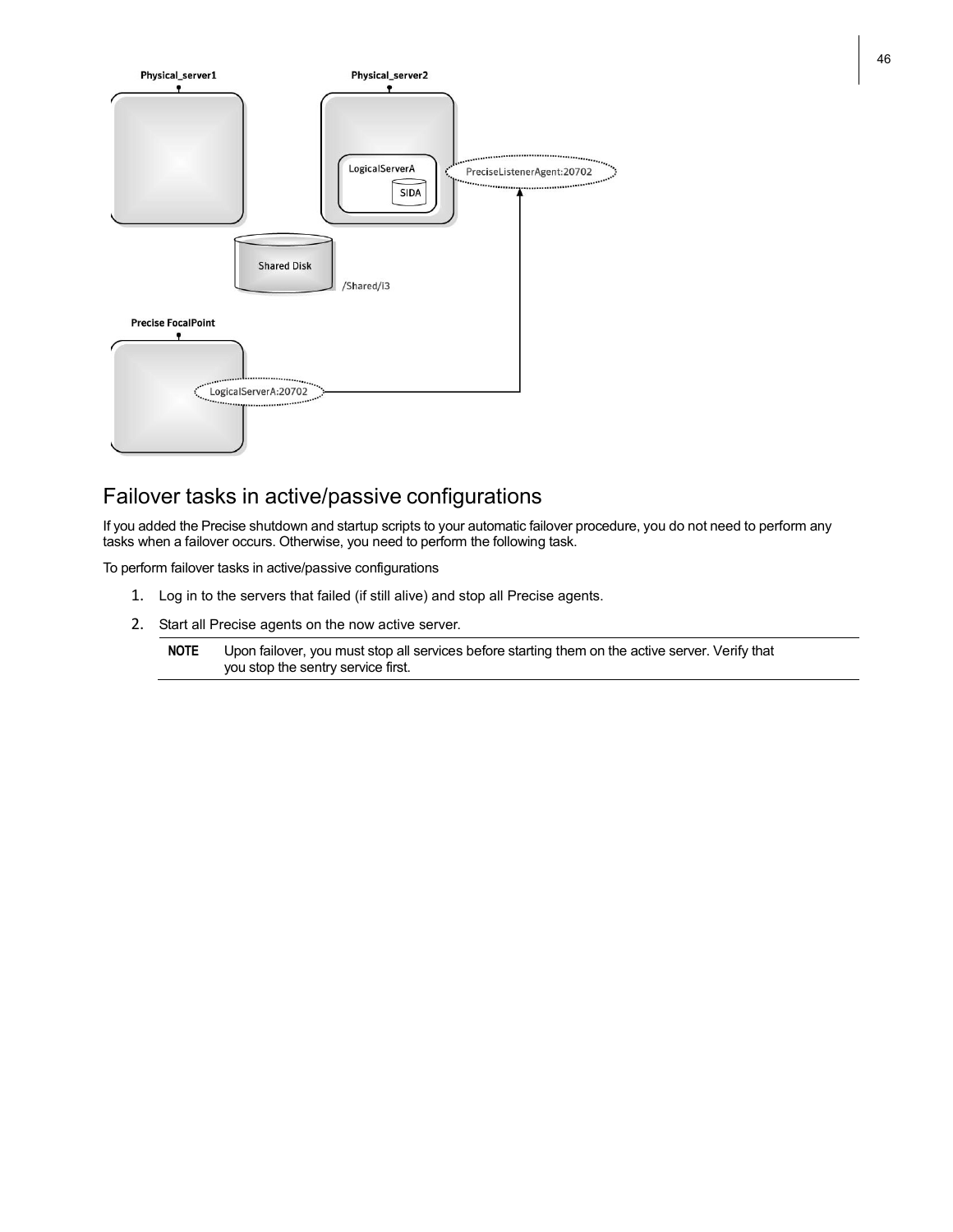## Failover tasks in active/passive configurations

If you added the Precise shutdown and startup scripts to your automatic failover procedure, you do not need to perform any tasks when a failover occurs. Otherwise, you need to perform the following task.

To perform failover tasks in active/passive configurations

1. Log in to the servers that failed (if still alive) and stop all Precise agents.
2. Start all Precise agents on the now active server.

| **NOTE** | Upon failover, you must stop all services before starting them on the active server. Verify that you stop the sentry service first. |
|---|---|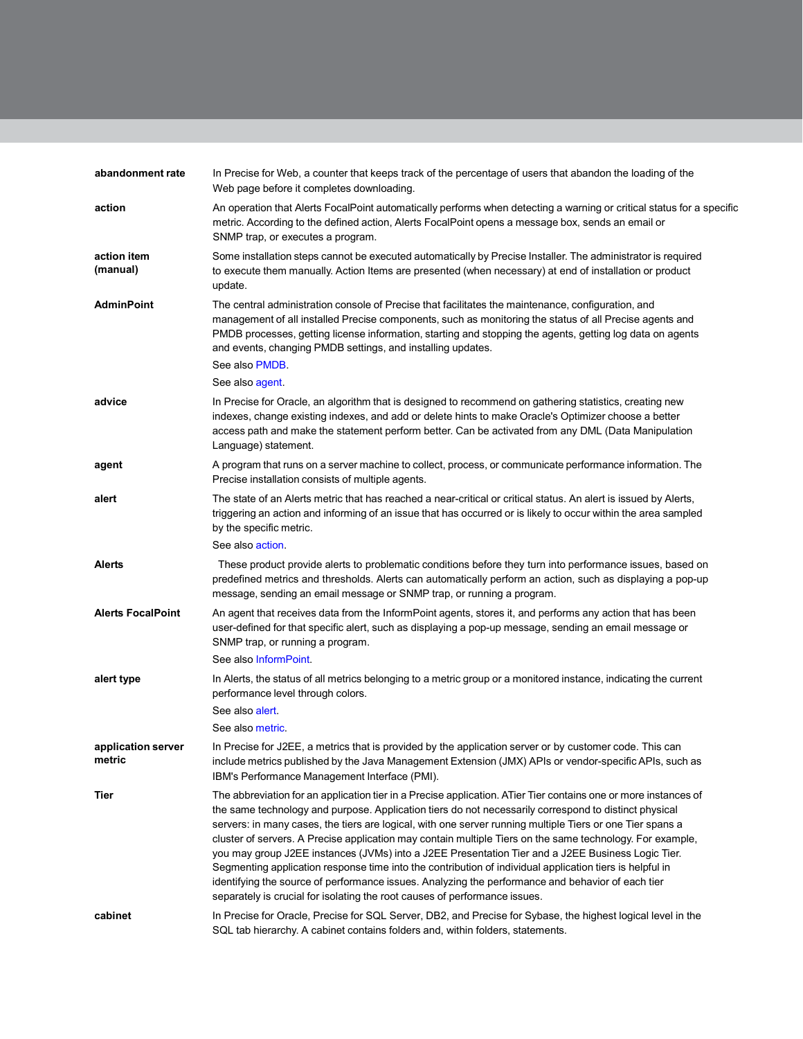**abandonment rate**
In Precise for Web, a counter that keeps track of the percentage of users that abandon the loading of the Web page before it completes downloading.

**action**
An operation that Alerts FocalPoint automatically performs when detecting a warning or critical status for a specific metric. According to the defined action, Alerts FocalPoint opens a message box, sends an email or SNMP trap, or executes a program.

**action item (manual)**
Some installation steps cannot be executed automatically by Precise Installer. The administrator is required to execute them manually. Action Items are presented (when necessary) at end of installation or product update.

**AdminPoint**
The central administration console of Precise that facilitates the maintenance, configuration, and management of all installed Precise components, such as monitoring the status of all Precise agents and PMDB processes, getting license information, starting and stopping the agents, getting log data on agents and events, changing PMDB settings, and installing updates.

See also PMDB.

See also agent.

**advice**
In Precise for Oracle, an algorithm that is designed to recommend on gathering statistics, creating new indexes, change existing indexes, and add or delete hints to make Oracle's Optimizer choose a better access path and make the statement perform better. Can be activated from any DML (Data Manipulation Language) statement.

**agent**
A program that runs on a server machine to collect, process, or communicate performance information. The Precise installation consists of multiple agents.

**alert**
The state of an Alerts metric that has reached a near-critical or critical status. An alert is issued by Alerts, triggering an action and informing of an issue that has occurred or is likely to occur within the area sampled by the specific metric.

See also action.

**Alerts**
These product provide alerts to problematic conditions before they turn into performance issues, based on predefined metrics and thresholds. Alerts can automatically perform an action, such as displaying a pop-up message, sending an email message or SNMP trap, or running a program.

**Alerts FocalPoint**
An agent that receives data from the InformPoint agents, stores it, and performs any action that has been user-defined for that specific alert, such as displaying a pop-up message, sending an email message or SNMP trap, or running a program.

See also InformPoint.

**alert type**
In Alerts, the status of all metrics belonging to a metric group or a monitored instance, indicating the current performance level through colors.

See also alert.

See also metric.

**application server metric**
In Precise for J2EE, a metrics that is provided by the application server or by customer code. This can include metrics published by the Java Management Extension (JMX) APIs or vendor-specific APIs, such as IBM's Performance Management Interface (PMI).

**Tier**
The abbreviation for an application tier in a Precise application. ATier Tier contains one or more instances of the same technology and purpose. Application tiers do not necessarily correspond to distinct physical servers: in many cases, the tiers are logical, with one server running multiple Tiers or one Tier spans a cluster of servers. A Precise application may contain multiple Tiers on the same technology. For example, you may group J2EE instances (JVMs) into a J2EE Presentation Tier and a J2EE Business Logic Tier. Segmenting application response time into the contribution of individual application tiers is helpful in identifying the source of performance issues. Analyzing the performance and behavior of each tier separately is crucial for isolating the root causes of performance issues.

**cabinet**
In Precise for Oracle, Precise for SQL Server, DB2, and Precise for Sybase, the highest logical level in the SQL tab hierarchy. A cabinet contains folders and, within folders, statements.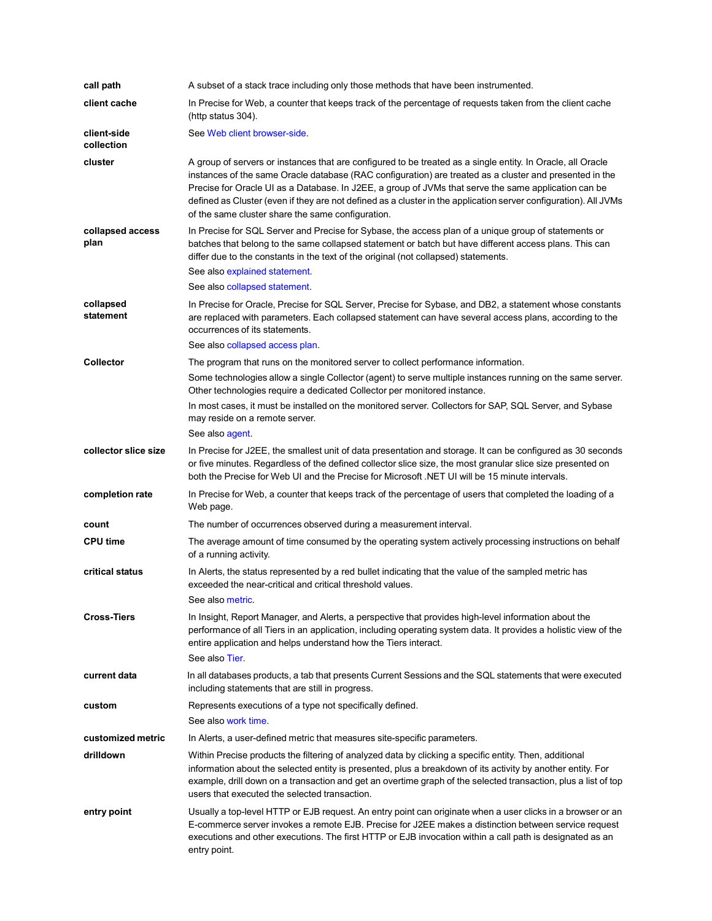**call path** A subset of a stack trace including only those methods that have been instrumented.

**client cache** In Precise for Web, a counter that keeps track of the percentage of requests taken from the client cache (http status 304).

**client-side collection** See Web client browser-side.

**cluster** A group of servers or instances that are configured to be treated as a single entity. In Oracle, all Oracle instances of the same Oracle database (RAC configuration) are treated as a cluster and presented in the Precise for Oracle UI as a Database. In J2EE, a group of JVMs that serve the same application can be defined as Cluster (even if they are not defined as a cluster in the application server configuration). All JVMs of the same cluster share the same configuration.

**collapsed access plan** In Precise for SQL Server and Precise for Sybase, the access plan of a unique group of statements or batches that belong to the same collapsed statement or batch but have different access plans. This can differ due to the constants in the text of the original (not collapsed) statements.

See also explained statement.

See also collapsed statement.

**collapsed statement** In Precise for Oracle, Precise for SQL Server, Precise for Sybase, and DB2, a statement whose constants are replaced with parameters. Each collapsed statement can have several access plans, according to the occurrences of its statements.

See also collapsed access plan.

**Collector** The program that runs on the monitored server to collect performance information.

Some technologies allow a single Collector (agent) to serve multiple instances running on the same server. Other technologies require a dedicated Collector per monitored instance.

In most cases, it must be installed on the monitored server. Collectors for SAP, SQL Server, and Sybase may reside on a remote server.

See also agent.

**collector slice size** In Precise for J2EE, the smallest unit of data presentation and storage. It can be configured as 30 seconds or five minutes. Regardless of the defined collector slice size, the most granular slice size presented on both the Precise for Web UI and the Precise for Microsoft .NET UI will be 15 minute intervals.

**completion rate** In Precise for Web, a counter that keeps track of the percentage of users that completed the loading of a Web page.

**count** The number of occurrences observed during a measurement interval.

**CPU time** The average amount of time consumed by the operating system actively processing instructions on behalf of a running activity.

**critical status** In Alerts, the status represented by a red bullet indicating that the value of the sampled metric has exceeded the near-critical and critical threshold values.

See also metric.

**Cross-Tiers** In Insight, Report Manager, and Alerts, a perspective that provides high-level information about the performance of all Tiers in an application, including operating system data. It provides a holistic view of the entire application and helps understand how the Tiers interact.

See also Tier.

**current data** In all databases products, a tab that presents Current Sessions and the SQL statements that were executed including statements that are still in progress.

**custom** Represents executions of a type not specifically defined.

See also work time.

**customized metric** In Alerts, a user-defined metric that measures site-specific parameters.

**drilldown** Within Precise products the filtering of analyzed data by clicking a specific entity. Then, additional information about the selected entity is presented, plus a breakdown of its activity by another entity. For example, drill down on a transaction and get an overtime graph of the selected transaction, plus a list of top users that executed the selected transaction.

**entry point** Usually a top-level HTTP or EJB request. An entry point can originate when a user clicks in a browser or an E-commerce server invokes a remote EJB. Precise for J2EE makes a distinction between service request executions and other executions. The first HTTP or EJB invocation within a call path is designated as an entry point.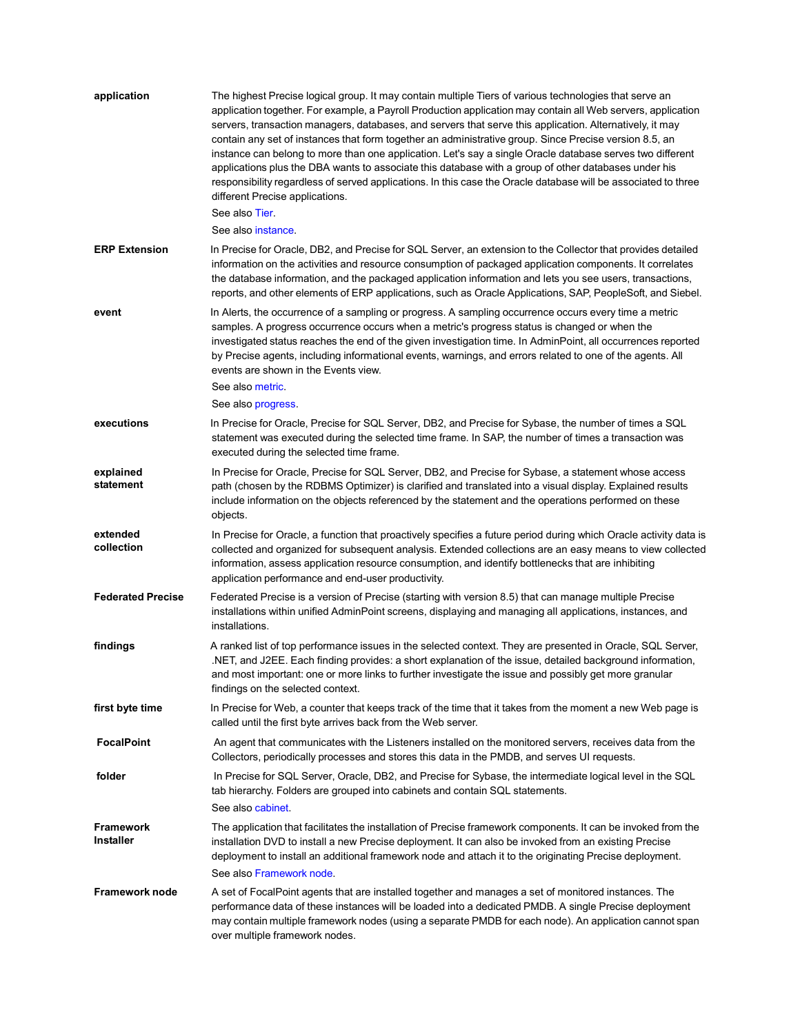**application**
The highest Precise logical group. It may contain multiple Tiers of various technologies that serve an application together. For example, a Payroll Production application may contain all Web servers, application servers, transaction managers, databases, and servers that serve this application. Alternatively, it may contain any set of instances that form together an administrative group. Since Precise version 8.5, an instance can belong to more than one application. Let's say a single Oracle database serves two different applications plus the DBA wants to associate this database with a group of other databases under his responsibility regardless of served applications. In this case the Oracle database will be associated to three different Precise applications.

See also Tier.

See also instance.

**ERP Extension**
In Precise for Oracle, DB2, and Precise for SQL Server, an extension to the Collector that provides detailed information on the activities and resource consumption of packaged application components. It correlates the database information, and the packaged application information and lets you see users, transactions, reports, and other elements of ERP applications, such as Oracle Applications, SAP, PeopleSoft, and Siebel.

**event**
In Alerts, the occurrence of a sampling or progress. A sampling occurrence occurs every time a metric samples. A progress occurrence occurs when a metric's progress status is changed or when the investigated status reaches the end of the given investigation time. In AdminPoint, all occurrences reported by Precise agents, including informational events, warnings, and errors related to one of the agents. All events are shown in the Events view.

See also metric.

See also progress.

**executions**
In Precise for Oracle, Precise for SQL Server, DB2, and Precise for Sybase, the number of times a SQL statement was executed during the selected time frame. In SAP, the number of times a transaction was executed during the selected time frame.

**explained statement**
In Precise for Oracle, Precise for SQL Server, DB2, and Precise for Sybase, a statement whose access path (chosen by the RDBMS Optimizer) is clarified and translated into a visual display. Explained results include information on the objects referenced by the statement and the operations performed on these objects.

**extended collection**
In Precise for Oracle, a function that proactively specifies a future period during which Oracle activity data is collected and organized for subsequent analysis. Extended collections are an easy means to view collected information, assess application resource consumption, and identify bottlenecks that are inhibiting application performance and end-user productivity.

**Federated Precise**
Federated Precise is a version of Precise (starting with version 8.5) that can manage multiple Precise installations within unified AdminPoint screens, displaying and managing all applications, instances, and installations.

**findings**
A ranked list of top performance issues in the selected context. They are presented in Oracle, SQL Server, .NET, and J2EE. Each finding provides: a short explanation of the issue, detailed background information, and most important: one or more links to further investigate the issue and possibly get more granular findings on the selected context.

**first byte time**
In Precise for Web, a counter that keeps track of the time that it takes from the moment a new Web page is called until the first byte arrives back from the Web server.

**FocalPoint**
An agent that communicates with the Listeners installed on the monitored servers, receives data from the Collectors, periodically processes and stores this data in the PMDB, and serves UI requests.

**folder**
In Precise for SQL Server, Oracle, DB2, and Precise for Sybase, the intermediate logical level in the SQL tab hierarchy. Folders are grouped into cabinets and contain SQL statements.

See also cabinet.

**Framework Installer**
The application that facilitates the installation of Precise framework components. It can be invoked from the installation DVD to install a new Precise deployment. It can also be invoked from an existing Precise deployment to install an additional framework node and attach it to the originating Precise deployment.

See also Framework node.

**Framework node**
A set of FocalPoint agents that are installed together and manages a set of monitored instances. The performance data of these instances will be loaded into a dedicated PMDB. A single Precise deployment may contain multiple framework nodes (using a separate PMDB for each node). An application cannot span over multiple framework nodes.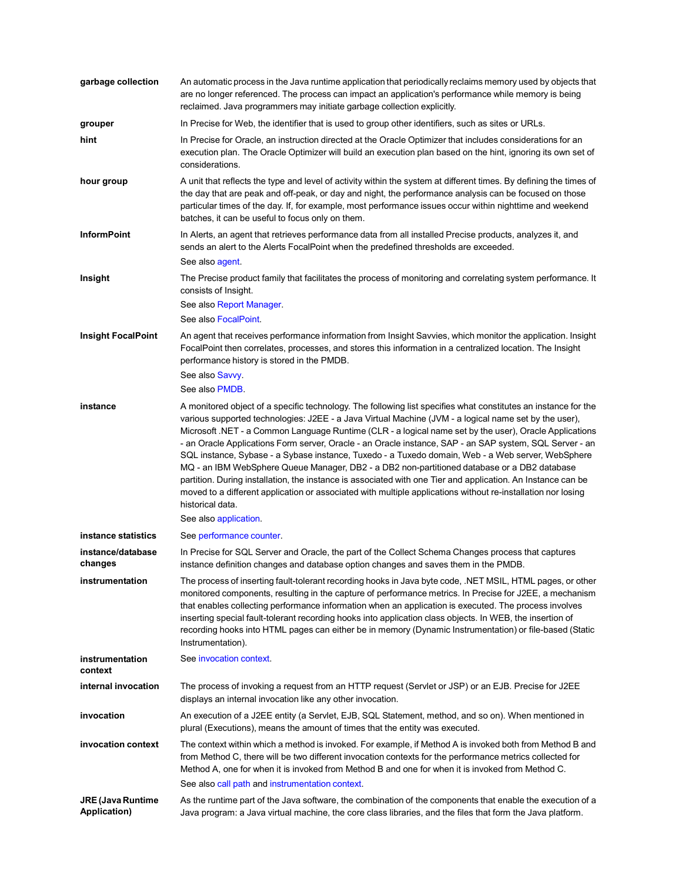**garbage collection**
An automatic process in the Java runtime application that periodically reclaims memory used by objects that are no longer referenced. The process can impact an application's performance while memory is being reclaimed. Java programmers may initiate garbage collection explicitly.

**grouper**
In Precise for Web, the identifier that is used to group other identifiers, such as sites or URLs.

**hint**
In Precise for Oracle, an instruction directed at the Oracle Optimizer that includes considerations for an execution plan. The Oracle Optimizer will build an execution plan based on the hint, ignoring its own set of considerations.

**hour group**
A unit that reflects the type and level of activity within the system at different times. By defining the times of the day that are peak and off-peak, or day and night, the performance analysis can be focused on those particular times of the day. If, for example, most performance issues occur within nighttime and weekend batches, it can be useful to focus only on them.

**InformPoint**
In Alerts, an agent that retrieves performance data from all installed Precise products, analyzes it, and sends an alert to the Alerts FocalPoint when the predefined thresholds are exceeded.

See also agent.

**Insight**
The Precise product family that facilitates the process of monitoring and correlating system performance. It consists of Insight.

See also Report Manager.

See also FocalPoint.

**Insight FocalPoint**
An agent that receives performance information from Insight Savvies, which monitor the application. Insight FocalPoint then correlates, processes, and stores this information in a centralized location. The Insight performance history is stored in the PMDB.

See also Savvy.

See also PMDB.

**instance**
A monitored object of a specific technology. The following list specifies what constitutes an instance for the various supported technologies: J2EE - a Java Virtual Machine (JVM - a logical name set by the user), Microsoft .NET - a Common Language Runtime (CLR - a logical name set by the user), Oracle Applications - an Oracle Applications Form server, Oracle - an Oracle instance, SAP - an SAP system, SQL Server - an SQL instance, Sybase - a Sybase instance, Tuxedo - a Tuxedo domain, Web - a Web server, WebSphere MQ - an IBM WebSphere Queue Manager, DB2 - a DB2 non-partitioned database or a DB2 database partition. During installation, the instance is associated with one Tier and application. An Instance can be moved to a different application or associated with multiple applications without re-installation nor losing historical data.

See also application.

**instance statistics**
See performance counter.

**instance/database changes**
In Precise for SQL Server and Oracle, the part of the Collect Schema Changes process that captures instance definition changes and database option changes and saves them in the PMDB.

**instrumentation**
The process of inserting fault-tolerant recording hooks in Java byte code, .NET MSIL, HTML pages, or other monitored components, resulting in the capture of performance metrics. In Precise for J2EE, a mechanism that enables collecting performance information when an application is executed. The process involves inserting special fault-tolerant recording hooks into application class objects. In WEB, the insertion of recording hooks into HTML pages can either be in memory (Dynamic Instrumentation) or file-based (Static Instrumentation).

**instrumentation context**
See invocation context.

**internal invocation**
The process of invoking a request from an HTTP request (Servlet or JSP) or an EJB. Precise for J2EE displays an internal invocation like any other invocation.

**invocation**
An execution of a J2EE entity (a Servlet, EJB, SQL Statement, method, and so on). When mentioned in plural (Executions), means the amount of times that the entity was executed.

**invocation context**
The context within which a method is invoked. For example, if Method A is invoked both from Method B and from Method C, there will be two different invocation contexts for the performance metrics collected for Method A, one for when it is invoked from Method B and one for when it is invoked from Method C.

See also call path and instrumentation context.

**JRE (Java Runtime Application)**
As the runtime part of the Java software, the combination of the components that enable the execution of a Java program: a Java virtual machine, the core class libraries, and the files that form the Java platform.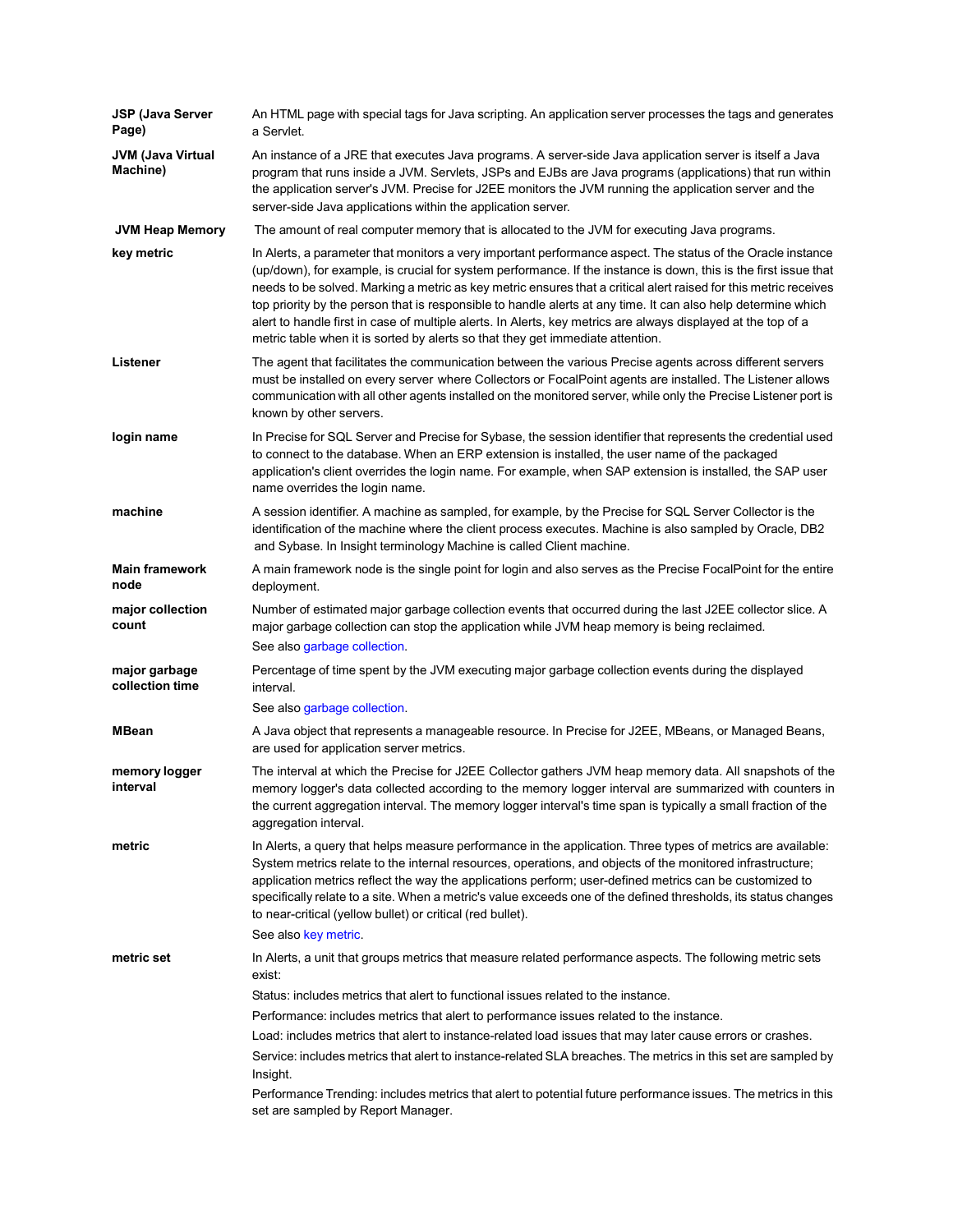**JSP (Java Server Page)**
An HTML page with special tags for Java scripting. An application server processes the tags and generates a Servlet.

**JVM (Java Virtual Machine)**
An instance of a JRE that executes Java programs. A server-side Java application server is itself a Java program that runs inside a JVM. Servlets, JSPs and EJBs are Java programs (applications) that run within the application server's JVM. Precise for J2EE monitors the JVM running the application server and the server-side Java applications within the application server.

**JVM Heap Memory**
The amount of real computer memory that is allocated to the JVM for executing Java programs.

**key metric**
In Alerts, a parameter that monitors a very important performance aspect. The status of the Oracle instance (up/down), for example, is crucial for system performance. If the instance is down, this is the first issue that needs to be solved. Marking a metric as key metric ensures that a critical alert raised for this metric receives top priority by the person that is responsible to handle alerts at any time. It can also help determine which alert to handle first in case of multiple alerts. In Alerts, key metrics are always displayed at the top of a metric table when it is sorted by alerts so that they get immediate attention.

**Listener**
The agent that facilitates the communication between the various Precise agents across different servers must be installed on every server where Collectors or FocalPoint agents are installed. The Listener allows communication with all other agents installed on the monitored server, while only the Precise Listener port is known by other servers.

**login name**
In Precise for SQL Server and Precise for Sybase, the session identifier that represents the credential used to connect to the database. When an ERP extension is installed, the user name of the packaged application's client overrides the login name. For example, when SAP extension is installed, the SAP user name overrides the login name.

**machine**
A session identifier. A machine as sampled, for example, by the Precise for SQL Server Collector is the identification of the machine where the client process executes. Machine is also sampled by Oracle, DB2 and Sybase. In Insight terminology Machine is called Client machine.

**Main framework node**
A main framework node is the single point for login and also serves as the Precise FocalPoint for the entire deployment.

**major collection count**
Number of estimated major garbage collection events that occurred during the last J2EE collector slice. A major garbage collection can stop the application while JVM heap memory is being reclaimed.

See also garbage collection.

**major garbage collection time**
Percentage of time spent by the JVM executing major garbage collection events during the displayed interval.

See also garbage collection.

**MBean**
A Java object that represents a manageable resource. In Precise for J2EE, MBeans, or Managed Beans, are used for application server metrics.

**memory logger interval**
The interval at which the Precise for J2EE Collector gathers JVM heap memory data. All snapshots of the memory logger's data collected according to the memory logger interval are summarized with counters in the current aggregation interval. The memory logger interval's time span is typically a small fraction of the aggregation interval.

**metric**
In Alerts, a query that helps measure performance in the application. Three types of metrics are available: System metrics relate to the internal resources, operations, and objects of the monitored infrastructure; application metrics reflect the way the applications perform; user-defined metrics can be customized to specifically relate to a site. When a metric's value exceeds one of the defined thresholds, its status changes to near-critical (yellow bullet) or critical (red bullet).

See also key metric.

**metric set**
In Alerts, a unit that groups metrics that measure related performance aspects. The following metric sets exist:

Status: includes metrics that alert to functional issues related to the instance.

Performance: includes metrics that alert to performance issues related to the instance.

Load: includes metrics that alert to instance-related load issues that may later cause errors or crashes.

Service: includes metrics that alert to instance-related SLA breaches. The metrics in this set are sampled by Insight.

Performance Trending: includes metrics that alert to potential future performance issues. The metrics in this set are sampled by Report Manager.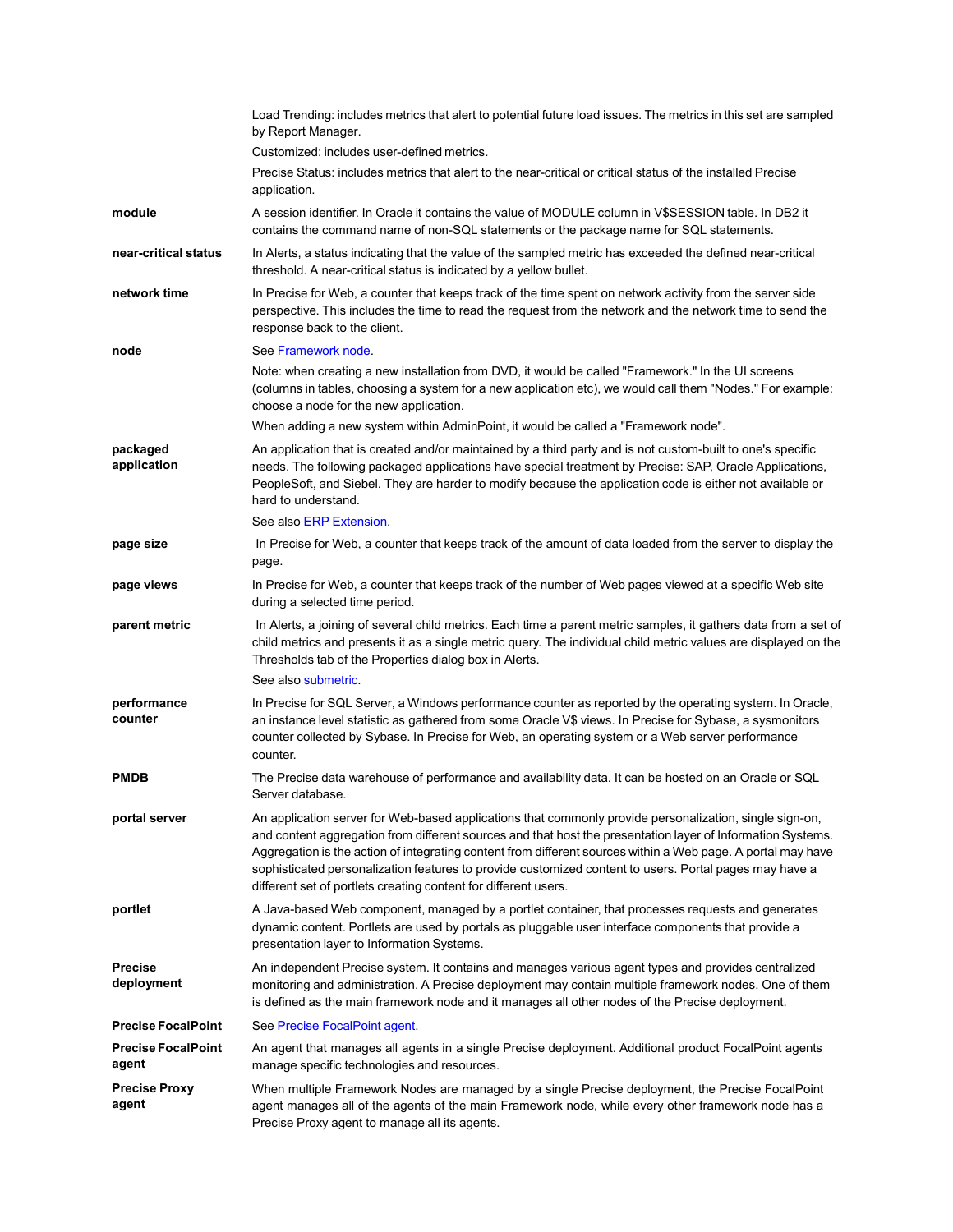| | |
|---|---|
| | Load Trending: includes metrics that alert to potential future load issues. The metrics in this set are sampled by Report Manager.<br>Customized: includes user-defined metrics.<br>Precise Status: includes metrics that alert to the near-critical or critical status of the installed Precise application. |
| **module** | A session identifier. In Oracle it contains the value of MODULE column in V$SESSION table. In DB2 it contains the command name of non-SQL statements or the package name for SQL statements. |
| **near-critical status** | In Alerts, a status indicating that the value of the sampled metric has exceeded the defined near-critical threshold. A near-critical status is indicated by a yellow bullet. |
| **network time** | In Precise for Web, a counter that keeps track of the time spent on network activity from the server side perspective. This includes the time to read the request from the network and the network time to send the response back to the client. |
| **node** | See Framework node.<br>Note: when creating a new installation from DVD, it would be called "Framework." In the UI screens (columns in tables, choosing a system for a new application etc), we would call them "Nodes." For example: choose a node for the new application.<br>When adding a new system within AdminPoint, it would be called a "Framework node". |
| **packaged application** | An application that is created and/or maintained by a third party and is not custom-built to one's specific needs. The following packaged applications have special treatment by Precise: SAP, Oracle Applications, PeopleSoft, and Siebel. They are harder to modify because the application code is either not available or hard to understand.<br>See also ERP Extension. |
| **page size** | In Precise for Web, a counter that keeps track of the amount of data loaded from the server to display the page. |
| **page views** | In Precise for Web, a counter that keeps track of the number of Web pages viewed at a specific Web site during a selected time period. |
| **parent metric** | In Alerts, a joining of several child metrics. Each time a parent metric samples, it gathers data from a set of child metrics and presents it as a single metric query. The individual child metric values are displayed on the Thresholds tab of the Properties dialog box in Alerts.<br>See also submetric. |
| **performance counter** | In Precise for SQL Server, a Windows performance counter as reported by the operating system. In Oracle, an instance level statistic as gathered from some Oracle V$ views. In Precise for Sybase, a sysmonitors counter collected by Sybase. In Precise for Web, an operating system or a Web server performance counter. |
| **PMDB** | The Precise data warehouse of performance and availability data. It can be hosted on an Oracle or SQL Server database. |
| **portal server** | An application server for Web-based applications that commonly provide personalization, single sign-on, and content aggregation from different sources and that host the presentation layer of Information Systems. Aggregation is the action of integrating content from different sources within a Web page. A portal may have sophisticated personalization features to provide customized content to users. Portal pages may have a different set of portlets creating content for different users. |
| **portlet** | A Java-based Web component, managed by a portlet container, that processes requests and generates dynamic content. Portlets are used by portals as pluggable user interface components that provide a presentation layer to Information Systems. |
| **Precise deployment** | An independent Precise system. It contains and manages various agent types and provides centralized monitoring and administration. A Precise deployment may contain multiple framework nodes. One of them is defined as the main framework node and it manages all other nodes of the Precise deployment. |
| **Precise FocalPoint** | See Precise FocalPoint agent. |
| **Precise FocalPoint agent** | An agent that manages all agents in a single Precise deployment. Additional product FocalPoint agents manage specific technologies and resources. |
| **Precise Proxy agent** | When multiple Framework Nodes are managed by a single Precise deployment, the Precise FocalPoint agent manages all of the agents of the main Framework node, while every other framework node has a Precise Proxy agent to manage all its agents. |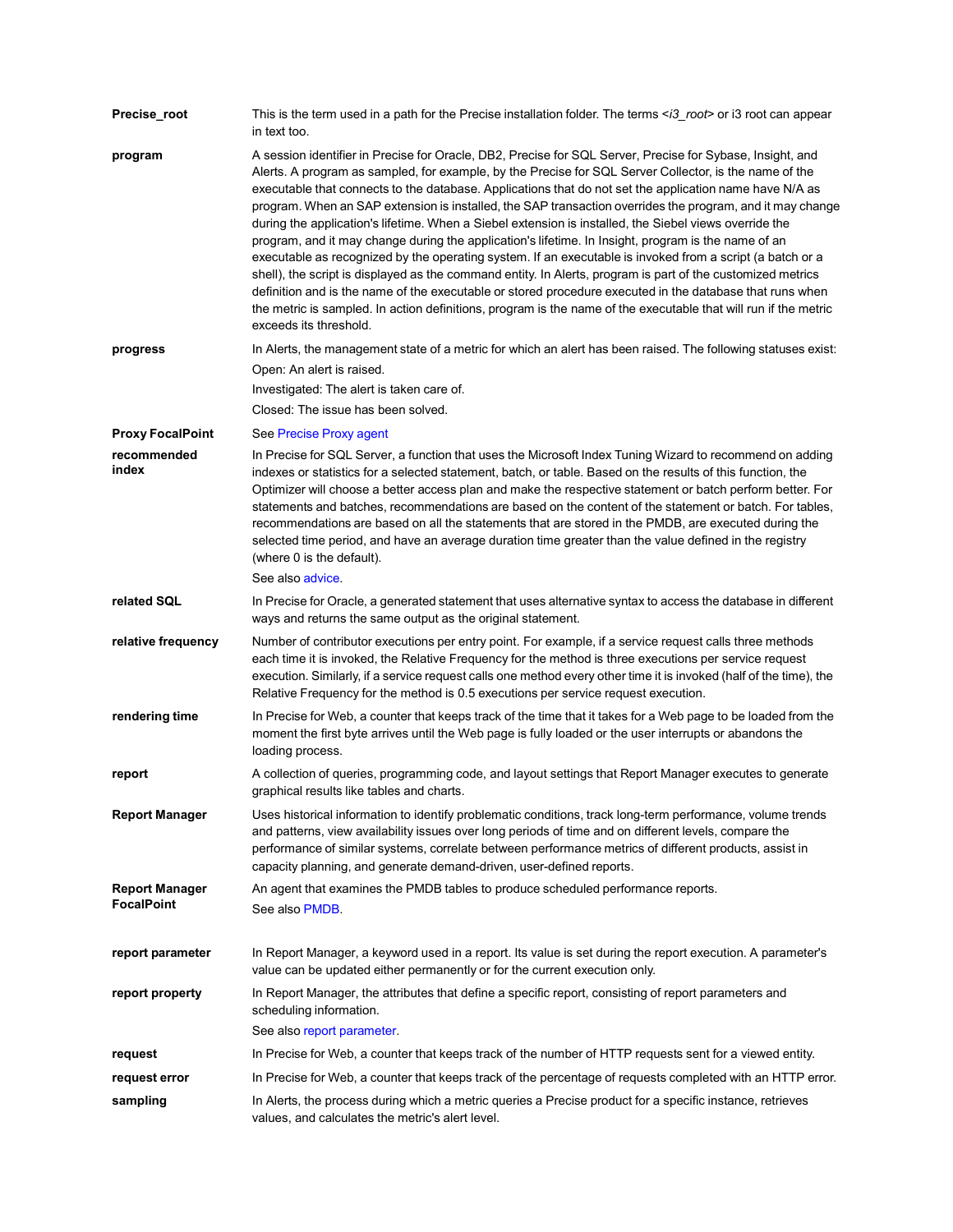**Precise_root** This is the term used in a path for the Precise installation folder. The terms <*i3_root*> or i3 root can appear in text too.

**program** A session identifier in Precise for Oracle, DB2, Precise for SQL Server, Precise for Sybase, Insight, and Alerts. A program as sampled, for example, by the Precise for SQL Server Collector, is the name of the executable that connects to the database. Applications that do not set the application name have N/A as program. When an SAP extension is installed, the SAP transaction overrides the program, and it may change during the application's lifetime. When a Siebel extension is installed, the Siebel views override the program, and it may change during the application's lifetime. In Insight, program is the name of an executable as recognized by the operating system. If an executable is invoked from a script (a batch or a shell), the script is displayed as the command entity. In Alerts, program is part of the customized metrics definition and is the name of the executable or stored procedure executed in the database that runs when the metric is sampled. In action definitions, program is the name of the executable that will run if the metric exceeds its threshold.

**progress** In Alerts, the management state of a metric for which an alert has been raised. The following statuses exist:

Open: An alert is raised.

Investigated: The alert is taken care of.

Closed: The issue has been solved.

**Proxy FocalPoint** See Precise Proxy agent

**recommended index** In Precise for SQL Server, a function that uses the Microsoft Index Tuning Wizard to recommend on adding indexes or statistics for a selected statement, batch, or table. Based on the results of this function, the Optimizer will choose a better access plan and make the respective statement or batch perform better. For statements and batches, recommendations are based on the content of the statement or batch. For tables, recommendations are based on all the statements that are stored in the PMDB, are executed during the selected time period, and have an average duration time greater than the value defined in the registry (where 0 is the default).

See also advice.

**related SQL** In Precise for Oracle, a generated statement that uses alternative syntax to access the database in different ways and returns the same output as the original statement.

**relative frequency** Number of contributor executions per entry point. For example, if a service request calls three methods each time it is invoked, the Relative Frequency for the method is three executions per service request execution. Similarly, if a service request calls one method every other time it is invoked (half of the time), the Relative Frequency for the method is 0.5 executions per service request execution.

**rendering time** In Precise for Web, a counter that keeps track of the time that it takes for a Web page to be loaded from the moment the first byte arrives until the Web page is fully loaded or the user interrupts or abandons the loading process.

**report** A collection of queries, programming code, and layout settings that Report Manager executes to generate graphical results like tables and charts.

**Report Manager** Uses historical information to identify problematic conditions, track long-term performance, volume trends and patterns, view availability issues over long periods of time and on different levels, compare the performance of similar systems, correlate between performance metrics of different products, assist in capacity planning, and generate demand-driven, user-defined reports.

**Report Manager FocalPoint** An agent that examines the PMDB tables to produce scheduled performance reports.

See also PMDB.

**report parameter** In Report Manager, a keyword used in a report. Its value is set during the report execution. A parameter's value can be updated either permanently or for the current execution only.

**report property** In Report Manager, the attributes that define a specific report, consisting of report parameters and scheduling information.

See also report parameter.

**request** In Precise for Web, a counter that keeps track of the number of HTTP requests sent for a viewed entity.

**request error** In Precise for Web, a counter that keeps track of the percentage of requests completed with an HTTP error.

**sampling** In Alerts, the process during which a metric queries a Precise product for a specific instance, retrieves values, and calculates the metric's alert level.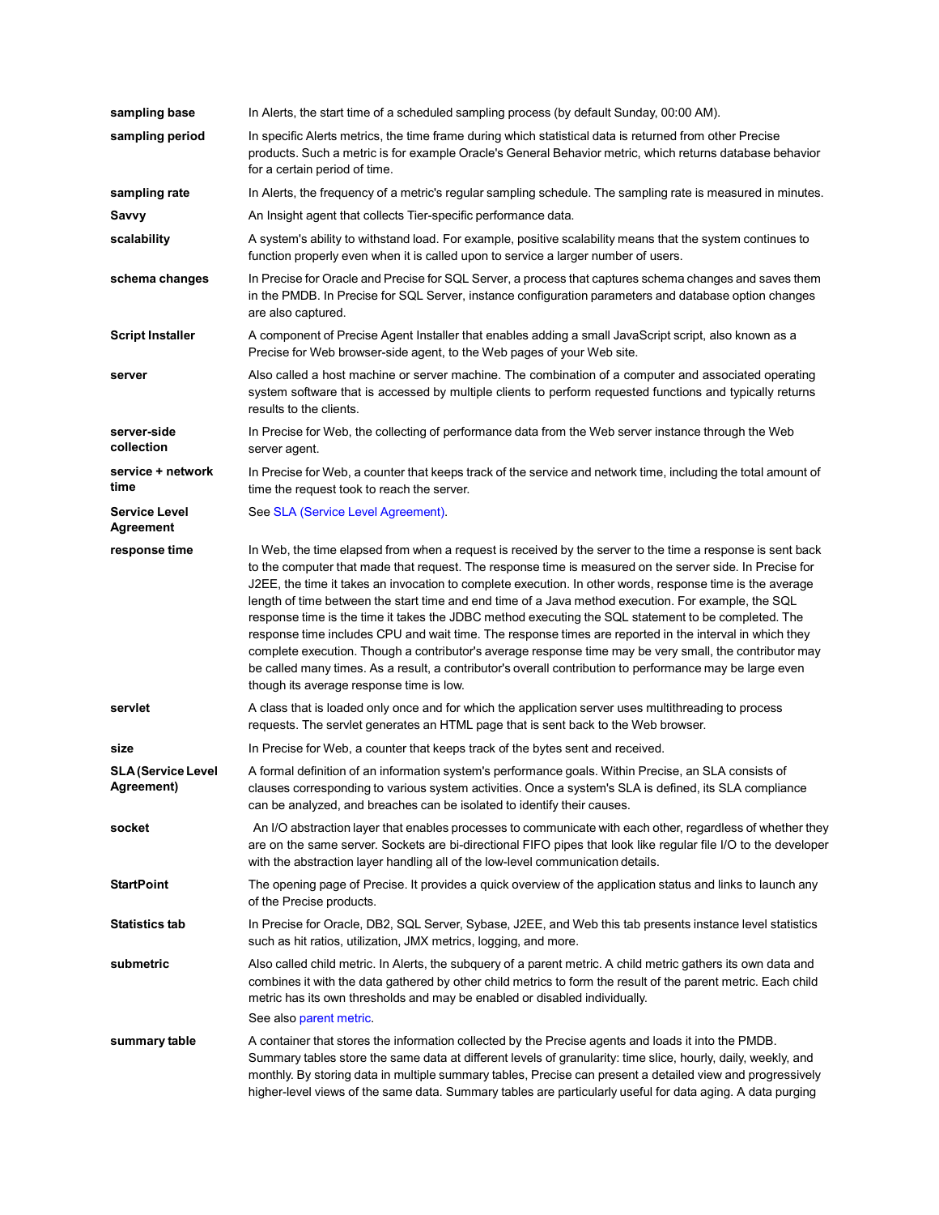| | |
|---|---|
| **sampling base** | In Alerts, the start time of a scheduled sampling process (by default Sunday, 00:00 AM). |
| **sampling period** | In specific Alerts metrics, the time frame during which statistical data is returned from other Precise products. Such a metric is for example Oracle's General Behavior metric, which returns database behavior for a certain period of time. |
| **sampling rate** | In Alerts, the frequency of a metric's regular sampling schedule. The sampling rate is measured in minutes. |
| **Savvy** | An Insight agent that collects Tier-specific performance data. |
| **scalability** | A system's ability to withstand load. For example, positive scalability means that the system continues to function properly even when it is called upon to service a larger number of users. |
| **schema changes** | In Precise for Oracle and Precise for SQL Server, a process that captures schema changes and saves them in the PMDB. In Precise for SQL Server, instance configuration parameters and database option changes are also captured. |
| **Script Installer** | A component of Precise Agent Installer that enables adding a small JavaScript script, also known as a Precise for Web browser-side agent, to the Web pages of your Web site. |
| **server** | Also called a host machine or server machine. The combination of a computer and associated operating system software that is accessed by multiple clients to perform requested functions and typically returns results to the clients. |
| **server-side collection** | In Precise for Web, the collecting of performance data from the Web server instance through the Web server agent. |
| **service + network time** | In Precise for Web, a counter that keeps track of the service and network time, including the total amount of time the request took to reach the server. |
| **Service Level Agreement** | See SLA (Service Level Agreement). |
| **response time** | In Web, the time elapsed from when a request is received by the server to the time a response is sent back to the computer that made that request. The response time is measured on the server side. In Precise for J2EE, the time it takes an invocation to complete execution. In other words, response time is the average length of time between the start time and end time of a Java method execution. For example, the SQL response time is the time it takes the JDBC method executing the SQL statement to be completed. The response time includes CPU and wait time. The response times are reported in the interval in which they complete execution. Though a contributor's average response time may be very small, the contributor may be called many times. As a result, a contributor's overall contribution to performance may be large even though its average response time is low. |
| **servlet** | A class that is loaded only once and for which the application server uses multithreading to process requests. The servlet generates an HTML page that is sent back to the Web browser. |
| **size** | In Precise for Web, a counter that keeps track of the bytes sent and received. |
| **SLA (Service Level Agreement)** | A formal definition of an information system's performance goals. Within Precise, an SLA consists of clauses corresponding to various system activities. Once a system's SLA is defined, its SLA compliance can be analyzed, and breaches can be isolated to identify their causes. |
| **socket** | An I/O abstraction layer that enables processes to communicate with each other, regardless of whether they are on the same server. Sockets are bi-directional FIFO pipes that look like regular file I/O to the developer with the abstraction layer handling all of the low-level communication details. |
| **StartPoint** | The opening page of Precise. It provides a quick overview of the application status and links to launch any of the Precise products. |
| **Statistics tab** | In Precise for Oracle, DB2, SQL Server, Sybase, J2EE, and Web this tab presents instance level statistics such as hit ratios, utilization, JMX metrics, logging, and more. |
| **submetric** | Also called child metric. In Alerts, the subquery of a parent metric. A child metric gathers its own data and combines it with the data gathered by other child metrics to form the result of the parent metric. Each child metric has its own thresholds and may be enabled or disabled individually. See also parent metric. |
| **summary table** | A container that stores the information collected by the Precise agents and loads it into the PMDB. Summary tables store the same data at different levels of granularity: time slice, hourly, daily, weekly, and monthly. By storing data in multiple summary tables, Precise can present a detailed view and progressively higher-level views of the same data. Summary tables are particularly useful for data aging. A data purging |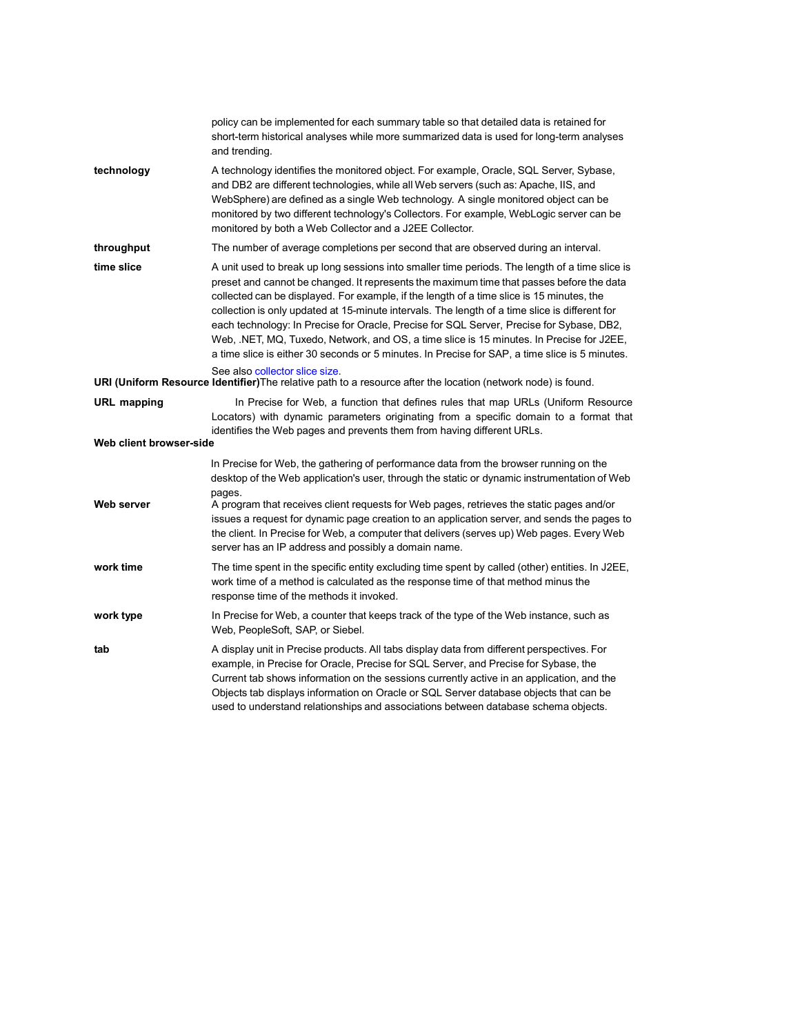policy can be implemented for each summary table so that detailed data is retained for short-term historical analyses while more summarized data is used for long-term analyses and trending.

**technology**
A technology identifies the monitored object. For example, Oracle, SQL Server, Sybase, and DB2 are different technologies, while all Web servers (such as: Apache, IIS, and WebSphere) are defined as a single Web technology. A single monitored object can be monitored by two different technology's Collectors. For example, WebLogic server can be monitored by both a Web Collector and a J2EE Collector.

**throughput**
The number of average completions per second that are observed during an interval.

**time slice**
A unit used to break up long sessions into smaller time periods. The length of a time slice is preset and cannot be changed. It represents the maximum time that passes before the data collected can be displayed. For example, if the length of a time slice is 15 minutes, the collection is only updated at 15-minute intervals. The length of a time slice is different for each technology: In Precise for Oracle, Precise for SQL Server, Precise for Sybase, DB2, Web, .NET, MQ, Tuxedo, Network, and OS, a time slice is 15 minutes. In Precise for J2EE, a time slice is either 30 seconds or 5 minutes. In Precise for SAP, a time slice is 5 minutes.

See also collector slice size.

**URI (Uniform Resource Identifier)**
The relative path to a resource after the location (network node) is found.

**URL mapping**
In Precise for Web, a function that defines rules that map URLs (Uniform Resource Locators) with dynamic parameters originating from a specific domain to a format that identifies the Web pages and prevents them from having different URLs.

**Web client browser-side**
In Precise for Web, the gathering of performance data from the browser running on the desktop of the Web application's user, through the static or dynamic instrumentation of Web pages.

**Web server**
A program that receives client requests for Web pages, retrieves the static pages and/or issues a request for dynamic page creation to an application server, and sends the pages to the client. In Precise for Web, a computer that delivers (serves up) Web pages. Every Web server has an IP address and possibly a domain name.

**work time**
The time spent in the specific entity excluding time spent by called (other) entities. In J2EE, work time of a method is calculated as the response time of that method minus the response time of the methods it invoked.

**work type**
In Precise for Web, a counter that keeps track of the type of the Web instance, such as Web, PeopleSoft, SAP, or Siebel.

**tab**
A display unit in Precise products. All tabs display data from different perspectives. For example, in Precise for Oracle, Precise for SQL Server, and Precise for Sybase, the Current tab shows information on the sessions currently active in an application, and the Objects tab displays information on Oracle or SQL Server database objects that can be used to understand relationships and associations between database schema objects.